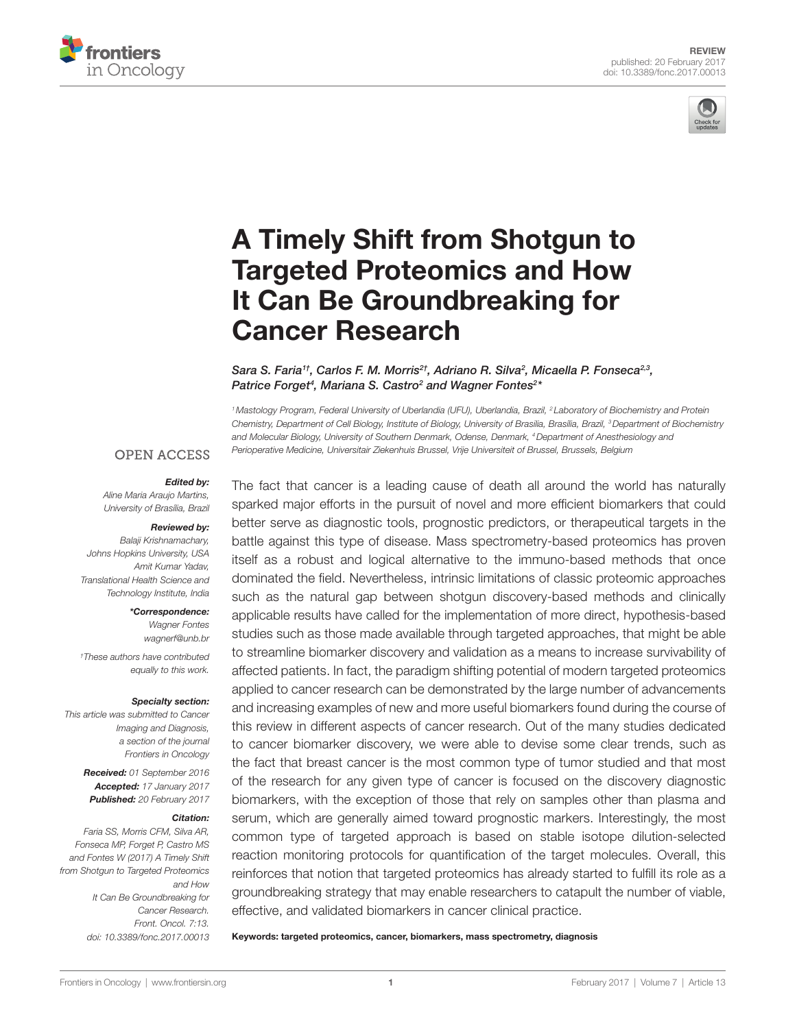REVIEW
published: 20 February 2017
doi: 10.3389/fonc.2017.00013

# A Timely Shift from Shotgun to Targeted Proteomics and How It Can Be Groundbreaking for Cancer Research

*Sara S. Faria[1†], Carlos F. M. Morris[2†], Adriano R. Silva[2], Micaella P. Fonseca[2,3], Patrice Forget[4], Mariana S. Castro[2] and Wagner Fontes[2]**

[1] Mastology Program, Federal University of Uberlandia (UFU), Uberlandia, Brazil, [2] Laboratory of Biochemistry and Protein Chemistry, Department of Cell Biology, Institute of Biology, University of Brasilia, Brasília, Brazil, [3] Department of Biochemistry and Molecular Biology, University of Southern Denmark, Odense, Denmark, [4] Department of Anesthesiology and Perioperative Medicine, Universitair Ziekenhuis Brussel, Vrije Universiteit of Brussel, Brussels, Belgium

OPEN ACCESS

***Edited by:***
*Aline Maria Araujo Martins, University of Brasília, Brazil*

***Reviewed by:***
*Balaji Krishnamachary, Johns Hopkins University, USA*
*Amit Kumar Yadav, Translational Health Science and Technology Institute, India*

***\*Correspondence:***
*Wagner Fontes*
*wagnerf@unb.br*

*†These authors have contributed equally to this work.*

***Specialty section:***
*This article was submitted to Cancer Imaging and Diagnosis, a section of the journal Frontiers in Oncology*

***Received:*** *01 September 2016*
***Accepted:*** *17 January 2017*
***Published:*** *20 February 2017*

***Citation:***
*Faria SS, Morris CFM, Silva AR, Fonseca MP, Forget P, Castro MS and Fontes W (2017) A Timely Shift from Shotgun to Targeted Proteomics and How It Can Be Groundbreaking for Cancer Research. Front. Oncol. 7:13. doi: 10.3389/fonc.2017.00013*

The fact that cancer is a leading cause of death all around the world has naturally sparked major efforts in the pursuit of novel and more efficient biomarkers that could better serve as diagnostic tools, prognostic predictors, or therapeutical targets in the battle against this type of disease. Mass spectrometry-based proteomics has proven itself as a robust and logical alternative to the immuno-based methods that once dominated the field. Nevertheless, intrinsic limitations of classic proteomic approaches such as the natural gap between shotgun discovery-based methods and clinically applicable results have called for the implementation of more direct, hypothesis-based studies such as those made available through targeted approaches, that might be able to streamline biomarker discovery and validation as a means to increase survivability of affected patients. In fact, the paradigm shifting potential of modern targeted proteomics applied to cancer research can be demonstrated by the large number of advancements and increasing examples of new and more useful biomarkers found during the course of this review in different aspects of cancer research. Out of the many studies dedicated to cancer biomarker discovery, we were able to devise some clear trends, such as the fact that breast cancer is the most common type of tumor studied and that most of the research for any given type of cancer is focused on the discovery diagnostic biomarkers, with the exception of those that rely on samples other than plasma and serum, which are generally aimed toward prognostic markers. Interestingly, the most common type of targeted approach is based on stable isotope dilution-selected reaction monitoring protocols for quantification of the target molecules. Overall, this reinforces that notion that targeted proteomics has already started to fulfill its role as a groundbreaking strategy that may enable researchers to catapult the number of viable, effective, and validated biomarkers in cancer clinical practice.

**Keywords: targeted proteomics, cancer, biomarkers, mass spectrometry, diagnosis**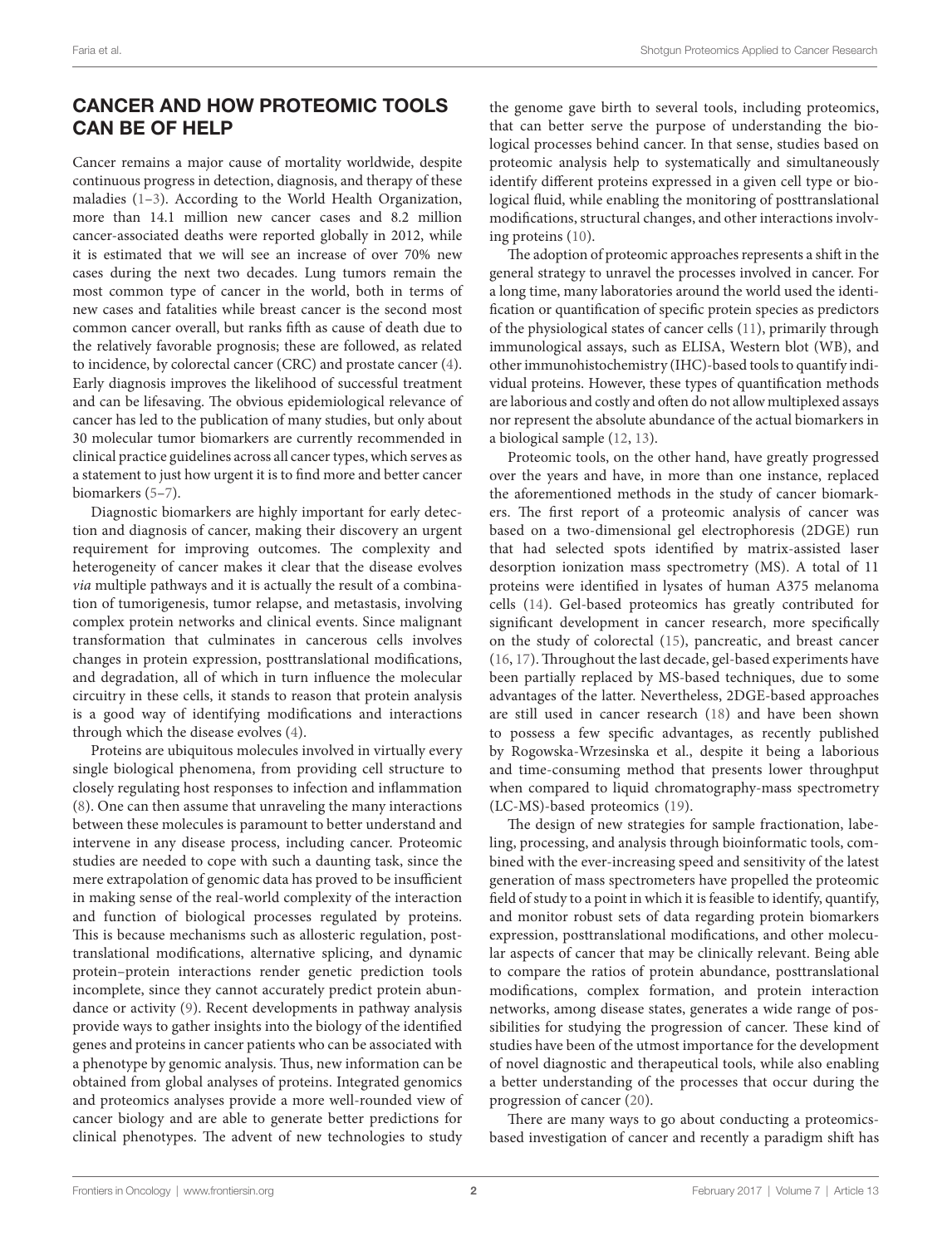## CANCER AND HOW PROTEOMIC TOOLS CAN BE OF HELP

Cancer remains a major cause of mortality worldwide, despite continuous progress in detection, diagnosis, and therapy of these maladies (1–3). According to the World Health Organization, more than 14.1 million new cancer cases and 8.2 million cancer-associated deaths were reported globally in 2012, while it is estimated that we will see an increase of over 70% new cases during the next two decades. Lung tumors remain the most common type of cancer in the world, both in terms of new cases and fatalities while breast cancer is the second most common cancer overall, but ranks fifth as cause of death due to the relatively favorable prognosis; these are followed, as related to incidence, by colorectal cancer (CRC) and prostate cancer (4). Early diagnosis improves the likelihood of successful treatment and can be lifesaving. The obvious epidemiological relevance of cancer has led to the publication of many studies, but only about 30 molecular tumor biomarkers are currently recommended in clinical practice guidelines across all cancer types, which serves as a statement to just how urgent it is to find more and better cancer biomarkers (5–7).

Diagnostic biomarkers are highly important for early detection and diagnosis of cancer, making their discovery an urgent requirement for improving outcomes. The complexity and heterogeneity of cancer makes it clear that the disease evolves *via* multiple pathways and it is actually the result of a combination of tumorigenesis, tumor relapse, and metastasis, involving complex protein networks and clinical events. Since malignant transformation that culminates in cancerous cells involves changes in protein expression, posttranslational modifications, and degradation, all of which in turn influence the molecular circuitry in these cells, it stands to reason that protein analysis is a good way of identifying modifications and interactions through which the disease evolves (4).

Proteins are ubiquitous molecules involved in virtually every single biological phenomena, from providing cell structure to closely regulating host responses to infection and inflammation (8). One can then assume that unraveling the many interactions between these molecules is paramount to better understand and intervene in any disease process, including cancer. Proteomic studies are needed to cope with such a daunting task, since the mere extrapolation of genomic data has proved to be insufficient in making sense of the real-world complexity of the interaction and function of biological processes regulated by proteins. This is because mechanisms such as allosteric regulation, posttranslational modifications, alternative splicing, and dynamic protein–protein interactions render genetic prediction tools incomplete, since they cannot accurately predict protein abundance or activity (9). Recent developments in pathway analysis provide ways to gather insights into the biology of the identified genes and proteins in cancer patients who can be associated with a phenotype by genomic analysis. Thus, new information can be obtained from global analyses of proteins. Integrated genomics and proteomics analyses provide a more well-rounded view of cancer biology and are able to generate better predictions for clinical phenotypes. The advent of new technologies to study the genome gave birth to several tools, including proteomics, that can better serve the purpose of understanding the biological processes behind cancer. In that sense, studies based on proteomic analysis help to systematically and simultaneously identify different proteins expressed in a given cell type or biological fluid, while enabling the monitoring of posttranslational modifications, structural changes, and other interactions involving proteins (10).

The adoption of proteomic approaches represents a shift in the general strategy to unravel the processes involved in cancer. For a long time, many laboratories around the world used the identification or quantification of specific protein species as predictors of the physiological states of cancer cells (11), primarily through immunological assays, such as ELISA, Western blot (WB), and other immunohistochemistry (IHC)-based tools to quantify individual proteins. However, these types of quantification methods are laborious and costly and often do not allow multiplexed assays nor represent the absolute abundance of the actual biomarkers in a biological sample (12, 13).

Proteomic tools, on the other hand, have greatly progressed over the years and have, in more than one instance, replaced the aforementioned methods in the study of cancer biomarkers. The first report of a proteomic analysis of cancer was based on a two-dimensional gel electrophoresis (2DGE) run that had selected spots identified by matrix-assisted laser desorption ionization mass spectrometry (MS). A total of 11 proteins were identified in lysates of human A375 melanoma cells (14). Gel-based proteomics has greatly contributed for significant development in cancer research, more specifically on the study of colorectal (15), pancreatic, and breast cancer (16, 17). Throughout the last decade, gel-based experiments have been partially replaced by MS-based techniques, due to some advantages of the latter. Nevertheless, 2DGE-based approaches are still used in cancer research (18) and have been shown to possess a few specific advantages, as recently published by Rogowska-Wrzesinska et al., despite it being a laborious and time-consuming method that presents lower throughput when compared to liquid chromatography-mass spectrometry (LC-MS)-based proteomics (19).

The design of new strategies for sample fractionation, labeling, processing, and analysis through bioinformatic tools, combined with the ever-increasing speed and sensitivity of the latest generation of mass spectrometers have propelled the proteomic field of study to a point in which it is feasible to identify, quantify, and monitor robust sets of data regarding protein biomarkers expression, posttranslational modifications, and other molecular aspects of cancer that may be clinically relevant. Being able to compare the ratios of protein abundance, posttranslational modifications, complex formation, and protein interaction networks, among disease states, generates a wide range of possibilities for studying the progression of cancer. These kind of studies have been of the utmost importance for the development of novel diagnostic and therapeutical tools, while also enabling a better understanding of the processes that occur during the progression of cancer (20).

There are many ways to go about conducting a proteomics-based investigation of cancer and recently a paradigm shift has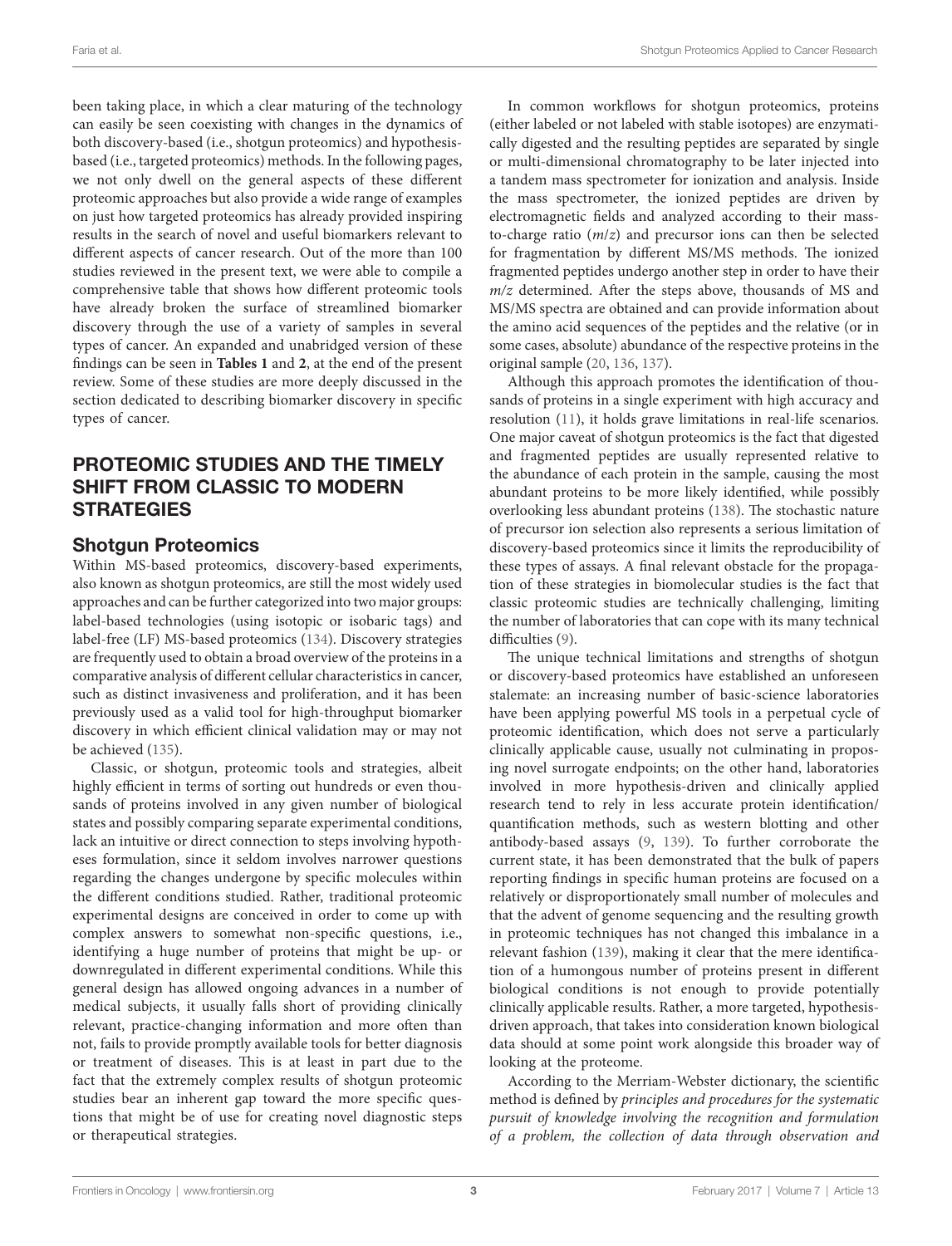been taking place, in which a clear maturing of the technology can easily be seen coexisting with changes in the dynamics of both discovery-based (i.e., shotgun proteomics) and hypothesis-based (i.e., targeted proteomics) methods. In the following pages, we not only dwell on the general aspects of these different proteomic approaches but also provide a wide range of examples on just how targeted proteomics has already provided inspiring results in the search of novel and useful biomarkers relevant to different aspects of cancer research. Out of the more than 100 studies reviewed in the present text, we were able to compile a comprehensive table that shows how different proteomic tools have already broken the surface of streamlined biomarker discovery through the use of a variety of samples in several types of cancer. An expanded and unabridged version of these findings can be seen in **Tables 1** and **2**, at the end of the present review. Some of these studies are more deeply discussed in the section dedicated to describing biomarker discovery in specific types of cancer.

## PROTEOMIC STUDIES AND THE TIMELY SHIFT FROM CLASSIC TO MODERN STRATEGIES

### Shotgun Proteomics

Within MS-based proteomics, discovery-based experiments, also known as shotgun proteomics, are still the most widely used approaches and can be further categorized into two major groups: label-based technologies (using isotopic or isobaric tags) and label-free (LF) MS-based proteomics (134). Discovery strategies are frequently used to obtain a broad overview of the proteins in a comparative analysis of different cellular characteristics in cancer, such as distinct invasiveness and proliferation, and it has been previously used as a valid tool for high-throughput biomarker discovery in which efficient clinical validation may or may not be achieved (135).

Classic, or shotgun, proteomic tools and strategies, albeit highly efficient in terms of sorting out hundreds or even thousands of proteins involved in any given number of biological states and possibly comparing separate experimental conditions, lack an intuitive or direct connection to steps involving hypotheses formulation, since it seldom involves narrower questions regarding the changes undergone by specific molecules within the different conditions studied. Rather, traditional proteomic experimental designs are conceived in order to come up with complex answers to somewhat non-specific questions, i.e., identifying a huge number of proteins that might be up- or downregulated in different experimental conditions. While this general design has allowed ongoing advances in a number of medical subjects, it usually falls short of providing clinically relevant, practice-changing information and more often than not, fails to provide promptly available tools for better diagnosis or treatment of diseases. This is at least in part due to the fact that the extremely complex results of shotgun proteomic studies bear an inherent gap toward the more specific questions that might be of use for creating novel diagnostic steps or therapeutical strategies.

In common workflows for shotgun proteomics, proteins (either labeled or not labeled with stable isotopes) are enzymatically digested and the resulting peptides are separated by single or multi-dimensional chromatography to be later injected into a tandem mass spectrometer for ionization and analysis. Inside the mass spectrometer, the ionized peptides are driven by electromagnetic fields and analyzed according to their mass-to-charge ratio ($m/z$) and precursor ions can then be selected for fragmentation by different MS/MS methods. The ionized fragmented peptides undergo another step in order to have their $m/z$ determined. After the steps above, thousands of MS and MS/MS spectra are obtained and can provide information about the amino acid sequences of the peptides and the relative (or in some cases, absolute) abundance of the respective proteins in the original sample (20, 136, 137).

Although this approach promotes the identification of thousands of proteins in a single experiment with high accuracy and resolution (11), it holds grave limitations in real-life scenarios. One major caveat of shotgun proteomics is the fact that digested and fragmented peptides are usually represented relative to the abundance of each protein in the sample, causing the most abundant proteins to be more likely identified, while possibly overlooking less abundant proteins (138). The stochastic nature of precursor ion selection also represents a serious limitation of discovery-based proteomics since it limits the reproducibility of these types of assays. A final relevant obstacle for the propagation of these strategies in biomolecular studies is the fact that classic proteomic studies are technically challenging, limiting the number of laboratories that can cope with its many technical difficulties (9).

The unique technical limitations and strengths of shotgun or discovery-based proteomics have established an unforeseen stalemate: an increasing number of basic-science laboratories have been applying powerful MS tools in a perpetual cycle of proteomic identification, which does not serve a particularly clinically applicable cause, usually not culminating in proposing novel surrogate endpoints; on the other hand, laboratories involved in more hypothesis-driven and clinically applied research tend to rely in less accurate protein identification/quantification methods, such as western blotting and other antibody-based assays (9, 139). To further corroborate the current state, it has been demonstrated that the bulk of papers reporting findings in specific human proteins are focused on a relatively or disproportionately small number of molecules and that the advent of genome sequencing and the resulting growth in proteomic techniques has not changed this imbalance in a relevant fashion (139), making it clear that the mere identification of a humongous number of proteins present in different biological conditions is not enough to provide potentially clinically applicable results. Rather, a more targeted, hypothesis-driven approach, that takes into consideration known biological data should at some point work alongside this broader way of looking at the proteome.

According to the Merriam-Webster dictionary, the scientific method is defined by *principles and procedures for the systematic pursuit of knowledge involving the recognition and formulation of a problem, the collection of data through observation and*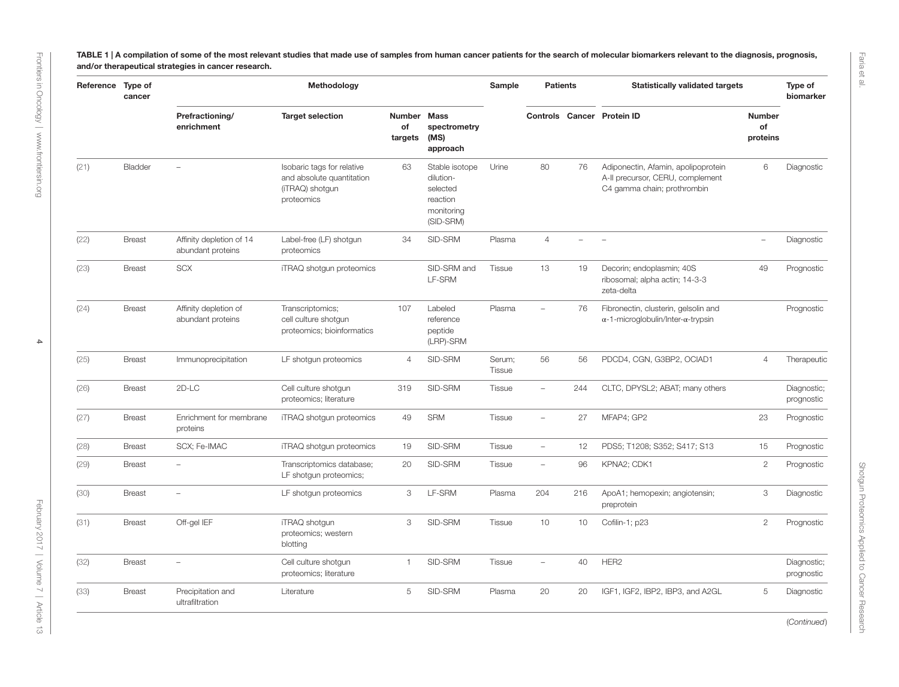**TABLE 1 | A compilation of some of the most relevant studies that made use of samples from human cancer patients for the search of molecular biomarkers relevant to the diagnosis, prognosis, and/or therapeutical strategies in cancer research.**

| Reference | Type of cancer | Methodology | | | | Sample | Patients | | Statistically validated targets | | Type of biomarker |
|---|---|---|---|---|---|---|---|---|---|---|---|
| | | Prefractioning/ enrichment | Target selection | Number of targets | Mass spectrometry (MS) approach | | Controls | Cancer | Protein ID | Number of proteins | |
| (21) | Bladder | – | Isobaric tags for relative and absolute quantitation (iTRAQ) shotgun proteomics | 63 | Stable isotope dilution-selected reaction monitoring (SID-SRM) | Urine | 80 | 76 | Adiponectin, Afamin, apolipoprotein A-II precursor, CERU, complement C4 gamma chain; prothrombin | 6 | Diagnostic |
| (22) | Breast | Affinity depletion of 14 abundant proteins | Label-free (LF) shotgun proteomics | 34 | SID-SRM | Plasma | 4 | – | – | – | Diagnostic |
| (23) | Breast | SCX | iTRAQ shotgun proteomics | | SID-SRM and LF-SRM | Tissue | 13 | 19 | Decorin; endoplasmin; 40S ribosomal; alpha actin; 14-3-3 zeta-delta | 49 | Prognostic |
| (24) | Breast | Affinity depletion of abundant proteins | Transcriptomics; cell culture shotgun proteomics; bioinformatics | 107 | Labeled reference peptide (LRP)-SRM | Plasma | – | 76 | Fibronectin, clusterin, gelsolin and α-1-microglobulin/Inter-α-trypsin | | Prognostic |
| (25) | Breast | Immunoprecipitation | LF shotgun proteomics | 4 | SID-SRM | Serum; Tissue | 56 | 56 | PDCD4, CGN, G3BP2, OCIAD1 | 4 | Therapeutic |
| (26) | Breast | 2D-LC | Cell culture shotgun proteomics; literature | 319 | SID-SRM | Tissue | – | 244 | CLTC, DPYSL2; ABAT; many others | | Diagnostic; prognostic |
| (27) | Breast | Enrichment for membrane proteins | iTRAQ shotgun proteomics | 49 | SRM | Tissue | – | 27 | MFAP4; GP2 | 23 | Prognostic |
| (28) | Breast | SCX; Fe-IMAC | iTRAQ shotgun proteomics | 19 | SID-SRM | Tissue | – | 12 | PDS5; T1208; S352; S417; S13 | 15 | Prognostic |
| (29) | Breast | – | Transcriptomics database; LF shotgun proteomics; | 20 | SID-SRM | Tissue | – | 96 | KPNA2; CDK1 | 2 | Prognostic |
| (30) | Breast | – | LF shotgun proteomics | 3 | LF-SRM | Plasma | 204 | 216 | ApoA1; hemopexin; angiotensin; preprotein | 3 | Diagnostic |
| (31) | Breast | Off-gel IEF | iTRAQ shotgun proteomics; western blotting | 3 | SID-SRM | Tissue | 10 | 10 | Cofilin-1; p23 | 2 | Prognostic |
| (32) | Breast | – | Cell culture shotgun proteomics; literature | 1 | SID-SRM | Tissue | – | 40 | HER2 | | Diagnostic; prognostic |
| (33) | Breast | Precipitation and ultrafiltration | Literature | 5 | SID-SRM | Plasma | 20 | 20 | IGF1, IGF2, IBP2, IBP3, and A2GL | 5 | Diagnostic |

(Continued)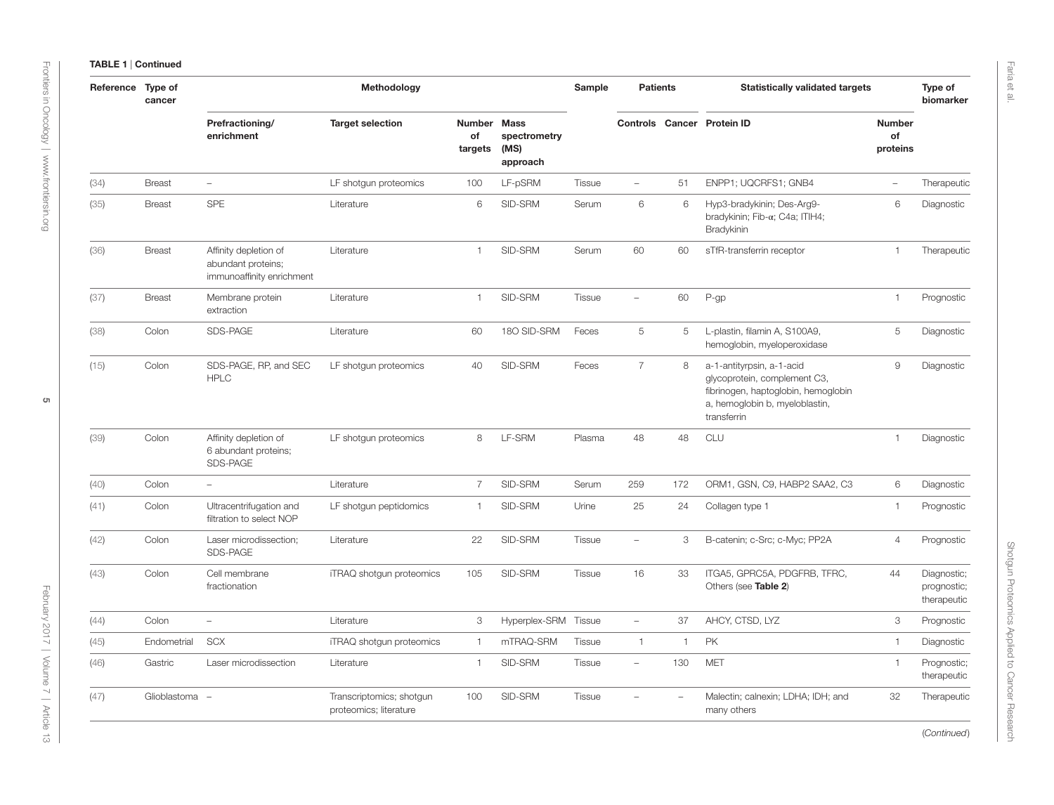**TABLE 1** | Continued

| Reference | Type of cancer | Methodology | | | | Sample | Patients | | Statistically validated targets | | Type of biomarker |
|---|---|---|---|---|---|---|---|---|---|---|---|
| | | Prefractioning/ enrichment | Target selection | Number of targets | Mass spectrometry (MS) approach | | Controls | Cancer | Protein ID | Number of proteins | |
| (34) | Breast | – | LF shotgun proteomics | 100 | LF-pSRM | Tissue | – | 51 | ENPP1; UQCRFS1; GNB4 | – | Therapeutic |
| (35) | Breast | SPE | Literature | 6 | SID-SRM | Serum | 6 | 6 | Hyp3-bradykinin; Des-Arg9-bradykinin; Fib-α; C4a; ITIH4; Bradykinin | 6 | Diagnostic |
| (36) | Breast | Affinity depletion of abundant proteins; immunoaffinity enrichment | Literature | 1 | SID-SRM | Serum | 60 | 60 | sTfR-transferrin receptor | 1 | Therapeutic |
| (37) | Breast | Membrane protein extraction | Literature | 1 | SID-SRM | Tissue | – | 60 | P-gp | 1 | Prognostic |
| (38) | Colon | SDS-PAGE | Literature | 60 | 18O SID-SRM | Feces | 5 | 5 | L-plastin, filamin A, S100A9, hemoglobin, myeloperoxidase | 5 | Diagnostic |
| (15) | Colon | SDS-PAGE, RP, and SEC HPLC | LF shotgun proteomics | 40 | SID-SRM | Feces | 7 | 8 | a-1-antityrpsin, a-1-acid glycoprotein, complement C3, fibrinogen, haptoglobin, hemoglobin a, hemoglobin b, myeloblastin, transferrin | 9 | Diagnostic |
| (39) | Colon | Affinity depletion of 6 abundant proteins; SDS-PAGE | LF shotgun proteomics | 8 | LF-SRM | Plasma | 48 | 48 | CLU | 1 | Diagnostic |
| (40) | Colon | – | Literature | 7 | SID-SRM | Serum | 259 | 172 | ORM1, GSN, C9, HABP2 SAA2, C3 | 6 | Diagnostic |
| (41) | Colon | Ultracentrifugation and filtration to select NOP | LF shotgun peptidomics | 1 | SID-SRM | Urine | 25 | 24 | Collagen type 1 | 1 | Prognostic |
| (42) | Colon | Laser microdissection; SDS-PAGE | Literature | 22 | SID-SRM | Tissue | – | 3 | B-catenin; c-Src; c-Myc; PP2A | 4 | Prognostic |
| (43) | Colon | Cell membrane fractionation | iTRAQ shotgun proteomics | 105 | SID-SRM | Tissue | 16 | 33 | ITGA5, GPRC5A, PDGFRB, TFRC, Others (see **Table 2**) | 44 | Diagnostic; prognostic; therapeutic |
| (44) | Colon | – | Literature | 3 | Hyperplex-SRM | Tissue | – | 37 | AHCY, CTSD, LYZ | 3 | Prognostic |
| (45) | Endometrial | SCX | iTRAQ shotgun proteomics | 1 | mTRAQ-SRM | Tissue | 1 | 1 | PK | 1 | Diagnostic |
| (46) | Gastric | Laser microdissection | Literature | 1 | SID-SRM | Tissue | – | 130 | MET | 1 | Prognostic; therapeutic |
| (47) | Glioblastoma | – | Transcriptomics; shotgun proteomics; literature | 100 | SID-SRM | Tissue | – | – | Malectin; calnexin; LDHA; IDH; and many others | 32 | Therapeutic |

(*Continued*)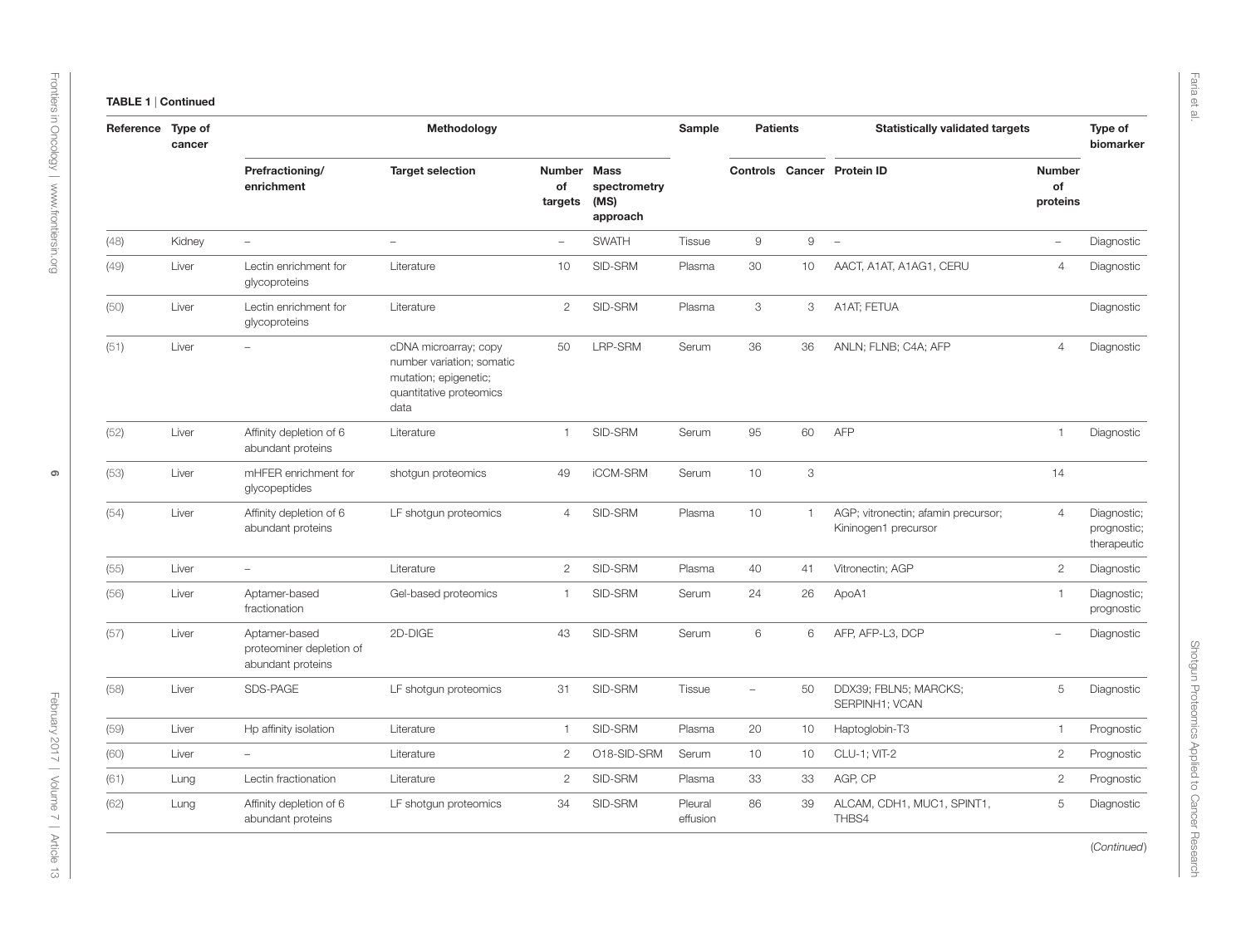**TABLE 1** | Continued

| Reference | Type of cancer | Methodology | | | | Sample | Patients | | Statistically validated targets | | Type of biomarker |
|---|---|---|---|---|---|---|---|---|---|---|---|
| | | Prefractioning/ enrichment | Target selection | Number of targets | Mass spectrometry (MS) approach | | Controls | Cancer | Protein ID | Number of proteins | |
| (48) | Kidney | – | – | – | SWATH | Tissue | 9 | 9 | – | – | Diagnostic |
| (49) | Liver | Lectin enrichment for glycoproteins | Literature | 10 | SID-SRM | Plasma | 30 | 10 | AACT, A1AT, A1AG1, CERU | 4 | Diagnostic |
| (50) | Liver | Lectin enrichment for glycoproteins | Literature | 2 | SID-SRM | Plasma | 3 | 3 | A1AT; FETUA | | Diagnostic |
| (51) | Liver | – | cDNA microarray; copy number variation; somatic mutation; epigenetic; quantitative proteomics data | 50 | LRP-SRM | Serum | 36 | 36 | ANLN; FLNB; C4A; AFP | 4 | Diagnostic |
| (52) | Liver | Affinity depletion of 6 abundant proteins | Literature | 1 | SID-SRM | Serum | 95 | 60 | AFP | 1 | Diagnostic |
| (53) | Liver | mHFER enrichment for glycopeptides | shotgun proteomics | 49 | iCCM-SRM | Serum | 10 | 3 | | 14 | |
| (54) | Liver | Affinity depletion of 6 abundant proteins | LF shotgun proteomics | 4 | SID-SRM | Plasma | 10 | 1 | AGP; vitronectin; afamin precursor; Kininogen1 precursor | 4 | Diagnostic; prognostic; therapeutic |
| (55) | Liver | – | Literature | 2 | SID-SRM | Plasma | 40 | 41 | Vitronectin; AGP | 2 | Diagnostic |
| (56) | Liver | Aptamer-based fractionation | Gel-based proteomics | 1 | SID-SRM | Serum | 24 | 26 | ApoA1 | 1 | Diagnostic; prognostic |
| (57) | Liver | Aptamer-based proteominer depletion of abundant proteins | 2D-DIGE | 43 | SID-SRM | Serum | 6 | 6 | AFP, AFP-L3, DCP | – | Diagnostic |
| (58) | Liver | SDS-PAGE | LF shotgun proteomics | 31 | SID-SRM | Tissue | – | 50 | DDX39; FBLN5; MARCKS; SERPINH1; VCAN | 5 | Diagnostic |
| (59) | Liver | Hp affinity isolation | Literature | 1 | SID-SRM | Plasma | 20 | 10 | Haptoglobin-T3 | 1 | Prognostic |
| (60) | Liver | – | Literature | 2 | O18-SID-SRM | Serum | 10 | 10 | CLU-1; VIT-2 | 2 | Prognostic |
| (61) | Lung | Lectin fractionation | Literature | 2 | SID-SRM | Plasma | 33 | 33 | AGP, CP | 2 | Prognostic |
| (62) | Lung | Affinity depletion of 6 abundant proteins | LF shotgun proteomics | 34 | SID-SRM | Pleural effusion | 86 | 39 | ALCAM, CDH1, MUC1, SPINT1, THBS4 | 5 | Diagnostic |

(Continued)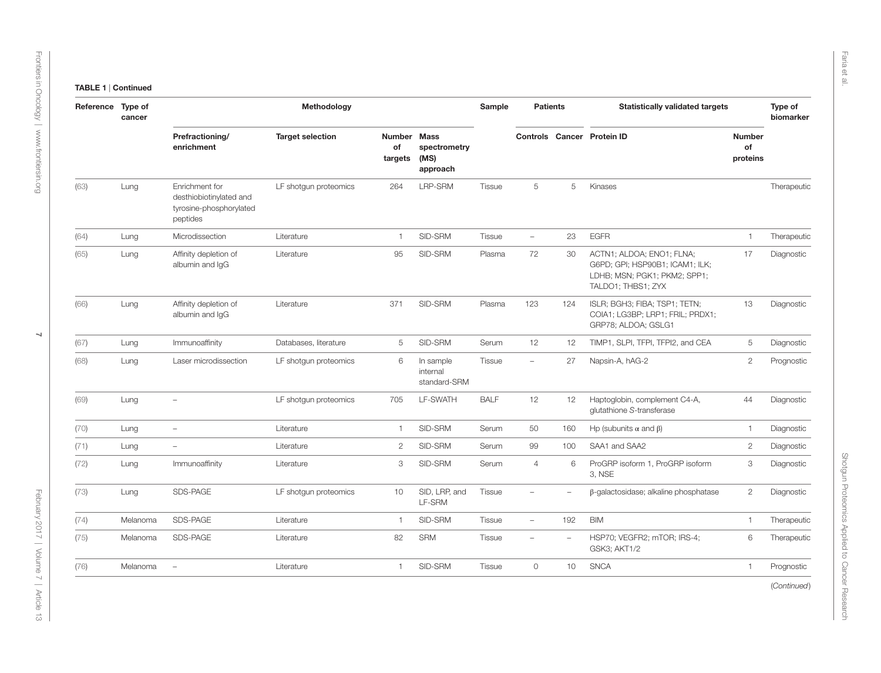**TABLE 1** | Continued

| Reference | Type of cancer | Methodology | | | | Sample | Patients | | Statistically validated targets | | Type of biomarker |
|---|---|---|---|---|---|---|---|---|---|---|---|
| | | Prefractioning/ enrichment | Target selection | Number of targets | Mass spectrometry (MS) approach | | Controls | Cancer | Protein ID | Number of proteins | |
| (63) | Lung | Enrichment for desthiobiotinylated and tyrosine-phosphorylated peptides | LF shotgun proteomics | 264 | LRP-SRM | Tissue | 5 | 5 | Kinases | | Therapeutic |
| (64) | Lung | Microdissection | Literature | 1 | SID-SRM | Tissue | – | 23 | EGFR | 1 | Therapeutic |
| (65) | Lung | Affinity depletion of albumin and IgG | Literature | 95 | SID-SRM | Plasma | 72 | 30 | ACTN1; ALDOA; ENO1; FLNA; G6PD; GPI; HSP90B1; ICAM1; ILK; LDHB; MSN; PGK1; PKM2; SPP1; TALDO1; THBS1; ZYX | 17 | Diagnostic |
| (66) | Lung | Affinity depletion of albumin and IgG | Literature | 371 | SID-SRM | Plasma | 123 | 124 | ISLR; BGH3; FIBA; TSP1; TETN; COIA1; LG3BP; LRP1; FRIL; PRDX1; GRP78; ALDOA; GSLG1 | 13 | Diagnostic |
| (67) | Lung | Immunoaffinity | Databases, literature | 5 | SID-SRM | Serum | 12 | 12 | TIMP1, SLPI, TFPI, TFPI2, and CEA | 5 | Diagnostic |
| (68) | Lung | Laser microdissection | LF shotgun proteomics | 6 | In sample internal standard-SRM | Tissue | – | 27 | Napsin-A, hAG-2 | 2 | Prognostic |
| (69) | Lung | – | LF shotgun proteomics | 705 | LF-SWATH | BALF | 12 | 12 | Haptoglobin, complement C4-A, glutathione *S*-transferase | 44 | Diagnostic |
| (70) | Lung | – | Literature | 1 | SID-SRM | Serum | 50 | 160 | Hp (subunits $\alpha$ and $\beta$) | 1 | Diagnostic |
| (71) | Lung | – | Literature | 2 | SID-SRM | Serum | 99 | 100 | SAA1 and SAA2 | 2 | Diagnostic |
| (72) | Lung | Immunoaffinity | Literature | 3 | SID-SRM | Serum | 4 | 6 | ProGRP isoform 1, ProGRP isoform 3, NSE | 3 | Diagnostic |
| (73) | Lung | SDS-PAGE | LF shotgun proteomics | 10 | SID, LRP, and LF-SRM | Tissue | – | – | $\beta$-galactosidase; alkaline phosphatase | 2 | Diagnostic |
| (74) | Melanoma | SDS-PAGE | Literature | 1 | SID-SRM | Tissue | – | 192 | BIM | 1 | Therapeutic |
| (75) | Melanoma | SDS-PAGE | Literature | 82 | SRM | Tissue | – | – | HSP70; VEGFR2; mTOR; IRS-4; GSK3; AKT1/2 | 6 | Therapeutic |
| (76) | Melanoma | – | Literature | 1 | SID-SRM | Tissue | 0 | 10 | SNCA | 1 | Prognostic |

(*Continued*)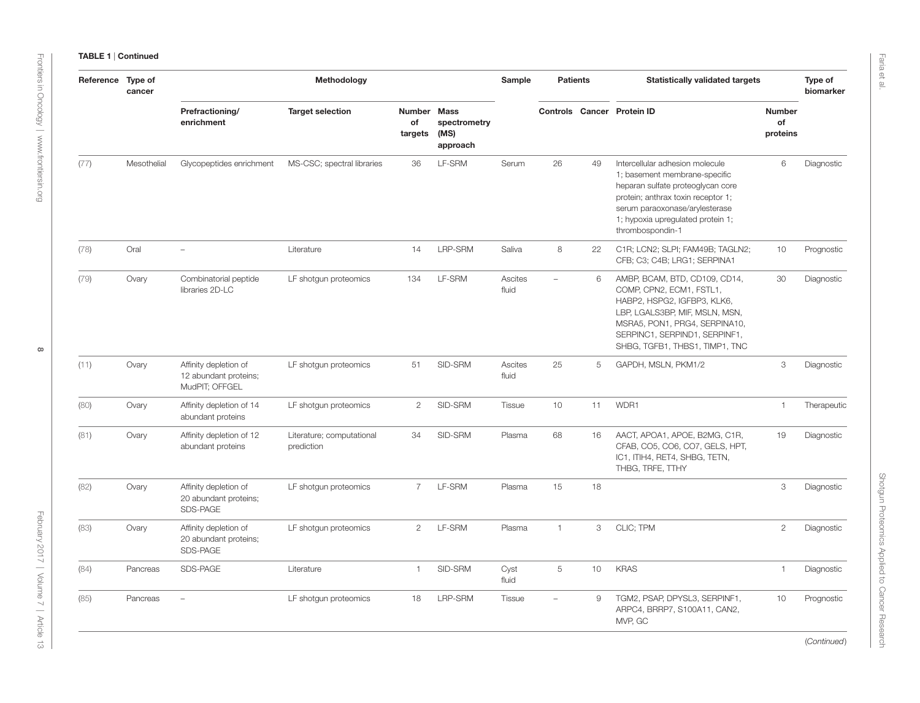**TABLE 1** | Continued

| Reference | Type of cancer | Methodology | | | | Sample | Patients | | Statistically validated targets | | Type of biomarker |
|---|---|---|---|---|---|---|---|---|---|---|---|
| | | Prefractioning/ enrichment | Target selection | Number of targets | Mass spectrometry (MS) approach | | Controls | Cancer | Protein ID | Number of proteins | |
| (77) | Mesothelial | Glycopeptides enrichment | MS-CSC; spectral libraries | 36 | LF-SRM | Serum | 26 | 49 | Intercellular adhesion molecule 1; basement membrane-specific heparan sulfate proteoglycan core protein; anthrax toxin receptor 1; serum paraoxonase/arylesterase 1; hypoxia upregulated protein 1; thrombospondin-1 | 6 | Diagnostic |
| (78) | Oral | – | Literature | 14 | LRP-SRM | Saliva | 8 | 22 | C1R; LCN2; SLPI; FAM49B; TAGLN2; CFB; C3; C4B; LRG1; SERPINA1 | 10 | Prognostic |
| (79) | Ovary | Combinatorial peptide libraries 2D-LC | LF shotgun proteomics | 134 | LF-SRM | Ascites fluid | – | 6 | AMBP, BCAM, BTD, CD109, CD14, COMP, CPN2, ECM1, FSTL1, HABP2, HSPG2, IGFBP3, KLK6, LBP, LGALS3BP, MIF, MSLN, MSN, MSRA5, PON1, PRG4, SERPINA10, SERPINC1, SERPIND1, SERPINF1, SHBG, TGFB1, THBS1, TIMP1, TNC | 30 | Diagnostic |
| (11) | Ovary | Affinity depletion of 12 abundant proteins; MudPIT; OFFGEL | LF shotgun proteomics | 51 | SID-SRM | Ascites fluid | 25 | 5 | GAPDH, MSLN, PKM1/2 | 3 | Diagnostic |
| (80) | Ovary | Affinity depletion of 14 abundant proteins | LF shotgun proteomics | 2 | SID-SRM | Tissue | 10 | 11 | WDR1 | 1 | Therapeutic |
| (81) | Ovary | Affinity depletion of 12 abundant proteins | Literature; computational prediction | 34 | SID-SRM | Plasma | 68 | 16 | AACT, APOA1, APOE, B2MG, C1R, CFAB, CO5, CO6, CO7, GELS, HPT, IC1, ITIH4, RET4, SHBG, TETN, THBG, TRFE, TTHY | 19 | Diagnostic |
| (82) | Ovary | Affinity depletion of 20 abundant proteins; SDS-PAGE | LF shotgun proteomics | 7 | LF-SRM | Plasma | 15 | 18 | | 3 | Diagnostic |
| (83) | Ovary | Affinity depletion of 20 abundant proteins; SDS-PAGE | LF shotgun proteomics | 2 | LF-SRM | Plasma | 1 | 3 | CLIC; TPM | 2 | Diagnostic |
| (84) | Pancreas | SDS-PAGE | Literature | 1 | SID-SRM | Cyst fluid | 5 | 10 | KRAS | 1 | Diagnostic |
| (85) | Pancreas | – | LF shotgun proteomics | 18 | LRP-SRM | Tissue | – | 9 | TGM2, PSAP, DPYSL3, SERPINF1, ARPC4, BRRP7, S100A11, CAN2, MVP, GC | 10 | Prognostic |

(Continued)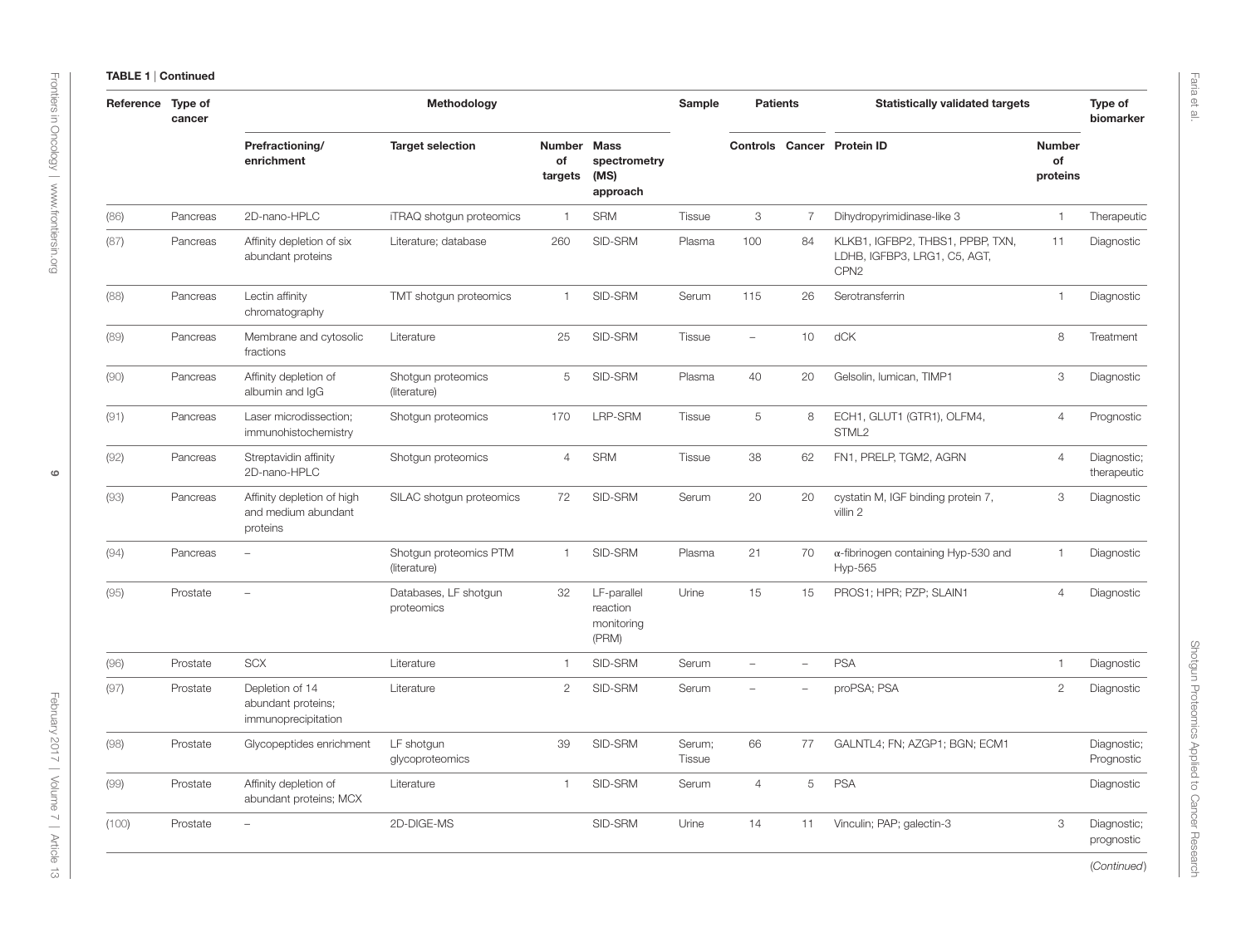**TABLE 1** | Continued

| Reference | Type of cancer | Methodology | | | | Sample | Patients | | Statistically validated targets | | Type of biomarker |
|---|---|---|---|---|---|---|---|---|---|---|---|
| | | Prefractioning/ enrichment | Target selection | Number of targets | Mass spectrometry (MS) approach | | Controls | Cancer | Protein ID | Number of proteins | |
| (86) | Pancreas | 2D-nano-HPLC | iTRAQ shotgun proteomics | 1 | SRM | Tissue | 3 | 7 | Dihydropyrimidinase-like 3 | 1 | Therapeutic |
| (87) | Pancreas | Affinity depletion of six abundant proteins | Literature; database | 260 | SID-SRM | Plasma | 100 | 84 | KLKB1, IGFBP2, THBS1, PPBP, TXN, LDHB, IGFBP3, LRG1, C5, AGT, CPN2 | 11 | Diagnostic |
| (88) | Pancreas | Lectin affinity chromatography | TMT shotgun proteomics | 1 | SID-SRM | Serum | 115 | 26 | Serotransferrin | 1 | Diagnostic |
| (89) | Pancreas | Membrane and cytosolic fractions | Literature | 25 | SID-SRM | Tissue | – | 10 | dCK | 8 | Treatment |
| (90) | Pancreas | Affinity depletion of albumin and IgG | Shotgun proteomics (literature) | 5 | SID-SRM | Plasma | 40 | 20 | Gelsolin, lumican, TIMP1 | 3 | Diagnostic |
| (91) | Pancreas | Laser microdissection; immunohistochemistry | Shotgun proteomics | 170 | LRP-SRM | Tissue | 5 | 8 | ECH1, GLUT1 (GTR1), OLFM4, STML2 | 4 | Prognostic |
| (92) | Pancreas | Streptavidin affinity 2D-nano-HPLC | Shotgun proteomics | 4 | SRM | Tissue | 38 | 62 | FN1, PRELP, TGM2, AGRN | 4 | Diagnostic; therapeutic |
| (93) | Pancreas | Affinity depletion of high and medium abundant proteins | SILAC shotgun proteomics | 72 | SID-SRM | Serum | 20 | 20 | cystatin M, IGF binding protein 7, villin 2 | 3 | Diagnostic |
| (94) | Pancreas | – | Shotgun proteomics PTM (literature) | 1 | SID-SRM | Plasma | 21 | 70 | α-fibrinogen containing Hyp-530 and Hyp-565 | 1 | Diagnostic |
| (95) | Prostate | – | Databases, LF shotgun proteomics | 32 | LF-parallel reaction monitoring (PRM) | Urine | 15 | 15 | PROS1; HPR; PZP; SLAIN1 | 4 | Diagnostic |
| (96) | Prostate | SCX | Literature | 1 | SID-SRM | Serum | – | – | PSA | 1 | Diagnostic |
| (97) | Prostate | Depletion of 14 abundant proteins; immunoprecipitation | Literature | 2 | SID-SRM | Serum | – | – | proPSA; PSA | 2 | Diagnostic |
| (98) | Prostate | Glycopeptides enrichment | LF shotgun glycoproteomics | 39 | SID-SRM | Serum; Tissue | 66 | 77 | GALNTL4; FN; AZGP1; BGN; ECM1 | | Diagnostic; Prognostic |
| (99) | Prostate | Affinity depletion of abundant proteins; MCX | Literature | 1 | SID-SRM | Serum | 4 | 5 | PSA | | Diagnostic |
| (100) | Prostate | – | 2D-DIGE-MS | | SID-SRM | Urine | 14 | 11 | Vinculin; PAP; galectin-3 | 3 | Diagnostic; prognostic |

(*Continued*)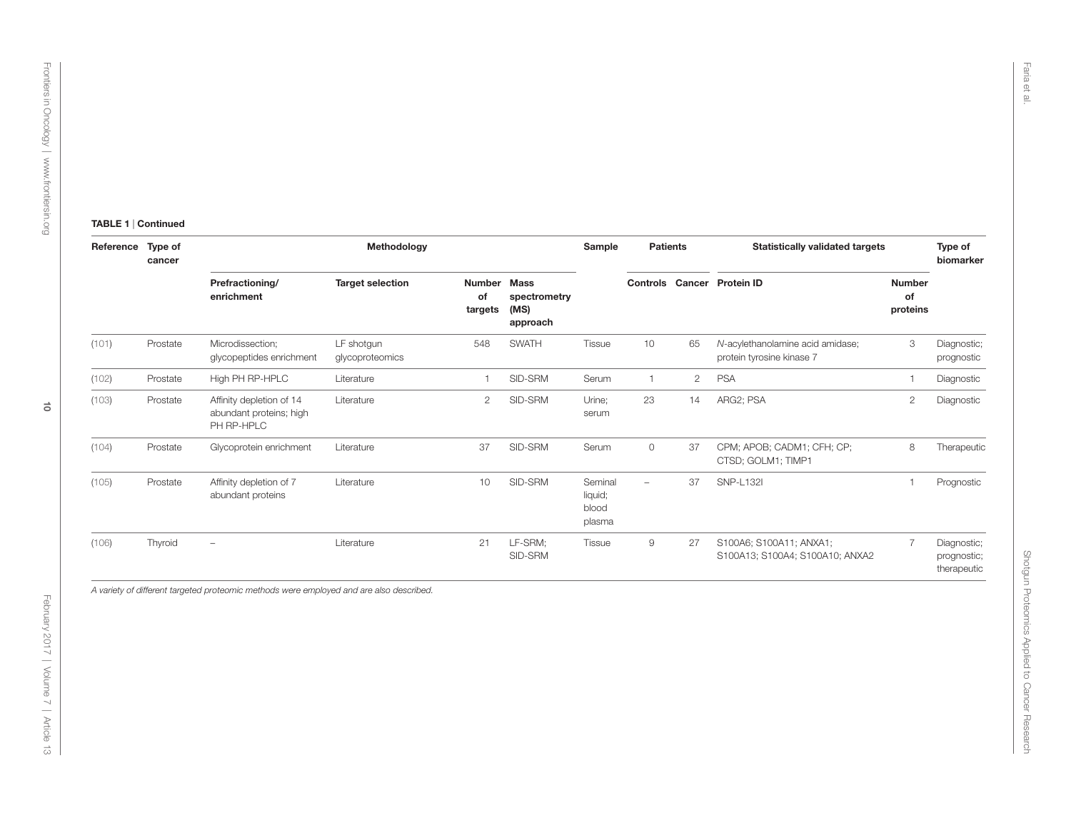**TABLE 1** | Continued

| Reference | Type of cancer | Methodology | | | | Sample | Patients | | Statistically validated targets | | Type of biomarker |
|---|---|---|---|---|---|---|---|---|---|---|---|
| | | Prefractioning/ enrichment | Target selection | Number of targets | Mass spectrometry (MS) approach | | Controls | Cancer | Protein ID | Number of proteins | |
| (101) | Prostate | Microdissection; glycopeptides enrichment | LF shotgun glycoproteomics | 548 | SWATH | Tissue | 10 | 65 | *N*-acylethanolamine acid amidase; protein tyrosine kinase 7 | 3 | Diagnostic; prognostic |
| (102) | Prostate | High PH RP-HPLC | Literature | 1 | SID-SRM | Serum | 1 | 2 | PSA | 1 | Diagnostic |
| (103) | Prostate | Affinity depletion of 14 abundant proteins; high PH RP-HPLC | Literature | 2 | SID-SRM | Urine; serum | 23 | 14 | ARG2; PSA | 2 | Diagnostic |
| (104) | Prostate | Glycoprotein enrichment | Literature | 37 | SID-SRM | Serum | 0 | 37 | CPM; APOB; CADM1; CFH; CP; CTSD; GOLM1; TIMP1 | 8 | Therapeutic |
| (105) | Prostate | Affinity depletion of 7 abundant proteins | Literature | 10 | SID-SRM | Seminal liquid; blood plasma | – | 37 | SNP-L132I | 1 | Prognostic |
| (106) | Thyroid | – | Literature | 21 | LF-SRM; SID-SRM | Tissue | 9 | 27 | S100A6; S100A11; ANXA1; S100A13; S100A4; S100A10; ANXA2 | 7 | Diagnostic; prognostic; therapeutic |

*A variety of different targeted proteomic methods were employed and are also described.*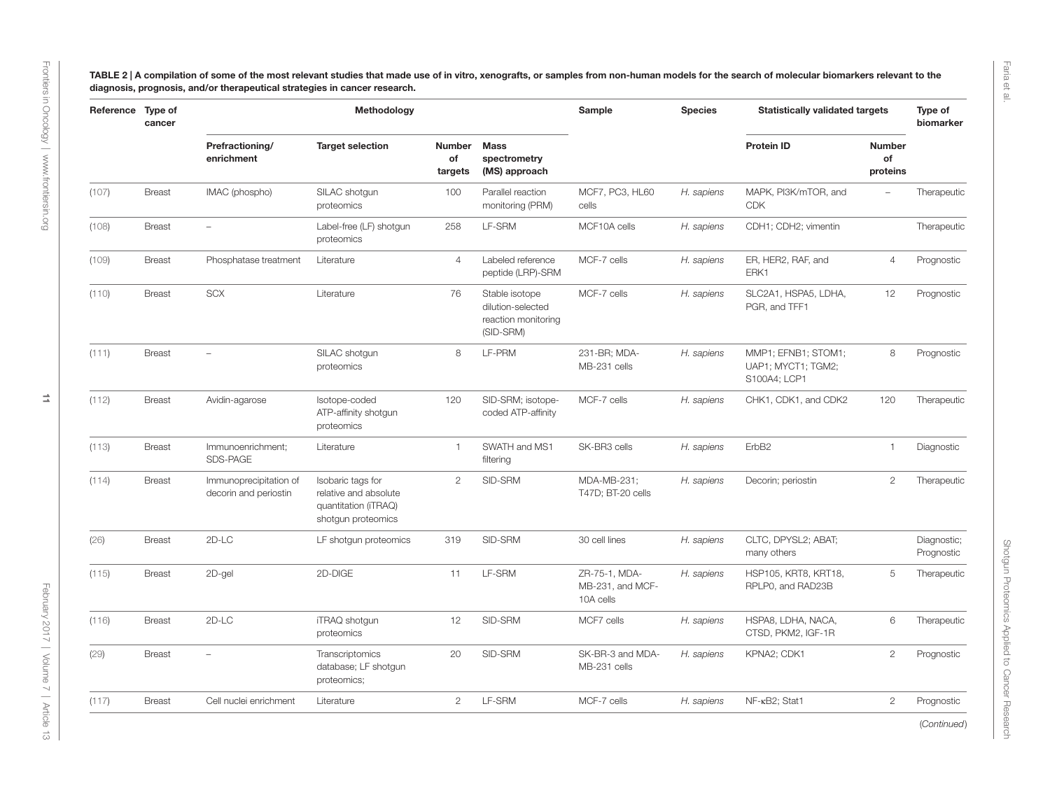**TABLE 2 | A compilation of some of the most relevant studies that made use of in vitro, xenografts, or samples from non-human models for the search of molecular biomarkers relevant to the diagnosis, prognosis, and/or therapeutical strategies in cancer research.**

| Reference | Type of cancer | Methodology | | | | Sample | Species | Statistically validated targets | | Type of biomarker |
|---|---|---|---|---|---|---|---|---|---|---|
| | | Prefractioning/ enrichment | Target selection | Number of targets | Mass spectrometry (MS) approach | | | Protein ID | Number of proteins | |
| (107) | Breast | IMAC (phospho) | SILAC shotgun proteomics | 100 | Parallel reaction monitoring (PRM) | MCF7, PC3, HL60 cells | *H. sapiens* | MAPK, PI3K/mTOR, and CDK | – | Therapeutic |
| (108) | Breast | – | Label-free (LF) shotgun proteomics | 258 | LF-SRM | MCF10A cells | *H. sapiens* | CDH1; CDH2; vimentin | | Therapeutic |
| (109) | Breast | Phosphatase treatment | Literature | 4 | Labeled reference peptide (LRP)-SRM | MCF-7 cells | *H. sapiens* | ER, HER2, RAF, and ERK1 | 4 | Prognostic |
| (110) | Breast | SCX | Literature | 76 | Stable isotope dilution-selected reaction monitoring (SID-SRM) | MCF-7 cells | *H. sapiens* | SLC2A1, HSPA5, LDHA, PGR, and TFF1 | 12 | Prognostic |
| (111) | Breast | – | SILAC shotgun proteomics | 8 | LF-PRM | 231-BR; MDA-MB-231 cells | *H. sapiens* | MMP1; EFNB1; STOM1; UAP1; MYCT1; TGM2; S100A4; LCP1 | 8 | Prognostic |
| (112) | Breast | Avidin-agarose | Isotope-coded ATP-affinity shotgun proteomics | 120 | SID-SRM; isotope-coded ATP-affinity | MCF-7 cells | *H. sapiens* | CHK1, CDK1, and CDK2 | 120 | Therapeutic |
| (113) | Breast | Immunoenrichment; SDS-PAGE | Literature | 1 | SWATH and MS1 filtering | SK-BR3 cells | *H. sapiens* | ErbB2 | 1 | Diagnostic |
| (114) | Breast | Immunoprecipitation of decorin and periostin | Isobaric tags for relative and absolute quantitation (iTRAQ) shotgun proteomics | 2 | SID-SRM | MDA-MB-231; T47D; BT-20 cells | *H. sapiens* | Decorin; periostin | 2 | Therapeutic |
| (26) | Breast | 2D-LC | LF shotgun proteomics | 319 | SID-SRM | 30 cell lines | *H. sapiens* | CLTC, DPYSL2; ABAT; many others | | Diagnostic; Prognostic |
| (115) | Breast | 2D-gel | 2D-DIGE | 11 | LF-SRM | ZR-75-1, MDA-MB-231, and MCF-10A cells | *H. sapiens* | HSP105, KRT8, KRT18, RPLP0, and RAD23B | 5 | Therapeutic |
| (116) | Breast | 2D-LC | iTRAQ shotgun proteomics | 12 | SID-SRM | MCF7 cells | *H. sapiens* | HSPA8, LDHA, NACA, CTSD, PKM2, IGF-1R | 6 | Therapeutic |
| (29) | Breast | – | Transcriptomics database; LF shotgun proteomics; | 20 | SID-SRM | SK-BR-3 and MDA-MB-231 cells | *H. sapiens* | KPNA2; CDK1 | 2 | Prognostic |
| (117) | Breast | Cell nuclei enrichment | Literature | 2 | LF-SRM | MCF-7 cells | *H. sapiens* | NF-κB2; Stat1 | 2 | Prognostic |

(*Continued*)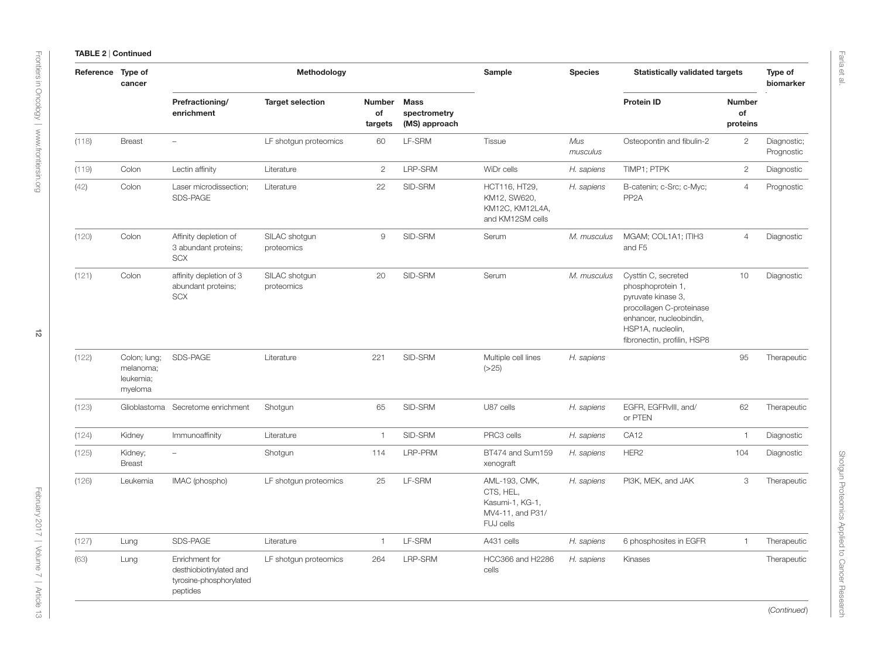**TABLE 2** | Continued

| Reference | Type of cancer | Methodology | | | | Sample | Species | Statistically validated targets | | Type of biomarker |
|---|---|---|---|---|---|---|---|---|---|---|
| | | Prefractioning/ enrichment | Target selection | Number of targets | Mass spectrometry (MS) approach | | | Protein ID | Number of proteins | |
| (118) | Breast | – | LF shotgun proteomics | 60 | LF-SRM | Tissue | *Mus musculus* | Osteopontin and fibulin-2 | 2 | Diagnostic; Prognostic |
| (119) | Colon | Lectin affinity | Literature | 2 | LRP-SRM | WiDr cells | *H. sapiens* | TIMP1; PTPK | 2 | Diagnostic |
| (42) | Colon | Laser microdissection; SDS-PAGE | Literature | 22 | SID-SRM | HCT116, HT29, KM12, SW620, KM12C, KM12L4A, and KM12SM cells | *H. sapiens* | B-catenin; c-Src; c-Myc; PP2A | 4 | Prognostic |
| (120) | Colon | Affinity depletion of 3 abundant proteins; SCX | SILAC shotgun proteomics | 9 | SID-SRM | Serum | *M. musculus* | MGAM; COL1A1; ITIH3 and F5 | 4 | Diagnostic |
| (121) | Colon | affinity depletion of 3 abundant proteins; SCX | SILAC shotgun proteomics | 20 | SID-SRM | Serum | *M. musculus* | Cysttin C, secreted phosphoprotein 1, pyruvate kinase 3, procollagen C-proteinase enhancer, nucleobindin, HSP1A, nucleolin, fibronectin, profilin, HSP8 | 10 | Diagnostic |
| (122) | Colon; lung; melanoma; leukemia; myeloma | SDS-PAGE | Literature | 221 | SID-SRM | Multiple cell lines (>25) | *H. sapiens* | | 95 | Therapeutic |
| (123) | Glioblastoma | Secretome enrichment | Shotgun | 65 | SID-SRM | U87 cells | *H. sapiens* | EGFR, EGFRvIII, and/ or PTEN | 62 | Therapeutic |
| (124) | Kidney | Immunoaffinity | Literature | 1 | SID-SRM | PRC3 cells | *H. sapiens* | CA12 | 1 | Diagnostic |
| (125) | Kidney; Breast | – | Shotgun | 114 | LRP-PRM | BT474 and Sum159 xenograft | *H. sapiens* | HER2 | 104 | Diagnostic |
| (126) | Leukemia | IMAC (phospho) | LF shotgun proteomics | 25 | LF-SRM | AML-193, CMK, CTS, HEL, Kasumi-1, KG-1, MV4-11, and P31/ FUJ cells | *H. sapiens* | PI3K, MEK, and JAK | 3 | Therapeutic |
| (127) | Lung | SDS-PAGE | Literature | 1 | LF-SRM | A431 cells | *H. sapiens* | 6 phosphosites in EGFR | 1 | Therapeutic |
| (63) | Lung | Enrichment for desthiobiotinylated and tyrosine-phosphorylated peptides | LF shotgun proteomics | 264 | LRP-SRM | HCC366 and H2286 cells | *H. sapiens* | Kinases | | Therapeutic |

(*Continued*)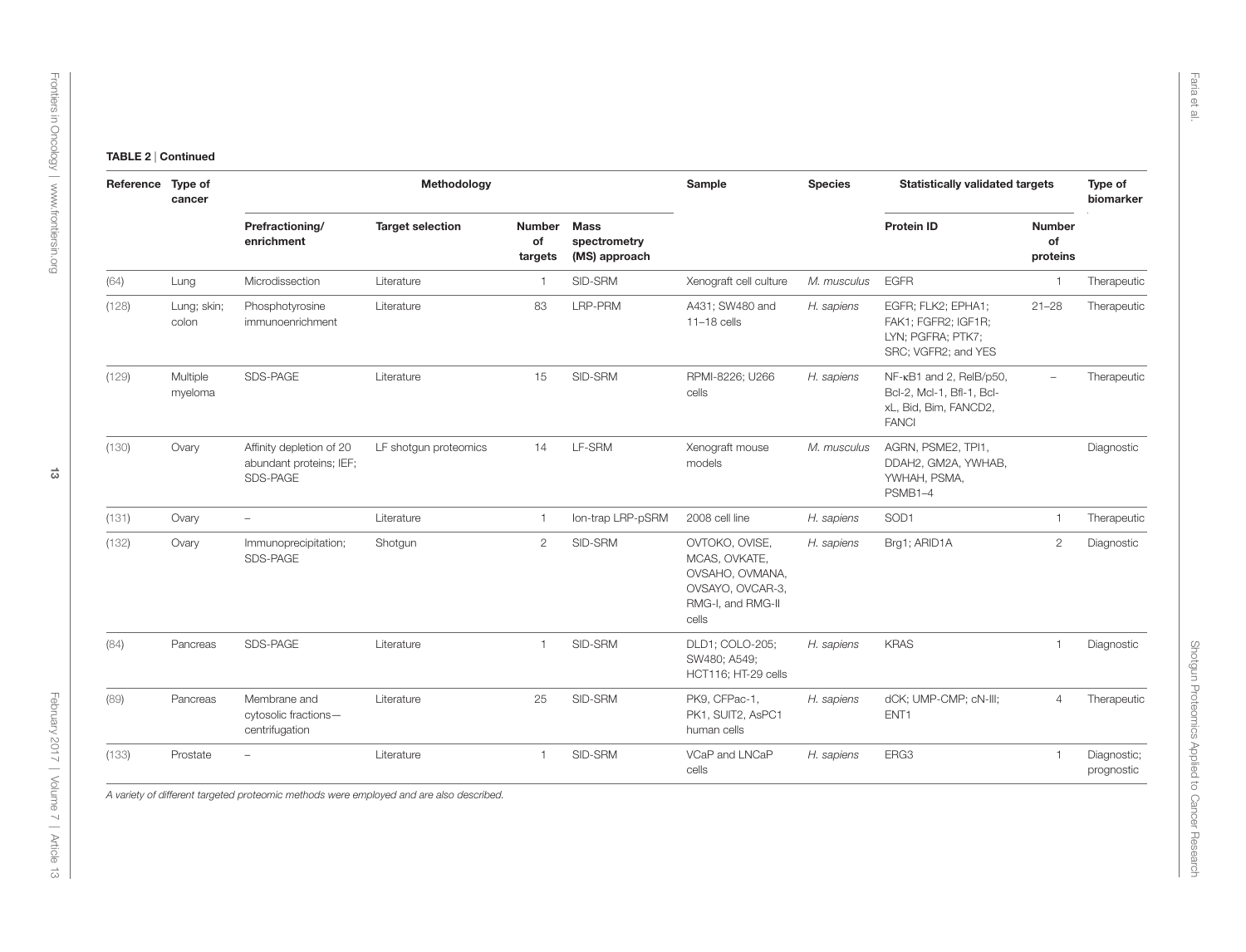**TABLE 2 | Continued**

| Reference | Type of cancer | Methodology | | | | Sample | Species | Statistically validated targets | | Type of biomarker |
|---|---|---|---|---|---|---|---|---|---|---|
| | | Prefractioning/ enrichment | Target selection | Number of targets | Mass spectrometry (MS) approach | | | Protein ID | Number of proteins | |
| (64) | Lung | Microdissection | Literature | 1 | SID-SRM | Xenograft cell culture | *M. musculus* | EGFR | 1 | Therapeutic |
| (128) | Lung; skin; colon | Phosphotyrosine immunoenrichment | Literature | 83 | LRP-PRM | A431; SW480 and 11–18 cells | *H. sapiens* | EGFR; FLK2; EPHA1; FAK1; FGFR2; IGF1R; LYN; PGFRA; PTK7; SRC; VGFR2; and YES | 21–28 | Therapeutic |
| (129) | Multiple myeloma | SDS-PAGE | Literature | 15 | SID-SRM | RPMI-8226; U266 cells | *H. sapiens* | NF-κB1 and 2, RelB/p50, Bcl-2, Mcl-1, Bfl-1, Bcl-xL, Bid, Bim, FANCD2, FANCI | – | Therapeutic |
| (130) | Ovary | Affinity depletion of 20 abundant proteins; IEF; SDS-PAGE | LF shotgun proteomics | 14 | LF-SRM | Xenograft mouse models | *M. musculus* | AGRN, PSME2, TPI1, DDAH2, GM2A, YWHAB, YWHAH, PSMA, PSMB1–4 | | Diagnostic |
| (131) | Ovary | – | Literature | 1 | Ion-trap LRP-pSRM | 2008 cell line | *H. sapiens* | SOD1 | 1 | Therapeutic |
| (132) | Ovary | Immunoprecipitation; SDS-PAGE | Shotgun | 2 | SID-SRM | OVTOKO, OVISE, MCAS, OVKATE, OVSAHO, OVMANA, OVSAYO, OVCAR-3, RMG-I, and RMG-II cells | *H. sapiens* | Brg1; ARID1A | 2 | Diagnostic |
| (84) | Pancreas | SDS-PAGE | Literature | 1 | SID-SRM | DLD1; COLO-205; SW480; A549; HCT116; HT-29 cells | *H. sapiens* | KRAS | 1 | Diagnostic |
| (89) | Pancreas | Membrane and cytosolic fractions—centrifugation | Literature | 25 | SID-SRM | PK9, CFPac-1, PK1, SUIT2, AsPC1 human cells | *H. sapiens* | dCK; UMP-CMP; cN-III; ENT1 | 4 | Therapeutic |
| (133) | Prostate | – | Literature | 1 | SID-SRM | VCaP and LNCaP cells | *H. sapiens* | ERG3 | 1 | Diagnostic; prognostic |

*A variety of different targeted proteomic methods were employed and are also described.*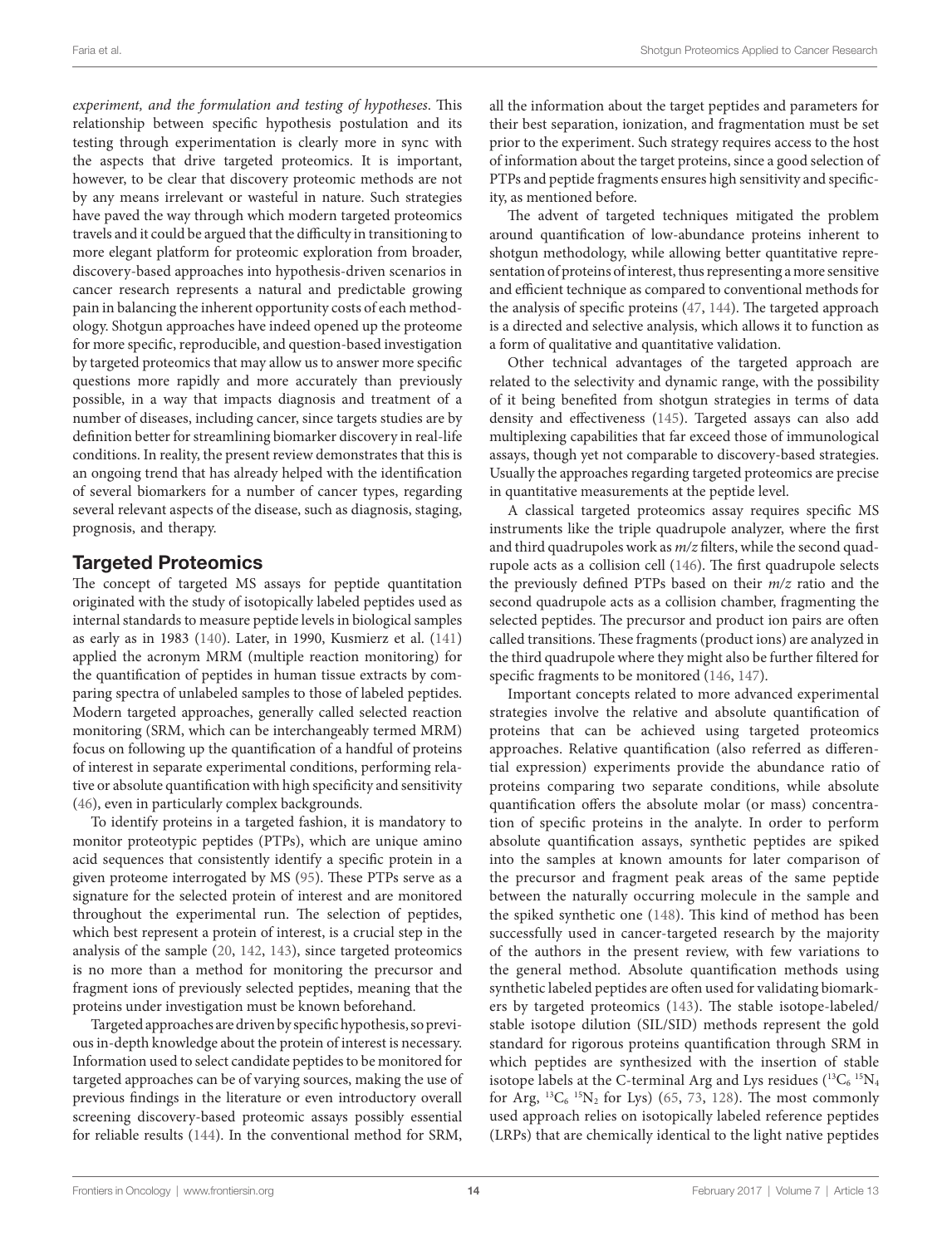*experiment, and the formulation and testing of hypotheses*. This relationship between specific hypothesis postulation and its testing through experimentation is clearly more in sync with the aspects that drive targeted proteomics. It is important, however, to be clear that discovery proteomic methods are not by any means irrelevant or wasteful in nature. Such strategies have paved the way through which modern targeted proteomics travels and it could be argued that the difficulty in transitioning to more elegant platform for proteomic exploration from broader, discovery-based approaches into hypothesis-driven scenarios in cancer research represents a natural and predictable growing pain in balancing the inherent opportunity costs of each methodology. Shotgun approaches have indeed opened up the proteome for more specific, reproducible, and question-based investigation by targeted proteomics that may allow us to answer more specific questions more rapidly and more accurately than previously possible, in a way that impacts diagnosis and treatment of a number of diseases, including cancer, since targets studies are by definition better for streamlining biomarker discovery in real-life conditions. In reality, the present review demonstrates that this is an ongoing trend that has already helped with the identification of several biomarkers for a number of cancer types, regarding several relevant aspects of the disease, such as diagnosis, staging, prognosis, and therapy.

## Targeted Proteomics

The concept of targeted MS assays for peptide quantitation originated with the study of isotopically labeled peptides used as internal standards to measure peptide levels in biological samples as early as in 1983 (140). Later, in 1990, Kusmierz et al. (141) applied the acronym MRM (multiple reaction monitoring) for the quantification of peptides in human tissue extracts by comparing spectra of unlabeled samples to those of labeled peptides. Modern targeted approaches, generally called selected reaction monitoring (SRM, which can be interchangeably termed MRM) focus on following up the quantification of a handful of proteins of interest in separate experimental conditions, performing relative or absolute quantification with high specificity and sensitivity (46), even in particularly complex backgrounds.

To identify proteins in a targeted fashion, it is mandatory to monitor proteotypic peptides (PTPs), which are unique amino acid sequences that consistently identify a specific protein in a given proteome interrogated by MS (95). These PTPs serve as a signature for the selected protein of interest and are monitored throughout the experimental run. The selection of peptides, which best represent a protein of interest, is a crucial step in the analysis of the sample (20, 142, 143), since targeted proteomics is no more than a method for monitoring the precursor and fragment ions of previously selected peptides, meaning that the proteins under investigation must be known beforehand.

Targeted approaches are driven by specific hypothesis, so previous in-depth knowledge about the protein of interest is necessary. Information used to select candidate peptides to be monitored for targeted approaches can be of varying sources, making the use of previous findings in the literature or even introductory overall screening discovery-based proteomic assays possibly essential for reliable results (144). In the conventional method for SRM, all the information about the target peptides and parameters for their best separation, ionization, and fragmentation must be set prior to the experiment. Such strategy requires access to the host of information about the target proteins, since a good selection of PTPs and peptide fragments ensures high sensitivity and specificity, as mentioned before.

The advent of targeted techniques mitigated the problem around quantification of low-abundance proteins inherent to shotgun methodology, while allowing better quantitative representation of proteins of interest, thus representing a more sensitive and efficient technique as compared to conventional methods for the analysis of specific proteins (47, 144). The targeted approach is a directed and selective analysis, which allows it to function as a form of qualitative and quantitative validation.

Other technical advantages of the targeted approach are related to the selectivity and dynamic range, with the possibility of it being benefited from shotgun strategies in terms of data density and effectiveness (145). Targeted assays can also add multiplexing capabilities that far exceed those of immunological assays, though yet not comparable to discovery-based strategies. Usually the approaches regarding targeted proteomics are precise in quantitative measurements at the peptide level.

A classical targeted proteomics assay requires specific MS instruments like the triple quadrupole analyzer, where the first and third quadrupoles work as *m/z* filters, while the second quadrupole acts as a collision cell (146). The first quadrupole selects the previously defined PTPs based on their *m/z* ratio and the second quadrupole acts as a collision chamber, fragmenting the selected peptides. The precursor and product ion pairs are often called transitions. These fragments (product ions) are analyzed in the third quadrupole where they might also be further filtered for specific fragments to be monitored (146, 147).

Important concepts related to more advanced experimental strategies involve the relative and absolute quantification of proteins that can be achieved using targeted proteomics approaches. Relative quantification (also referred as differential expression) experiments provide the abundance ratio of proteins comparing two separate conditions, while absolute quantification offers the absolute molar (or mass) concentration of specific proteins in the analyte. In order to perform absolute quantification assays, synthetic peptides are spiked into the samples at known amounts for later comparison of the precursor and fragment peak areas of the same peptide between the naturally occurring molecule in the sample and the spiked synthetic one (148). This kind of method has been successfully used in cancer-targeted research by the majority of the authors in the present review, with few variations to the general method. Absolute quantification methods using synthetic labeled peptides are often used for validating biomarkers by targeted proteomics (143). The stable isotope-labeled/stable isotope dilution (SIL/SID) methods represent the gold standard for rigorous proteins quantification through SRM in which peptides are synthesized with the insertion of stable isotope labels at the C-terminal Arg and Lys residues ($^{13}C_6$ $^{15}N_4$ for Arg, $^{13}C_6$ $^{15}N_2$ for Lys) (65, 73, 128). The most commonly used approach relies on isotopically labeled reference peptides (LRPs) that are chemically identical to the light native peptides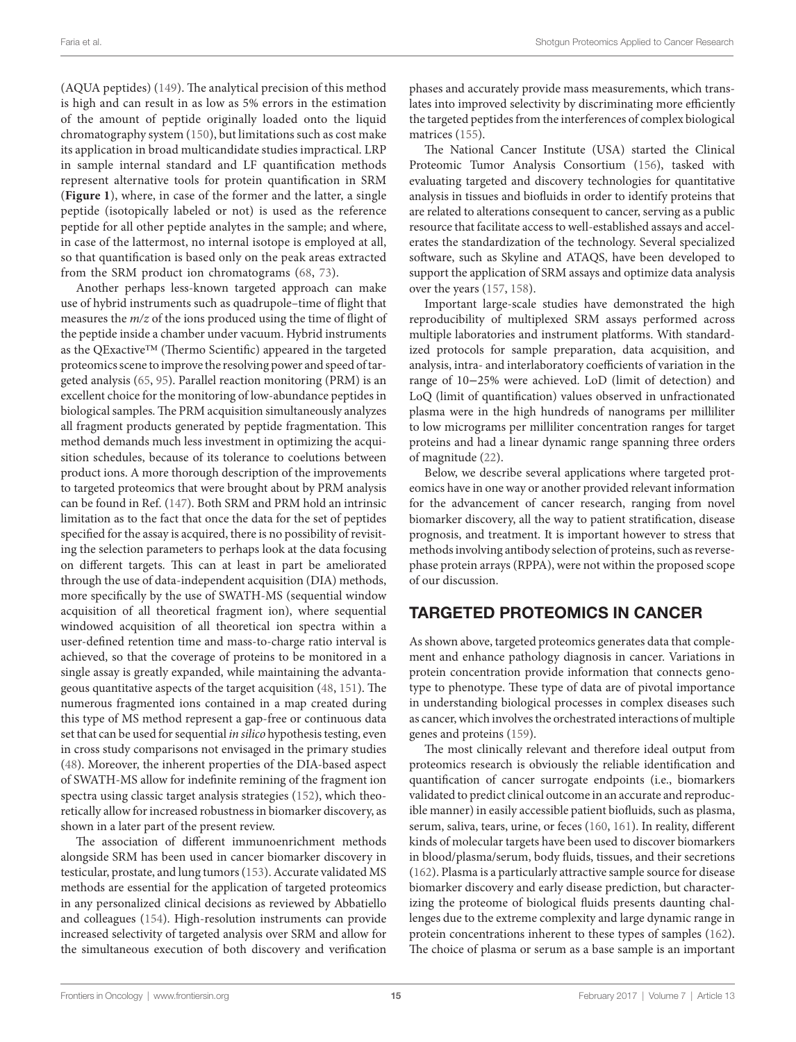(AQUA peptides) (149). The analytical precision of this method is high and can result in as low as 5% errors in the estimation of the amount of peptide originally loaded onto the liquid chromatography system (150), but limitations such as cost make its application in broad multicandidate studies impractical. LRP in sample internal standard and LF quantification methods represent alternative tools for protein quantification in SRM (**Figure 1**), where, in case of the former and the latter, a single peptide (isotopically labeled or not) is used as the reference peptide for all other peptide analytes in the sample; and where, in case of the lattermost, no internal isotope is employed at all, so that quantification is based only on the peak areas extracted from the SRM product ion chromatograms (68, 73).

Another perhaps less-known targeted approach can make use of hybrid instruments such as quadrupole–time of flight that measures the *m/z* of the ions produced using the time of flight of the peptide inside a chamber under vacuum. Hybrid instruments as the QExactive™ (Thermo Scientific) appeared in the targeted proteomics scene to improve the resolving power and speed of targeted analysis (65, 95). Parallel reaction monitoring (PRM) is an excellent choice for the monitoring of low-abundance peptides in biological samples. The PRM acquisition simultaneously analyzes all fragment products generated by peptide fragmentation. This method demands much less investment in optimizing the acquisition schedules, because of its tolerance to coelutions between product ions. A more thorough description of the improvements to targeted proteomics that were brought about by PRM analysis can be found in Ref. (147). Both SRM and PRM hold an intrinsic limitation as to the fact that once the data for the set of peptides specified for the assay is acquired, there is no possibility of revisiting the selection parameters to perhaps look at the data focusing on different targets. This can at least in part be ameliorated through the use of data-independent acquisition (DIA) methods, more specifically by the use of SWATH-MS (sequential window acquisition of all theoretical fragment ion), where sequential windowed acquisition of all theoretical ion spectra within a user-defined retention time and mass-to-charge ratio interval is achieved, so that the coverage of proteins to be monitored in a single assay is greatly expanded, while maintaining the advantageous quantitative aspects of the target acquisition (48, 151). The numerous fragmented ions contained in a map created during this type of MS method represent a gap-free or continuous data set that can be used for sequential *in silico* hypothesis testing, even in cross study comparisons not envisaged in the primary studies (48). Moreover, the inherent properties of the DIA-based aspect of SWATH-MS allow for indefinite remining of the fragment ion spectra using classic target analysis strategies (152), which theoretically allow for increased robustness in biomarker discovery, as shown in a later part of the present review.

The association of different immunoenrichment methods alongside SRM has been used in cancer biomarker discovery in testicular, prostate, and lung tumors (153). Accurate validated MS methods are essential for the application of targeted proteomics in any personalized clinical decisions as reviewed by Abbatiello and colleagues (154). High-resolution instruments can provide increased selectivity of targeted analysis over SRM and allow for the simultaneous execution of both discovery and verification phases and accurately provide mass measurements, which translates into improved selectivity by discriminating more efficiently the targeted peptides from the interferences of complex biological matrices (155).

The National Cancer Institute (USA) started the Clinical Proteomic Tumor Analysis Consortium (156), tasked with evaluating targeted and discovery technologies for quantitative analysis in tissues and biofluids in order to identify proteins that are related to alterations consequent to cancer, serving as a public resource that facilitate access to well-established assays and accelerates the standardization of the technology. Several specialized software, such as Skyline and ATAQS, have been developed to support the application of SRM assays and optimize data analysis over the years (157, 158).

Important large-scale studies have demonstrated the high reproducibility of multiplexed SRM assays performed across multiple laboratories and instrument platforms. With standardized protocols for sample preparation, data acquisition, and analysis, intra- and interlaboratory coefficients of variation in the range of 10–25% were achieved. LoD (limit of detection) and LoQ (limit of quantification) values observed in unfractionated plasma were in the high hundreds of nanograms per milliliter to low micrograms per milliliter concentration ranges for target proteins and had a linear dynamic range spanning three orders of magnitude (22).

Below, we describe several applications where targeted proteomics have in one way or another provided relevant information for the advancement of cancer research, ranging from novel biomarker discovery, all the way to patient stratification, disease prognosis, and treatment. It is important however to stress that methods involving antibody selection of proteins, such as reverse-phase protein arrays (RPPA), were not within the proposed scope of our discussion.

## TARGETED PROTEOMICS IN CANCER

As shown above, targeted proteomics generates data that complement and enhance pathology diagnosis in cancer. Variations in protein concentration provide information that connects genotype to phenotype. These type of data are of pivotal importance in understanding biological processes in complex diseases such as cancer, which involves the orchestrated interactions of multiple genes and proteins (159).

The most clinically relevant and therefore ideal output from proteomics research is obviously the reliable identification and quantification of cancer surrogate endpoints (i.e., biomarkers validated to predict clinical outcome in an accurate and reproducible manner) in easily accessible patient biofluids, such as plasma, serum, saliva, tears, urine, or feces (160, 161). In reality, different kinds of molecular targets have been used to discover biomarkers in blood/plasma/serum, body fluids, tissues, and their secretions (162). Plasma is a particularly attractive sample source for disease biomarker discovery and early disease prediction, but characterizing the proteome of biological fluids presents daunting challenges due to the extreme complexity and large dynamic range in protein concentrations inherent to these types of samples (162). The choice of plasma or serum as a base sample is an important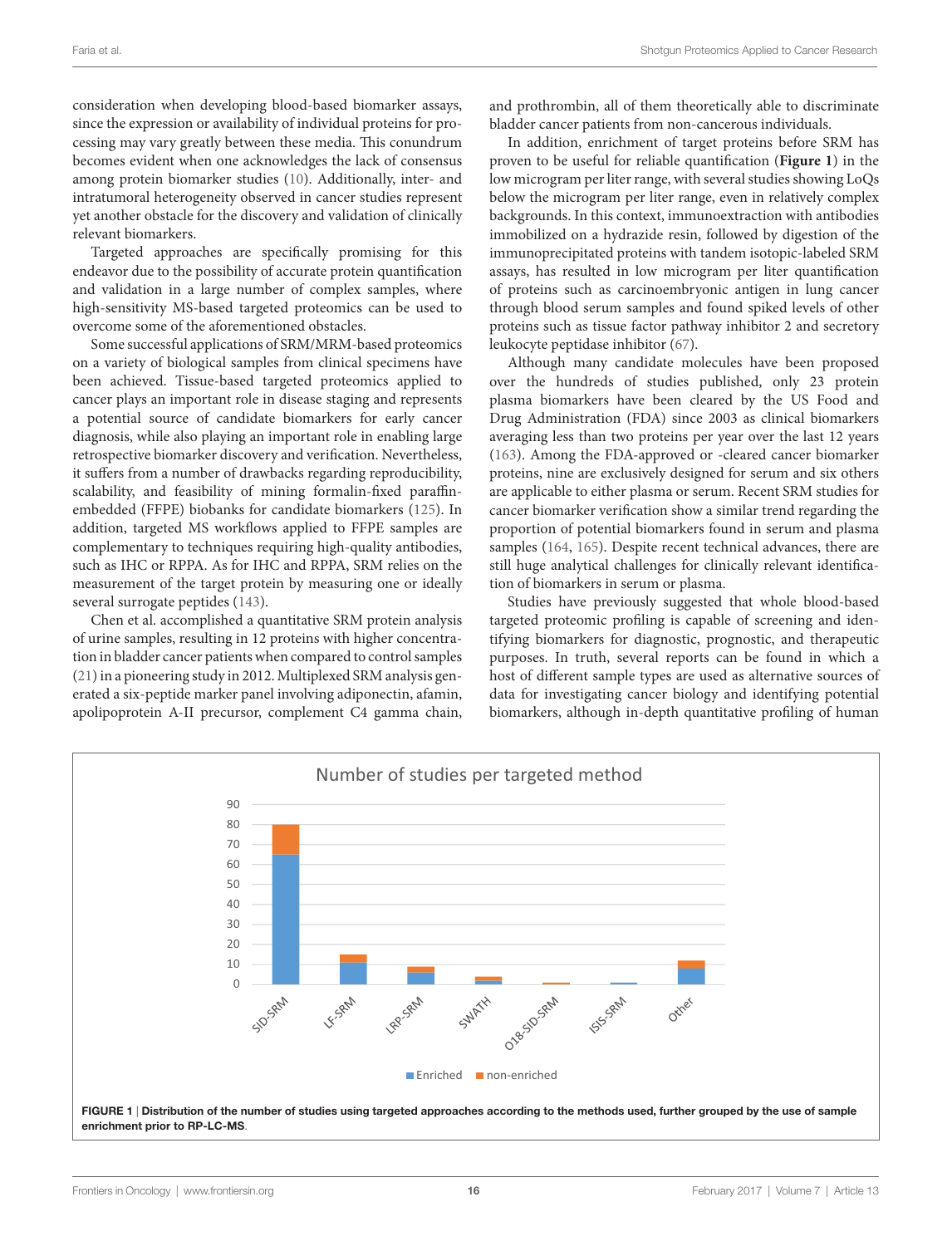consideration when developing blood-based biomarker assays, since the expression or availability of individual proteins for processing may vary greatly between these media. This conundrum becomes evident when one acknowledges the lack of consensus among protein biomarker studies (10). Additionally, inter- and intratumoral heterogeneity observed in cancer studies represent yet another obstacle for the discovery and validation of clinically relevant biomarkers.

Targeted approaches are specifically promising for this endeavor due to the possibility of accurate protein quantification and validation in a large number of complex samples, where high-sensitivity MS-based targeted proteomics can be used to overcome some of the aforementioned obstacles.

Some successful applications of SRM/MRM-based proteomics on a variety of biological samples from clinical specimens have been achieved. Tissue-based targeted proteomics applied to cancer plays an important role in disease staging and represents a potential source of candidate biomarkers for early cancer diagnosis, while also playing an important role in enabling large retrospective biomarker discovery and verification. Nevertheless, it suffers from a number of drawbacks regarding reproducibility, scalability, and feasibility of mining formalin-fixed paraffin-embedded (FFPE) biobanks for candidate biomarkers (125). In addition, targeted MS workflows applied to FFPE samples are complementary to techniques requiring high-quality antibodies, such as IHC and RPPA. As for IHC and RPPA, SRM relies on the measurement of the target protein by measuring one or ideally several surrogate peptides (143).

Chen et al. accomplished a quantitative SRM protein analysis of urine samples, resulting in 12 proteins with higher concentration in bladder cancer patients when compared to control samples (21) in a pioneering study in 2012. Multiplexed SRM analysis generated a six-peptide marker panel involving adiponectin, afamin, apolipoprotein A-II precursor, complement C4 gamma chain, and prothrombin, all of them theoretically able to discriminate bladder cancer patients from non-cancerous individuals.

In addition, enrichment of target proteins before SRM has proven to be useful for reliable quantification (**Figure 1**) in the low microgram per liter range, with several studies showing LoQs below the microgram per liter range, even in relatively complex backgrounds. In this context, immunoextraction with antibodies immobilized on a hydrazide resin, followed by digestion of the immunoprecipitated proteins with tandem isotopic-labeled SRM assays, has resulted in low microgram per liter quantification of proteins such as carcinoembryonic antigen in lung cancer through blood serum samples and found spiked levels of other proteins such as tissue factor pathway inhibitor 2 and secretory leukocyte peptidase inhibitor (67).

Although many candidate molecules have been proposed over the hundreds of studies published, only 23 protein plasma biomarkers have been cleared by the US Food and Drug Administration (FDA) since 2003 as clinical biomarkers averaging less than two proteins per year over the last 12 years (163). Among the FDA-approved or -cleared cancer biomarker proteins, nine are exclusively designed for serum and six others are applicable to either plasma or serum. Recent SRM studies for cancer biomarker verification show a similar trend regarding the proportion of potential biomarkers found in serum and plasma samples (164, 165). Despite recent technical advances, there are still huge analytical challenges for clinically relevant identification of biomarkers in serum or plasma.

Studies have previously suggested that whole blood-based targeted proteomic profiling is capable of screening and identifying biomarkers for diagnostic, prognostic, and therapeutic purposes. In truth, several reports can be found in which a host of different sample types are used as alternative sources of data for investigating cancer biology and identifying potential biomarkers, although in-depth quantitative profiling of human

**FIGURE 1** | **Distribution of the number of studies using targeted approaches according to the methods used, further grouped by the use of sample enrichment prior to RP-LC-MS.**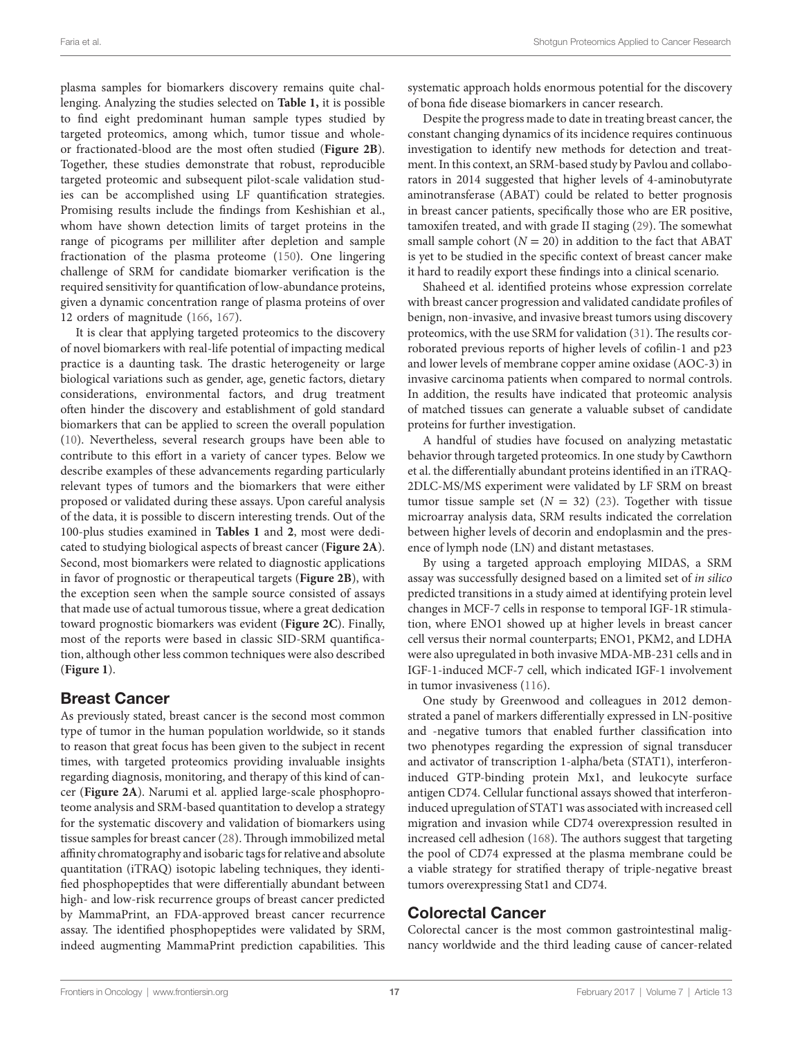plasma samples for biomarkers discovery remains quite challenging. Analyzing the studies selected on **Table 1,** it is possible to find eight predominant human sample types studied by targeted proteomics, among which, tumor tissue and whole- or fractionated-blood are the most often studied (**Figure 2B**). Together, these studies demonstrate that robust, reproducible targeted proteomic and subsequent pilot-scale validation studies can be accomplished using LF quantification strategies. Promising results include the findings from Keshishian et al., whom have shown detection limits of target proteins in the range of picograms per milliliter after depletion and sample fractionation of the plasma proteome (150). One lingering challenge of SRM for candidate biomarker verification is the required sensitivity for quantification of low-abundance proteins, given a dynamic concentration range of plasma proteins of over 12 orders of magnitude (166, 167).

It is clear that applying targeted proteomics to the discovery of novel biomarkers with real-life potential of impacting medical practice is a daunting task. The drastic heterogeneity or large biological variations such as gender, age, genetic factors, dietary considerations, environmental factors, and drug treatment often hinder the discovery and establishment of gold standard biomarkers that can be applied to screen the overall population (10). Nevertheless, several research groups have been able to contribute to this effort in a variety of cancer types. Below we describe examples of these advancements regarding particularly relevant types of tumors and the biomarkers that were either proposed or validated during these assays. Upon careful analysis of the data, it is possible to discern interesting trends. Out of the 100-plus studies examined in **Tables 1** and **2**, most were dedicated to studying biological aspects of breast cancer (**Figure 2A**). Second, most biomarkers were related to diagnostic applications in favor of prognostic or therapeutical targets (**Figure 2B**), with the exception seen when the sample source consisted of assays that made use of actual tumorous tissue, where a great dedication toward prognostic biomarkers was evident (**Figure 2C**). Finally, most of the reports were based in classic SID-SRM quantification, although other less common techniques were also described (**Figure 1**).

## Breast Cancer

As previously stated, breast cancer is the second most common type of tumor in the human population worldwide, so it stands to reason that great focus has been given to the subject in recent times, with targeted proteomics providing invaluable insights regarding diagnosis, monitoring, and therapy of this kind of cancer (**Figure 2A**). Narumi et al. applied large-scale phosphoproteome analysis and SRM-based quantitation to develop a strategy for the systematic discovery and validation of biomarkers using tissue samples for breast cancer (28). Through immobilized metal affinity chromatography and isobaric tags for relative and absolute quantitation (iTRAQ) isotopic labeling techniques, they identified phosphopeptides that were differentially abundant between high- and low-risk recurrence groups of breast cancer predicted by MammaPrint, an FDA-approved breast cancer recurrence assay. The identified phosphopeptides were validated by SRM, indeed augmenting MammaPrint prediction capabilities. This systematic approach holds enormous potential for the discovery of bona fide disease biomarkers in cancer research.

Despite the progress made to date in treating breast cancer, the constant changing dynamics of its incidence requires continuous investigation to identify new methods for detection and treatment. In this context, an SRM-based study by Pavlou and collaborators in 2014 suggested that higher levels of 4-aminobutyrate aminotransferase (ABAT) could be related to better prognosis in breast cancer patients, specifically those who are ER positive, tamoxifen treated, and with grade II staging (29). The somewhat small sample cohort ($N = 20$) in addition to the fact that ABAT is yet to be studied in the specific context of breast cancer make it hard to readily export these findings into a clinical scenario.

Shaheed et al. identified proteins whose expression correlate with breast cancer progression and validated candidate profiles of benign, non-invasive, and invasive breast tumors using discovery proteomics, with the use SRM for validation (31). The results corroborated previous reports of higher levels of cofilin-1 and p23 and lower levels of membrane copper amine oxidase (AOC-3) in invasive carcinoma patients when compared to normal controls. In addition, the results have indicated that proteomic analysis of matched tissues can generate a valuable subset of candidate proteins for further investigation.

A handful of studies have focused on analyzing metastatic behavior through targeted proteomics. In one study by Cawthorn et al. the differentially abundant proteins identified in an iTRAQ-2DLC-MS/MS experiment were validated by LF SRM on breast tumor tissue sample set ($N = 32$) (23). Together with tissue microarray analysis data, SRM results indicated the correlation between higher levels of decorin and endoplasmin and the presence of lymph node (LN) and distant metastases.

By using a targeted approach employing MIDAS, a SRM assay was successfully designed based on a limited set of *in silico* predicted transitions in a study aimed at identifying protein level changes in MCF-7 cells in response to temporal IGF-1R stimulation, where ENO1 showed up at higher levels in breast cancer cell versus their normal counterparts; ENO1, PKM2, and LDHA were also upregulated in both invasive MDA-MB-231 cells and in IGF-1-induced MCF-7 cell, which indicated IGF-1 involvement in tumor invasiveness (116).

One study by Greenwood and colleagues in 2012 demonstrated a panel of markers differentially expressed in LN-positive and -negative tumors that enabled further classification into two phenotypes regarding the expression of signal transducer and activator of transcription 1-alpha/beta (STAT1), interferon-induced GTP-binding protein Mx1, and leukocyte surface antigen CD74. Cellular functional assays showed that interferon-induced upregulation of STAT1 was associated with increased cell migration and invasion while CD74 overexpression resulted in increased cell adhesion (168). The authors suggest that targeting the pool of CD74 expressed at the plasma membrane could be a viable strategy for stratified therapy of triple-negative breast tumors overexpressing Stat1 and CD74.

## Colorectal Cancer

Colorectal cancer is the most common gastrointestinal malignancy worldwide and the third leading cause of cancer-related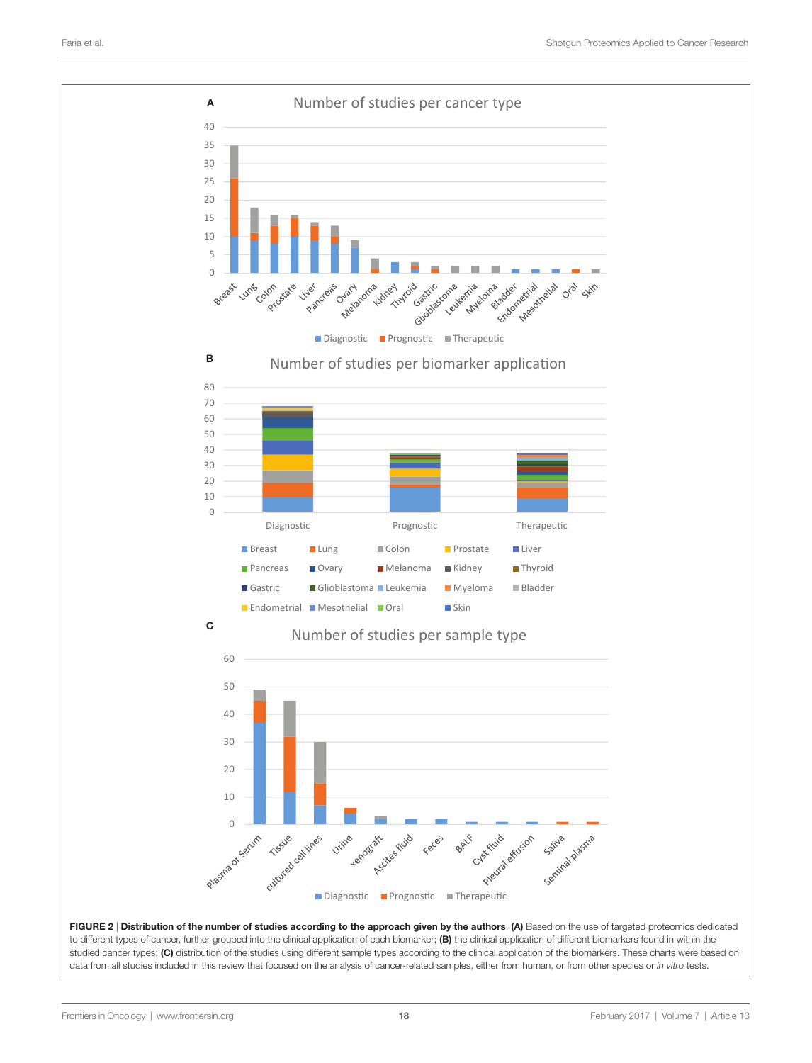**FIGURE 2 | Distribution of the number of studies according to the approach given by the authors**. **(A)** Based on the use of targeted proteomics dedicated to different types of cancer, further grouped into the clinical application of each biomarker; **(B)** the clinical application of different biomarkers found in within the studied cancer types; **(C)** distribution of the studies using different sample types according to the clinical application of the biomarkers. These charts were based on data from all studies included in this review that focused on the analysis of cancer-related samples, either from human, or from other species or *in vitro* tests.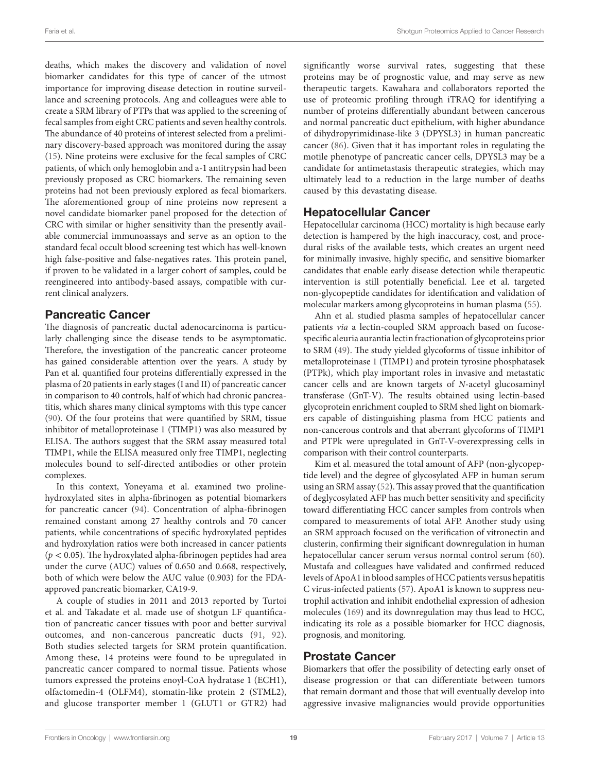deaths, which makes the discovery and validation of novel biomarker candidates for this type of cancer of the utmost importance for improving disease detection in routine surveillance and screening protocols. Ang and colleagues were able to create a SRM library of PTPs that was applied to the screening of fecal samples from eight CRC patients and seven healthy controls. The abundance of 40 proteins of interest selected from a preliminary discovery-based approach was monitored during the assay (15). Nine proteins were exclusive for the fecal samples of CRC patients, of which only hemoglobin and a-1 antitrypsin had been previously proposed as CRC biomarkers. The remaining seven proteins had not been previously explored as fecal biomarkers. The aforementioned group of nine proteins now represent a novel candidate biomarker panel proposed for the detection of CRC with similar or higher sensitivity than the presently available commercial immunoassays and serve as an option to the standard fecal occult blood screening test which has well-known high false-positive and false-negatives rates. This protein panel, if proven to be validated in a larger cohort of samples, could be reengineered into antibody-based assays, compatible with current clinical analyzers.

## Pancreatic Cancer

The diagnosis of pancreatic ductal adenocarcinoma is particularly challenging since the disease tends to be asymptomatic. Therefore, the investigation of the pancreatic cancer proteome has gained considerable attention over the years. A study by Pan et al. quantified four proteins differentially expressed in the plasma of 20 patients in early stages (I and II) of pancreatic cancer in comparison to 40 controls, half of which had chronic pancreatitis, which shares many clinical symptoms with this type cancer (90). Of the four proteins that were quantified by SRM, tissue inhibitor of metalloproteinase 1 (TIMP1) was also measured by ELISA. The authors suggest that the SRM assay measured total TIMP1, while the ELISA measured only free TIMP1, neglecting molecules bound to self-directed antibodies or other protein complexes.

In this context, Yoneyama et al. examined two proline-hydroxylated sites in alpha-fibrinogen as potential biomarkers for pancreatic cancer (94). Concentration of alpha-fibrinogen remained constant among 27 healthy controls and 70 cancer patients, while concentrations of specific hydroxylated peptides and hydroxylation ratios were both increased in cancer patients ($p < 0.05$). The hydroxylated alpha-fibrinogen peptides had area under the curve (AUC) values of 0.650 and 0.668, respectively, both of which were below the AUC value (0.903) for the FDA-approved pancreatic biomarker, CA19-9.

A couple of studies in 2011 and 2013 reported by Turtoi et al. and Takadate et al. made use of shotgun LF quantification of pancreatic cancer tissues with poor and better survival outcomes, and non-cancerous pancreatic ducts (91, 92). Both studies selected targets for SRM protein quantification. Among these, 14 proteins were found to be upregulated in pancreatic cancer compared to normal tissue. Patients whose tumors expressed the proteins enoyl-CoA hydratase 1 (ECH1), olfactomedin-4 (OLFM4), stomatin-like protein 2 (STML2), and glucose transporter member 1 (GLUT1 or GTR2) had significantly worse survival rates, suggesting that these proteins may be of prognostic value, and may serve as new therapeutic targets. Kawahara and collaborators reported the use of proteomic profiling through iTRAQ for identifying a number of proteins differentially abundant between cancerous and normal pancreatic duct epithelium, with higher abundance of dihydropyrimidinase-like 3 (DPYSL3) in human pancreatic cancer (86). Given that it has important roles in regulating the motile phenotype of pancreatic cancer cells, DPYSL3 may be a candidate for antimetastasis therapeutic strategies, which may ultimately lead to a reduction in the large number of deaths caused by this devastating disease.

## Hepatocellular Cancer

Hepatocellular carcinoma (HCC) mortality is high because early detection is hampered by the high inaccuracy, cost, and procedural risks of the available tests, which creates an urgent need for minimally invasive, highly specific, and sensitive biomarker candidates that enable early disease detection while therapeutic intervention is still potentially beneficial. Lee et al. targeted non-glycopeptide candidates for identification and validation of molecular markers among glycoproteins in human plasma (55).

Ahn et al. studied plasma samples of hepatocellular cancer patients *via* a lectin-coupled SRM approach based on fucose-specific aleuria aurantia lectin fractionation of glycoproteins prior to SRM (49). The study yielded glycoforms of tissue inhibitor of metalloproteinase 1 (TIMP1) and protein tyrosine phosphatasek (PTPk), which play important roles in invasive and metastatic cancer cells and are known targets of *N*-acetyl glucosaminyl transferase (GnT-V). The results obtained using lectin-based glycoprotein enrichment coupled to SRM shed light on biomarkers capable of distinguishing plasma from HCC patients and non-cancerous controls and that aberrant glycoforms of TIMP1 and PTPk were upregulated in GnT-V-overexpressing cells in comparison with their control counterparts.

Kim et al. measured the total amount of AFP (non-glycopeptide level) and the degree of glycosylated AFP in human serum using an SRM assay (52). This assay proved that the quantification of deglycosylated AFP has much better sensitivity and specificity toward differentiating HCC cancer samples from controls when compared to measurements of total AFP. Another study using an SRM approach focused on the verification of vitronectin and clusterin, confirming their significant downregulation in human hepatocellular cancer serum versus normal control serum (60). Mustafa and colleagues have validated and confirmed reduced levels of ApoA1 in blood samples of HCC patients versus hepatitis C virus-infected patients (57). ApoA1 is known to suppress neutrophil activation and inhibit endothelial expression of adhesion molecules (169) and its downregulation may thus lead to HCC, indicating its role as a possible biomarker for HCC diagnosis, prognosis, and monitoring.

## Prostate Cancer

Biomarkers that offer the possibility of detecting early onset of disease progression or that can differentiate between tumors that remain dormant and those that will eventually develop into aggressive invasive malignancies would provide opportunities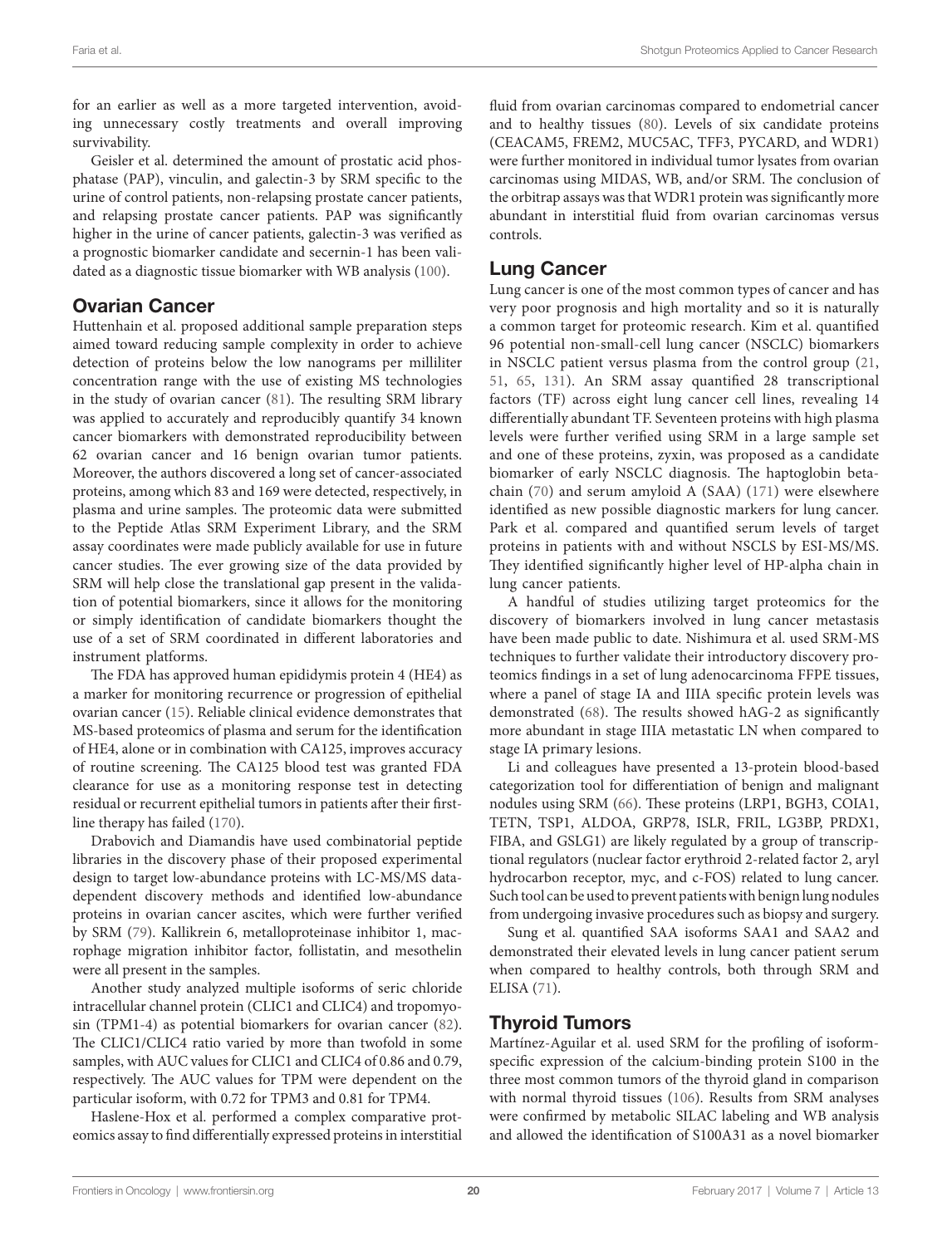for an earlier as well as a more targeted intervention, avoiding unnecessary costly treatments and overall improving survivability.

Geisler et al. determined the amount of prostatic acid phosphatase (PAP), vinculin, and galectin-3 by SRM specific to the urine of control patients, non-relapsing prostate cancer patients, and relapsing prostate cancer patients. PAP was significantly higher in the urine of cancer patients, galectin-3 was verified as a prognostic biomarker candidate and secernin-1 has been validated as a diagnostic tissue biomarker with WB analysis (100).

## Ovarian Cancer

Huttenhain et al. proposed additional sample preparation steps aimed toward reducing sample complexity in order to achieve detection of proteins below the low nanograms per milliliter concentration range with the use of existing MS technologies in the study of ovarian cancer (81). The resulting SRM library was applied to accurately and reproducibly quantify 34 known cancer biomarkers with demonstrated reproducibility between 62 ovarian cancer and 16 benign ovarian tumor patients. Moreover, the authors discovered a long set of cancer-associated proteins, among which 83 and 169 were detected, respectively, in plasma and urine samples. The proteomic data were submitted to the Peptide Atlas SRM Experiment Library, and the SRM assay coordinates were made publicly available for use in future cancer studies. The ever growing size of the data provided by SRM will help close the translational gap present in the validation of potential biomarkers, since it allows for the monitoring or simply identification of candidate biomarkers thought the use of a set of SRM coordinated in different laboratories and instrument platforms.

The FDA has approved human epididymis protein 4 (HE4) as a marker for monitoring recurrence or progression of epithelial ovarian cancer (15). Reliable clinical evidence demonstrates that MS-based proteomics of plasma and serum for the identification of HE4, alone or in combination with CA125, improves accuracy of routine screening. The CA125 blood test was granted FDA clearance for use as a monitoring response test in detecting residual or recurrent epithelial tumors in patients after their first-line therapy has failed (170).

Drabovich and Diamandis have used combinatorial peptide libraries in the discovery phase of their proposed experimental design to target low-abundance proteins with LC-MS/MS data-dependent discovery methods and identified low-abundance proteins in ovarian cancer ascites, which were further verified by SRM (79). Kallikrein 6, metalloproteinase inhibitor 1, macrophage migration inhibitor factor, follistatin, and mesothelin were all present in the samples.

Another study analyzed multiple isoforms of seric chloride intracellular channel protein (CLIC1 and CLIC4) and tropomyosin (TPM1-4) as potential biomarkers for ovarian cancer (82). The CLIC1/CLIC4 ratio varied by more than twofold in some samples, with AUC values for CLIC1 and CLIC4 of 0.86 and 0.79, respectively. The AUC values for TPM were dependent on the particular isoform, with 0.72 for TPM3 and 0.81 for TPM4.

Haslene-Hox et al. performed a complex comparative proteomics assay to find differentially expressed proteins in interstitial fluid from ovarian carcinomas compared to endometrial cancer and to healthy tissues (80). Levels of six candidate proteins (CEACAM5, FREM2, MUC5AC, TFF3, PYCARD, and WDR1) were further monitored in individual tumor lysates from ovarian carcinomas using MIDAS, WB, and/or SRM. The conclusion of the orbitrap assays was that WDR1 protein was significantly more abundant in interstitial fluid from ovarian carcinomas versus controls.

## Lung Cancer

Lung cancer is one of the most common types of cancer and has very poor prognosis and high mortality and so it is naturally a common target for proteomic research. Kim et al. quantified 96 potential non-small-cell lung cancer (NSCLC) biomarkers in NSCLC patient versus plasma from the control group (21, 51, 65, 131). An SRM assay quantified 28 transcriptional factors (TF) across eight lung cancer cell lines, revealing 14 differentially abundant TF. Seventeen proteins with high plasma levels were further verified using SRM in a large sample set and one of these proteins, zyxin, was proposed as a candidate biomarker of early NSCLC diagnosis. The haptoglobin beta-chain (70) and serum amyloid A (SAA) (171) were elsewhere identified as new possible diagnostic markers for lung cancer. Park et al. compared and quantified serum levels of target proteins in patients with and without NSCLS by ESI-MS/MS. They identified significantly higher level of HP-alpha chain in lung cancer patients.

A handful of studies utilizing target proteomics for the discovery of biomarkers involved in lung cancer metastasis have been made public to date. Nishimura et al. used SRM-MS techniques to further validate their introductory discovery proteomics findings in a set of lung adenocarcinoma FFPE tissues, where a panel of stage IA and IIIA specific protein levels was demonstrated (68). The results showed hAG-2 as significantly more abundant in stage IIIA metastatic LN when compared to stage IA primary lesions.

Li and colleagues have presented a 13-protein blood-based categorization tool for differentiation of benign and malignant nodules using SRM (66). These proteins (LRP1, BGH3, COIA1, TETN, TSP1, ALDOA, GRP78, ISLR, FRIL, LG3BP, PRDX1, FIBA, and GSLG1) are likely regulated by a group of transcriptional regulators (nuclear factor erythroid 2-related factor 2, aryl hydrocarbon receptor, myc, and c-FOS) related to lung cancer. Such tool can be used to prevent patients with benign lung nodules from undergoing invasive procedures such as biopsy and surgery.

Sung et al. quantified SAA isoforms SAA1 and SAA2 and demonstrated their elevated levels in lung cancer patient serum when compared to healthy controls, both through SRM and ELISA (71).

## Thyroid Tumors

Martínez-Aguilar et al. used SRM for the profiling of isoform-specific expression of the calcium-binding protein S100 in the three most common tumors of the thyroid gland in comparison with normal thyroid tissues (106). Results from SRM analyses were confirmed by metabolic SILAC labeling and WB analysis and allowed the identification of S100A31 as a novel biomarker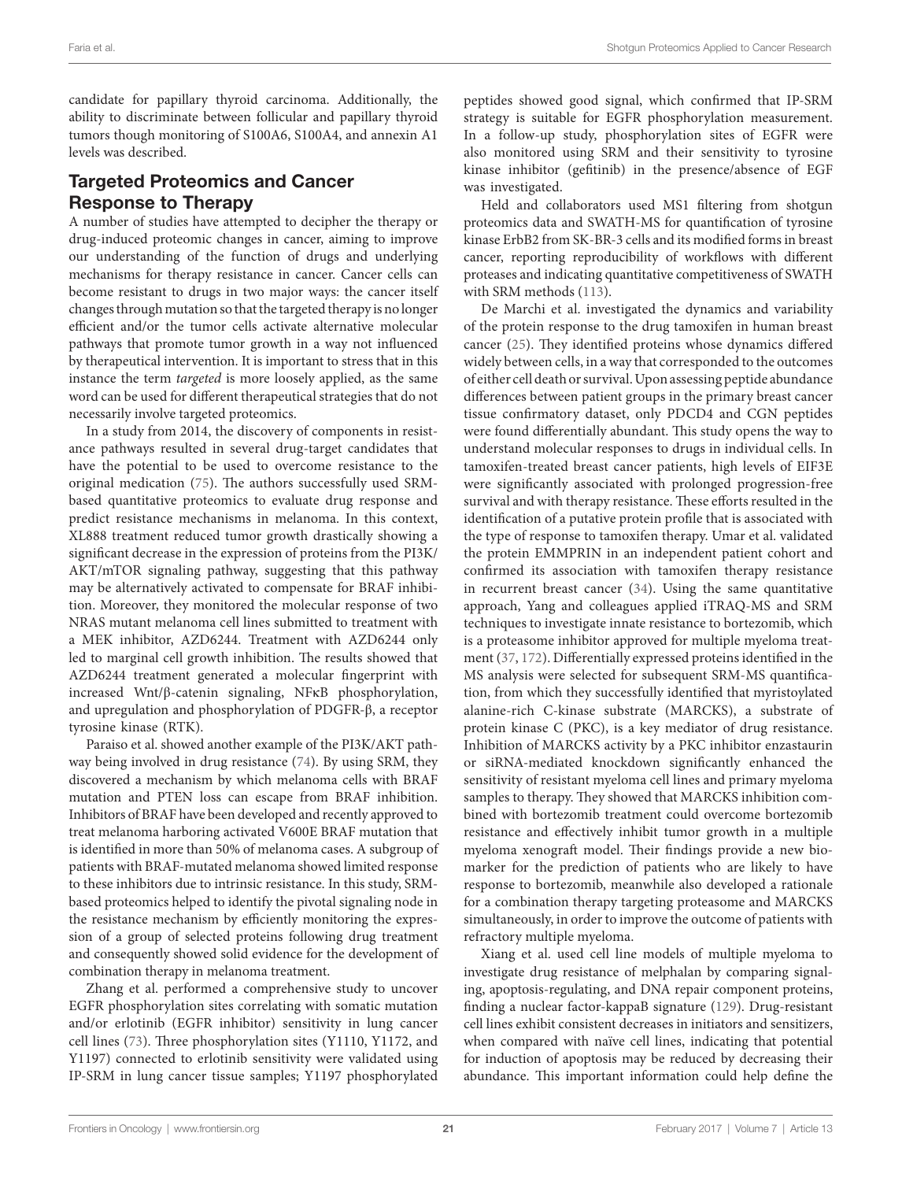candidate for papillary thyroid carcinoma. Additionally, the ability to discriminate between follicular and papillary thyroid tumors though monitoring of S100A6, S100A4, and annexin A1 levels was described.

## Targeted Proteomics and Cancer Response to Therapy

A number of studies have attempted to decipher the therapy or drug-induced proteomic changes in cancer, aiming to improve our understanding of the function of drugs and underlying mechanisms for therapy resistance in cancer. Cancer cells can become resistant to drugs in two major ways: the cancer itself changes through mutation so that the targeted therapy is no longer efficient and/or the tumor cells activate alternative molecular pathways that promote tumor growth in a way not influenced by therapeutical intervention. It is important to stress that in this instance the term *targeted* is more loosely applied, as the same word can be used for different therapeutical strategies that do not necessarily involve targeted proteomics.

In a study from 2014, the discovery of components in resistance pathways resulted in several drug-target candidates that have the potential to be used to overcome resistance to the original medication (75). The authors successfully used SRM-based quantitative proteomics to evaluate drug response and predict resistance mechanisms in melanoma. In this context, XL888 treatment reduced tumor growth drastically showing a significant decrease in the expression of proteins from the PI3K/AKT/mTOR signaling pathway, suggesting that this pathway may be alternatively activated to compensate for BRAF inhibition. Moreover, they monitored the molecular response of two NRAS mutant melanoma cell lines submitted to treatment with a MEK inhibitor, AZD6244. Treatment with AZD6244 only led to marginal cell growth inhibition. The results showed that AZD6244 treatment generated a molecular fingerprint with increased Wnt/β-catenin signaling, NFκB phosphorylation, and upregulation and phosphorylation of PDGFR-β, a receptor tyrosine kinase (RTK).

Paraiso et al. showed another example of the PI3K/AKT pathway being involved in drug resistance (74). By using SRM, they discovered a mechanism by which melanoma cells with BRAF mutation and PTEN loss can escape from BRAF inhibition. Inhibitors of BRAF have been developed and recently approved to treat melanoma harboring activated V600E BRAF mutation that is identified in more than 50% of melanoma cases. A subgroup of patients with BRAF-mutated melanoma showed limited response to these inhibitors due to intrinsic resistance. In this study, SRM-based proteomics helped to identify the pivotal signaling node in the resistance mechanism by efficiently monitoring the expression of a group of selected proteins following drug treatment and consequently showed solid evidence for the development of combination therapy in melanoma treatment.

Zhang et al. performed a comprehensive study to uncover EGFR phosphorylation sites correlating with somatic mutation and/or erlotinib (EGFR inhibitor) sensitivity in lung cancer cell lines (73). Three phosphorylation sites (Y1110, Y1172, and Y1197) connected to erlotinib sensitivity were validated using IP-SRM in lung cancer tissue samples; Y1197 phosphorylated peptides showed good signal, which confirmed that IP-SRM strategy is suitable for EGFR phosphorylation measurement. In a follow-up study, phosphorylation sites of EGFR were also monitored using SRM and their sensitivity to tyrosine kinase inhibitor (gefitinib) in the presence/absence of EGF was investigated.

Held and collaborators used MS1 filtering from shotgun proteomics data and SWATH-MS for quantification of tyrosine kinase ErbB2 from SK-BR-3 cells and its modified forms in breast cancer, reporting reproducibility of workflows with different proteases and indicating quantitative competitiveness of SWATH with SRM methods (113).

De Marchi et al. investigated the dynamics and variability of the protein response to the drug tamoxifen in human breast cancer (25). They identified proteins whose dynamics differed widely between cells, in a way that corresponded to the outcomes of either cell death or survival. Upon assessing peptide abundance differences between patient groups in the primary breast cancer tissue confirmatory dataset, only PDCD4 and CGN peptides were found differentially abundant. This study opens the way to understand molecular responses to drugs in individual cells. In tamoxifen-treated breast cancer patients, high levels of EIF3E were significantly associated with prolonged progression-free survival and with therapy resistance. These efforts resulted in the identification of a putative protein profile that is associated with the type of response to tamoxifen therapy. Umar et al. validated the protein EMMPRIN in an independent patient cohort and confirmed its association with tamoxifen therapy resistance in recurrent breast cancer (34). Using the same quantitative approach, Yang and colleagues applied iTRAQ-MS and SRM techniques to investigate innate resistance to bortezomib, which is a proteasome inhibitor approved for multiple myeloma treatment (37, 172). Differentially expressed proteins identified in the MS analysis were selected for subsequent SRM-MS quantification, from which they successfully identified that myristoylated alanine-rich C-kinase substrate (MARCKS), a substrate of protein kinase C (PKC), is a key mediator of drug resistance. Inhibition of MARCKS activity by a PKC inhibitor enzastaurin or siRNA-mediated knockdown significantly enhanced the sensitivity of resistant myeloma cell lines and primary myeloma samples to therapy. They showed that MARCKS inhibition combined with bortezomib treatment could overcome bortezomib resistance and effectively inhibit tumor growth in a multiple myeloma xenograft model. Their findings provide a new biomarker for the prediction of patients who are likely to have response to bortezomib, meanwhile also developed a rationale for a combination therapy targeting proteasome and MARCKS simultaneously, in order to improve the outcome of patients with refractory multiple myeloma.

Xiang et al. used cell line models of multiple myeloma to investigate drug resistance of melphalan by comparing signaling, apoptosis-regulating, and DNA repair component proteins, finding a nuclear factor-kappaB signature (129). Drug-resistant cell lines exhibit consistent decreases in initiators and sensitizers, when compared with naïve cell lines, indicating that potential for induction of apoptosis may be reduced by decreasing their abundance. This important information could help define the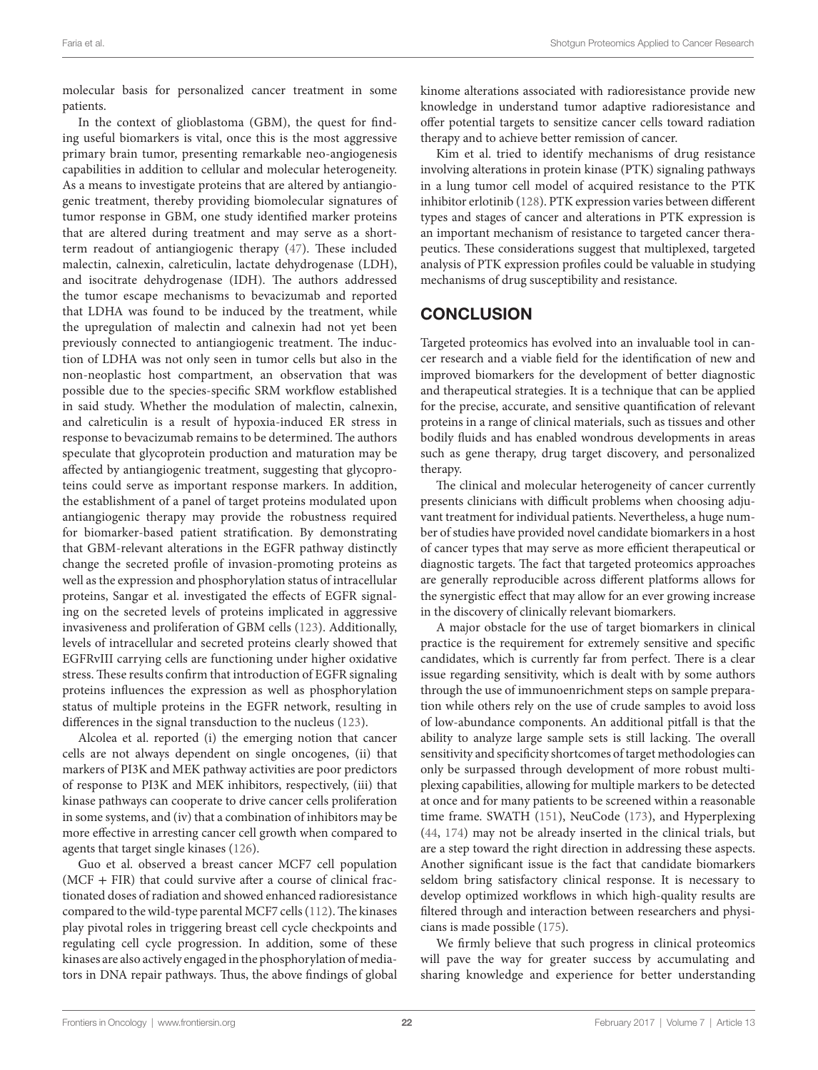molecular basis for personalized cancer treatment in some patients.

In the context of glioblastoma (GBM), the quest for finding useful biomarkers is vital, once this is the most aggressive primary brain tumor, presenting remarkable neo-angiogenesis capabilities in addition to cellular and molecular heterogeneity. As a means to investigate proteins that are altered by antiangiogenic treatment, thereby providing biomolecular signatures of tumor response in GBM, one study identified marker proteins that are altered during treatment and may serve as a short-term readout of antiangiogenic therapy (47). These included malectin, calnexin, calreticulin, lactate dehydrogenase (LDH), and isocitrate dehydrogenase (IDH). The authors addressed the tumor escape mechanisms to bevacizumab and reported that LDHA was found to be induced by the treatment, while the upregulation of malectin and calnexin had not yet been previously connected to antiangiogenic treatment. The induction of LDHA was not only seen in tumor cells but also in the non-neoplastic host compartment, an observation that was possible due to the species-specific SRM workflow established in said study. Whether the modulation of malectin, calnexin, and calreticulin is a result of hypoxia-induced ER stress in response to bevacizumab remains to be determined. The authors speculate that glycoprotein production and maturation may be affected by antiangiogenic treatment, suggesting that glycoproteins could serve as important response markers. In addition, the establishment of a panel of target proteins modulated upon antiangiogenic therapy may provide the robustness required for biomarker-based patient stratification. By demonstrating that GBM-relevant alterations in the EGFR pathway distinctly change the secreted profile of invasion-promoting proteins as well as the expression and phosphorylation status of intracellular proteins, Sangar et al. investigated the effects of EGFR signaling on the secreted levels of proteins implicated in aggressive invasiveness and proliferation of GBM cells (123). Additionally, levels of intracellular and secreted proteins clearly showed that EGFRvIII carrying cells are functioning under higher oxidative stress. These results confirm that introduction of EGFR signaling proteins influences the expression as well as phosphorylation status of multiple proteins in the EGFR network, resulting in differences in the signal transduction to the nucleus (123).

Alcolea et al. reported (i) the emerging notion that cancer cells are not always dependent on single oncogenes, (ii) that markers of PI3K and MEK pathway activities are poor predictors of response to PI3K and MEK inhibitors, respectively, (iii) that kinase pathways can cooperate to drive cancer cells proliferation in some systems, and (iv) that a combination of inhibitors may be more effective in arresting cancer cell growth when compared to agents that target single kinases (126).

Guo et al. observed a breast cancer MCF7 cell population (MCF + FIR) that could survive after a course of clinical fractionated doses of radiation and showed enhanced radioresistance compared to the wild-type parental MCF7 cells (112). The kinases play pivotal roles in triggering breast cell cycle checkpoints and regulating cell cycle progression. In addition, some of these kinases are also actively engaged in the phosphorylation of mediators in DNA repair pathways. Thus, the above findings of global kinome alterations associated with radioresistance provide new knowledge in understand tumor adaptive radioresistance and offer potential targets to sensitize cancer cells toward radiation therapy and to achieve better remission of cancer.

Kim et al. tried to identify mechanisms of drug resistance involving alterations in protein kinase (PTK) signaling pathways in a lung tumor cell model of acquired resistance to the PTK inhibitor erlotinib (128). PTK expression varies between different types and stages of cancer and alterations in PTK expression is an important mechanism of resistance to targeted cancer therapeutics. These considerations suggest that multiplexed, targeted analysis of PTK expression profiles could be valuable in studying mechanisms of drug susceptibility and resistance.

## CONCLUSION

Targeted proteomics has evolved into an invaluable tool in cancer research and a viable field for the identification of new and improved biomarkers for the development of better diagnostic and therapeutical strategies. It is a technique that can be applied for the precise, accurate, and sensitive quantification of relevant proteins in a range of clinical materials, such as tissues and other bodily fluids and has enabled wondrous developments in areas such as gene therapy, drug target discovery, and personalized therapy.

The clinical and molecular heterogeneity of cancer currently presents clinicians with difficult problems when choosing adjuvant treatment for individual patients. Nevertheless, a huge number of studies have provided novel candidate biomarkers in a host of cancer types that may serve as more efficient therapeutical or diagnostic targets. The fact that targeted proteomics approaches are generally reproducible across different platforms allows for the synergistic effect that may allow for an ever growing increase in the discovery of clinically relevant biomarkers.

A major obstacle for the use of target biomarkers in clinical practice is the requirement for extremely sensitive and specific candidates, which is currently far from perfect. There is a clear issue regarding sensitivity, which is dealt with by some authors through the use of immunoenrichment steps on sample preparation while others rely on the use of crude samples to avoid loss of low-abundance components. An additional pitfall is that the ability to analyze large sample sets is still lacking. The overall sensitivity and specificity shortcomes of target methodologies can only be surpassed through development of more robust multiplexing capabilities, allowing for multiple markers to be detected at once and for many patients to be screened within a reasonable time frame. SWATH (151), NeuCode (173), and Hyperplexing (44, 174) may not be already inserted in the clinical trials, but are a step toward the right direction in addressing these aspects. Another significant issue is the fact that candidate biomarkers seldom bring satisfactory clinical response. It is necessary to develop optimized workflows in which high-quality results are filtered through and interaction between researchers and physicians is made possible (175).

We firmly believe that such progress in clinical proteomics will pave the way for greater success by accumulating and sharing knowledge and experience for better understanding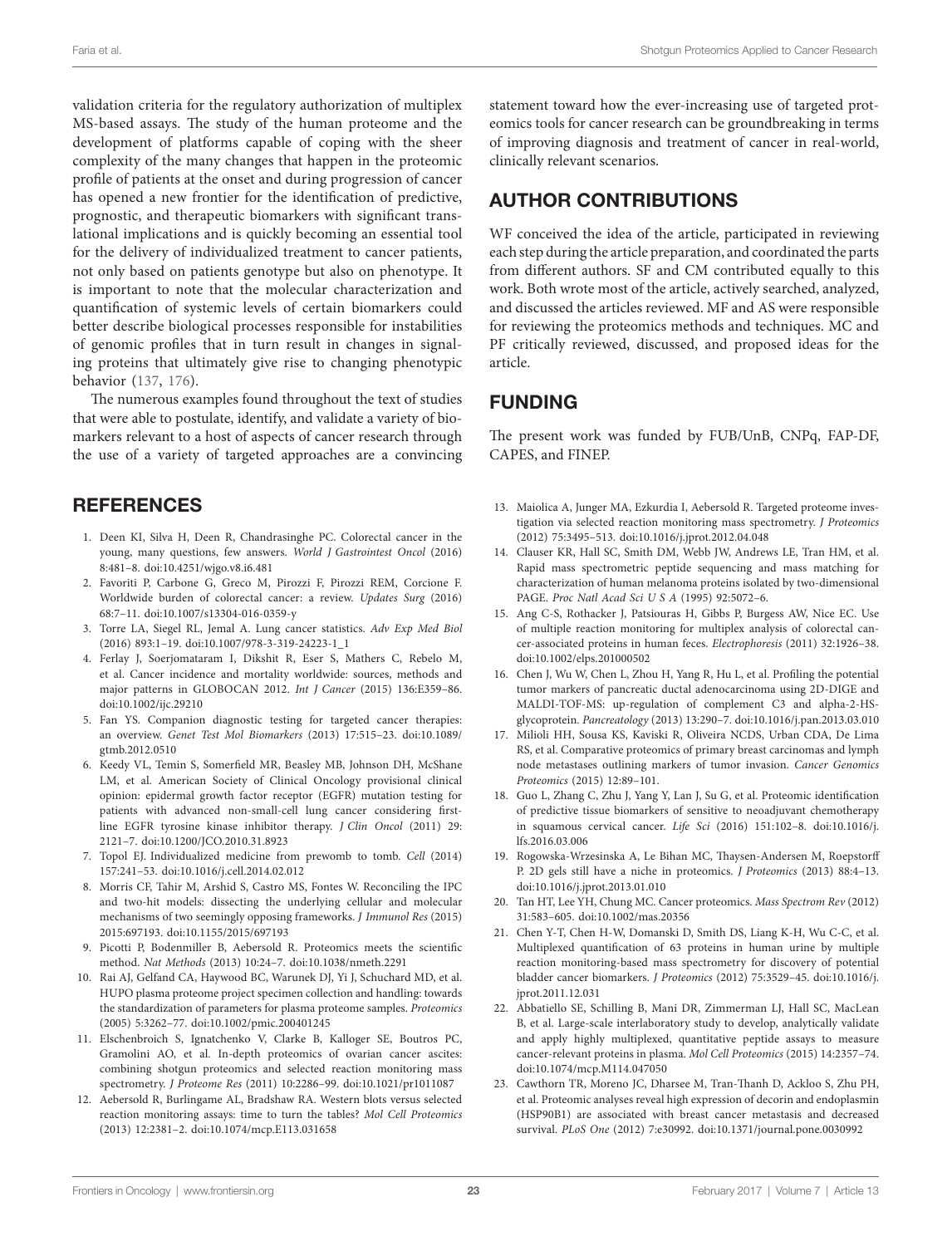validation criteria for the regulatory authorization of multiplex MS-based assays. The study of the human proteome and the development of platforms capable of coping with the sheer complexity of the many changes that happen in the proteomic profile of patients at the onset and during progression of cancer has opened a new frontier for the identification of predictive, prognostic, and therapeutic biomarkers with significant translational implications and is quickly becoming an essential tool for the delivery of individualized treatment to cancer patients, not only based on patients genotype but also on phenotype. It is important to note that the molecular characterization and quantification of systemic levels of certain biomarkers could better describe biological processes responsible for instabilities of genomic profiles that in turn result in changes in signaling proteins that ultimately give rise to changing phenotypic behavior (137, 176).

The numerous examples found throughout the text of studies that were able to postulate, identify, and validate a variety of biomarkers relevant to a host of aspects of cancer research through the use of a variety of targeted approaches are a convincing statement toward how the ever-increasing use of targeted proteomics tools for cancer research can be groundbreaking in terms of improving diagnosis and treatment of cancer in real-world, clinically relevant scenarios.

## AUTHOR CONTRIBUTIONS

WF conceived the idea of the article, participated in reviewing each step during the article preparation, and coordinated the parts from different authors. SF and CM contributed equally to this work. Both wrote most of the article, actively searched, analyzed, and discussed the articles reviewed. MF and AS were responsible for reviewing the proteomics methods and techniques. MC and PF critically reviewed, discussed, and proposed ideas for the article.

## FUNDING

The present work was funded by FUB/UnB, CNPq, FAP-DF, CAPES, and FINEP.

## REFERENCES

1. Deen KI, Silva H, Deen R, Chandrasinghe PC. Colorectal cancer in the young, many questions, few answers. *World J Gastrointest Oncol* (2016) 8:481–8. doi:10.4251/wjgo.v8.i6.481
2. Favoriti P, Carbone G, Greco M, Pirozzi F, Pirozzi REM, Corcione F. Worldwide burden of colorectal cancer: a review. *Updates Surg* (2016) 68:7–11. doi:10.1007/s13304-016-0359-y
3. Torre LA, Siegel RL, Jemal A. Lung cancer statistics. *Adv Exp Med Biol* (2016) 893:1–19. doi:10.1007/978-3-319-24223-1_1
4. Ferlay J, Soerjomataram I, Dikshit R, Eser S, Mathers C, Rebelo M, et al. Cancer incidence and mortality worldwide: sources, methods and major patterns in GLOBOCAN 2012. *Int J Cancer* (2015) 136:E359–86. doi:10.1002/ijc.29210
5. Fan YS. Companion diagnostic testing for targeted cancer therapies: an overview. *Genet Test Mol Biomarkers* (2013) 17:515–23. doi:10.1089/gtmb.2012.0510
6. Keedy VL, Temin S, Somerfield MR, Beasley MB, Johnson DH, McShane LM, et al. American Society of Clinical Oncology provisional clinical opinion: epidermal growth factor receptor (EGFR) mutation testing for patients with advanced non-small-cell lung cancer considering first-line EGFR tyrosine kinase inhibitor therapy. *J Clin Oncol* (2011) 29:2121–7. doi:10.1200/JCO.2010.31.8923
7. Topol EJ. Individualized medicine from prewomb to tomb. *Cell* (2014) 157:241–53. doi:10.1016/j.cell.2014.02.012
8. Morris CF, Tahir M, Arshid S, Castro MS, Fontes W. Reconciling the IPC and two-hit models: dissecting the underlying cellular and molecular mechanisms of two seemingly opposing frameworks. *J Immunol Res* (2015) 2015:697193. doi:10.1155/2015/697193
9. Picotti P, Bodenmiller B, Aebersold R. Proteomics meets the scientific method. *Nat Methods* (2013) 10:24–7. doi:10.1038/nmeth.2291
10. Rai AJ, Gelfand CA, Haywood BC, Warunek DJ, Yi J, Schuchard MD, et al. HUPO plasma proteome project specimen collection and handling: towards the standardization of parameters for plasma proteome samples. *Proteomics* (2005) 5:3262–77. doi:10.1002/pmic.200401245
11. Elschenbroich S, Ignatchenko V, Clarke B, Kalloger SE, Boutros PC, Gramolini AO, et al. In-depth proteomics of ovarian cancer ascites: combining shotgun proteomics and selected reaction monitoring mass spectrometry. *J Proteome Res* (2011) 10:2286–99. doi:10.1021/pr1011087
12. Aebersold R, Burlingame AL, Bradshaw RA. Western blots versus selected reaction monitoring assays: time to turn the tables? *Mol Cell Proteomics* (2013) 12:2381–2. doi:10.1074/mcp.E113.031658
13. Maiolica A, Junger MA, Ezkurdia I, Aebersold R. Targeted proteome investigation via selected reaction monitoring mass spectrometry. *J Proteomics* (2012) 75:3495–513. doi:10.1016/j.jprot.2012.04.048
14. Clauser KR, Hall SC, Smith DM, Webb JW, Andrews LE, Tran HM, et al. Rapid mass spectrometric peptide sequencing and mass matching for characterization of human melanoma proteins isolated by two-dimensional PAGE. *Proc Natl Acad Sci U S A* (1995) 92:5072–6.
15. Ang C-S, Rothacker J, Patsiouras H, Gibbs P, Burgess AW, Nice EC. Use of multiple reaction monitoring for multiplex analysis of colorectal cancer-associated proteins in human feces. *Electrophoresis* (2011) 32:1926–38. doi:10.1002/elps.201000502
16. Chen J, Wu W, Chen L, Zhou H, Yang R, Hu L, et al. Profiling the potential tumor markers of pancreatic ductal adenocarcinoma using 2D-DIGE and MALDI-TOF-MS: up-regulation of complement C3 and alpha-2-HS-glycoprotein. *Pancreatology* (2013) 13:290–7. doi:10.1016/j.pan.2013.03.010
17. Milioli HH, Sousa KS, Kaviski R, Oliveira NCDS, Urban CDA, De Lima RS, et al. Comparative proteomics of primary breast carcinomas and lymph node metastases outlining markers of tumor invasion. *Cancer Genomics Proteomics* (2015) 12:89–101.
18. Guo L, Zhang C, Zhu J, Yang Y, Lan J, Su G, et al. Proteomic identification of predictive tissue biomarkers of sensitive to neoadjuvant chemotherapy in squamous cervical cancer. *Life Sci* (2016) 151:102–8. doi:10.1016/j.lfs.2016.03.006
19. Rogowska-Wrzesinska A, Le Bihan MC, Thaysen-Andersen M, Roepstorff P. 2D gels still have a niche in proteomics. *J Proteomics* (2013) 88:4–13. doi:10.1016/j.jprot.2013.01.010
20. Tan HT, Lee YH, Chung MC. Cancer proteomics. *Mass Spectrom Rev* (2012) 31:583–605. doi:10.1002/mas.20356
21. Chen Y-T, Chen H-W, Domanski D, Smith DS, Liang K-H, Wu C-C, et al. Multiplexed quantification of 63 proteins in human urine by multiple reaction monitoring-based mass spectrometry for discovery of potential bladder cancer biomarkers. *J Proteomics* (2012) 75:3529–45. doi:10.1016/j.jprot.2011.12.031
22. Abbatiello SE, Schilling B, Mani DR, Zimmerman LJ, Hall SC, MacLean B, et al. Large-scale interlaboratory study to develop, analytically validate and apply highly multiplexed, quantitative peptide assays to measure cancer-relevant proteins in plasma. *Mol Cell Proteomics* (2015) 14:2357–74. doi:10.1074/mcp.M114.047050
23. Cawthorn TR, Moreno JC, Dharsee M, Tran-Thanh D, Ackloo S, Zhu PH, et al. Proteomic analyses reveal high expression of decorin and endoplasmin (HSP90B1) are associated with breast cancer metastasis and decreased survival. *PLoS One* (2012) 7:e30992. doi:10.1371/journal.pone.0030992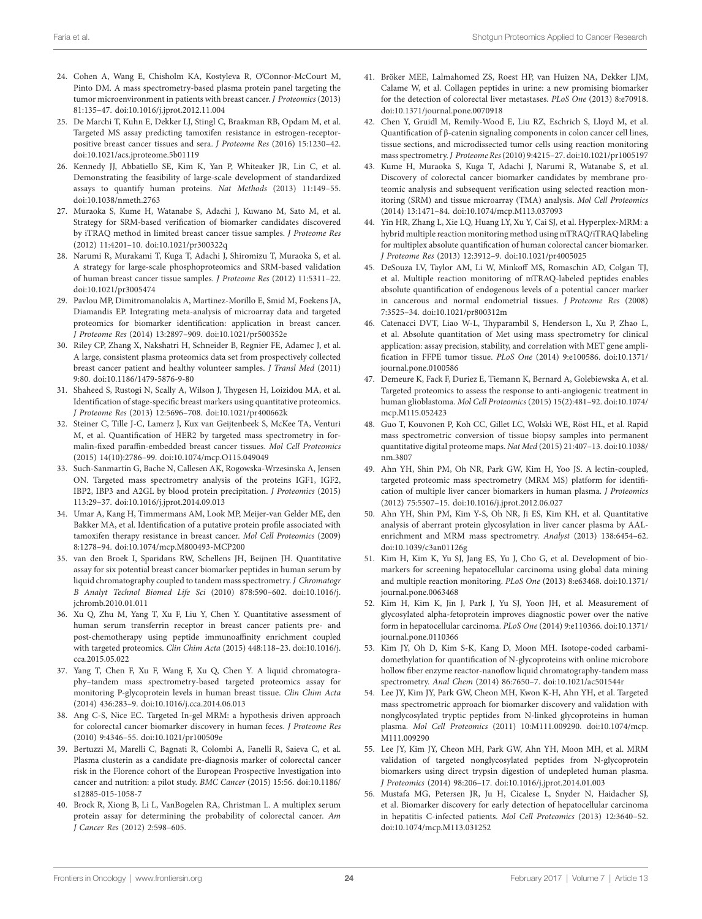24. Cohen A, Wang E, Chisholm KA, Kostyleva R, O'Connor-McCourt M, Pinto DM. A mass spectrometry-based plasma protein panel targeting the tumor microenvironment in patients with breast cancer. *J Proteomics* (2013) 81:135–47. doi:10.1016/j.jprot.2012.11.004
25. De Marchi T, Kuhn E, Dekker LJ, Stingl C, Braakman RB, Opdam M, et al. Targeted MS assay predicting tamoxifen resistance in estrogen-receptor-positive breast cancer tissues and sera. *J Proteome Res* (2016) 15:1230–42. doi:10.1021/acs.jproteome.5b01119
26. Kennedy JJ, Abbatiello SE, Kim K, Yan P, Whiteaker JR, Lin C, et al. Demonstrating the feasibility of large-scale development of standardized assays to quantify human proteins. *Nat Methods* (2013) 11:149–55. doi:10.1038/nmeth.2763
27. Muraoka S, Kume H, Watanabe S, Adachi J, Kuwano M, Sato M, et al. Strategy for SRM-based verification of biomarker candidates discovered by iTRAQ method in limited breast cancer tissue samples. *J Proteome Res* (2012) 11:4201–10. doi:10.1021/pr300322q
28. Narumi R, Murakami T, Kuga T, Adachi J, Shiromizu T, Muraoka S, et al. A strategy for large-scale phosphoproteomics and SRM-based validation of human breast cancer tissue samples. *J Proteome Res* (2012) 11:5311–22. doi:10.1021/pr3005474
29. Pavlou MP, Dimitromanolakis A, Martinez-Morillo E, Smid M, Foekens JA, Diamandis EP. Integrating meta-analysis of microarray data and targeted proteomics for biomarker identification: application in breast cancer. *J Proteome Res* (2014) 13:2897–909. doi:10.1021/pr500352e
30. Riley CP, Zhang X, Nakshatri H, Schneider B, Regnier FE, Adamec J, et al. A large, consistent plasma proteomics data set from prospectively collected breast cancer patient and healthy volunteer samples. *J Transl Med* (2011) 9:80. doi:10.1186/1479-5876-9-80
31. Shaheed S, Rustogi N, Scally A, Wilson J, Thygesen H, Loizidou MA, et al. Identification of stage-specific breast markers using quantitative proteomics. *J Proteome Res* (2013) 12:5696–708. doi:10.1021/pr400662k
32. Steiner C, Tille J-C, Lamerz J, Kux van Geijtenbeek S, McKee TA, Venturi M, et al. Quantification of HER2 by targeted mass spectrometry in formalin-fixed paraffin-embedded breast cancer tissues. *Mol Cell Proteomics* (2015) 14(10):2786–99. doi:10.1074/mcp.O115.049049
33. Such-Sanmartín G, Bache N, Callesen AK, Rogowska-Wrzesinska A, Jensen ON. Targeted mass spectrometry analysis of the proteins IGF1, IGF2, IBP2, IBP3 and A2GL by blood protein precipitation. *J Proteomics* (2015) 113:29–37. doi:10.1016/j.jprot.2014.09.013
34. Umar A, Kang H, Timmermans AM, Look MP, Meijer-van Gelder ME, den Bakker MA, et al. Identification of a putative protein profile associated with tamoxifen therapy resistance in breast cancer. *Mol Cell Proteomics* (2009) 8:1278–94. doi:10.1074/mcp.M800493-MCP200
35. van den Broek I, Sparidans RW, Schellens JH, Beijnen JH. Quantitative assay for six potential breast cancer biomarker peptides in human serum by liquid chromatography coupled to tandem mass spectrometry. *J Chromatogr B Analyt Technol Biomed Life Sci* (2010) 878:590–602. doi:10.1016/j.jchromb.2010.01.011
36. Xu Q, Zhu M, Yang T, Xu F, Liu Y, Chen Y. Quantitative assessment of human serum transferrin receptor in breast cancer patients pre- and post-chemotherapy using peptide immunoaffinity enrichment coupled with targeted proteomics. *Clin Chim Acta* (2015) 448:118–23. doi:10.1016/j.cca.2015.05.022
37. Yang T, Chen F, Xu F, Wang F, Xu Q, Chen Y. A liquid chromatography–tandem mass spectrometry-based targeted proteomics assay for monitoring P-glycoprotein levels in human breast tissue. *Clin Chim Acta* (2014) 436:283–9. doi:10.1016/j.cca.2014.06.013
38. Ang C-S, Nice EC. Targeted In-gel MRM: a hypothesis driven approach for colorectal cancer biomarker discovery in human feces. *J Proteome Res* (2010) 9:4346–55. doi:10.1021/pr100509e
39. Bertuzzi M, Marelli C, Bagnati R, Colombi A, Fanelli R, Saieva C, et al. Plasma clusterin as a candidate pre-diagnosis marker of colorectal cancer risk in the Florence cohort of the European Prospective Investigation into cancer and nutrition: a pilot study. *BMC Cancer* (2015) 15:56. doi:10.1186/s12885-015-1058-7
40. Brock R, Xiong B, Li L, VanBogelen RA, Christman L. A multiplex serum protein assay for determining the probability of colorectal cancer. *Am J Cancer Res* (2012) 2:598–605.
41. Bröker MEE, Lalmahomed ZS, Roest HP, van Huizen NA, Dekker LJM, Calame W, et al. Collagen peptides in urine: a new promising biomarker for the detection of colorectal liver metastases. *PLoS One* (2013) 8:e70918. doi:10.1371/journal.pone.0070918
42. Chen Y, Gruidl M, Remily-Wood E, Liu RZ, Eschrich S, Lloyd M, et al. Quantification of β-catenin signaling components in colon cancer cell lines, tissue sections, and microdissected tumor cells using reaction monitoring mass spectrometry. *J Proteome Res* (2010) 9:4215–27. doi:10.1021/pr1005197
43. Kume H, Muraoka S, Kuga T, Adachi J, Narumi R, Watanabe S, et al. Discovery of colorectal cancer biomarker candidates by membrane proteomic analysis and subsequent verification using selected reaction monitoring (SRM) and tissue microarray (TMA) analysis. *Mol Cell Proteomics* (2014) 13:1471–84. doi:10.1074/mcp.M113.037093
44. Yin HR, Zhang L, Xie LQ, Huang LY, Xu Y, Cai SJ, et al. Hyperplex-MRM: a hybrid multiple reaction monitoring method using mTRAQ/iTRAQ labeling for multiplex absolute quantification of human colorectal cancer biomarker. *J Proteome Res* (2013) 12:3912–9. doi:10.1021/pr4005025
45. DeSouza LV, Taylor AM, Li W, Minkoff MS, Romaschin AD, Colgan TJ, et al. Multiple reaction monitoring of mTRAQ-labeled peptides enables absolute quantification of endogenous levels of a potential cancer marker in cancerous and normal endometrial tissues. *J Proteome Res* (2008) 7:3525–34. doi:10.1021/pr800312m
46. Catenacci DVT, Liao W-L, Thyparambil S, Henderson L, Xu P, Zhao L, et al. Absolute quantitation of Met using mass spectrometry for clinical application: assay precision, stability, and correlation with MET gene amplification in FFPE tumor tissue. *PLoS One* (2014) 9:e100586. doi:10.1371/journal.pone.0100586
47. Demeure K, Fack F, Duriez E, Tiemann K, Bernard A, Golebiewska A, et al. Targeted proteomics to assess the response to anti-angiogenic treatment in human glioblastoma. *Mol Cell Proteomics* (2015) 15(2):481–92. doi:10.1074/mcp.M115.052423
48. Guo T, Kouvonen P, Koh CC, Gillet LC, Wolski WE, Röst HL, et al. Rapid mass spectrometric conversion of tissue biopsy samples into permanent quantitative digital proteome maps. *Nat Med* (2015) 21:407–13. doi:10.1038/nm.3807
49. Ahn YH, Shin PM, Oh NR, Park GW, Kim H, Yoo JS. A lectin-coupled, targeted proteomic mass spectrometry (MRM MS) platform for identification of multiple liver cancer biomarkers in human plasma. *J Proteomics* (2012) 75:5507–15. doi:10.1016/j.jprot.2012.06.027
50. Ahn YH, Shin PM, Kim Y-S, Oh NR, Ji ES, Kim KH, et al. Quantitative analysis of aberrant protein glycosylation in liver cancer plasma by AAL-enrichment and MRM mass spectrometry. *Analyst* (2013) 138:6454–62. doi:10.1039/c3an01126g
51. Kim H, Kim K, Yu SJ, Jang ES, Yu J, Cho G, et al. Development of biomarkers for screening hepatocellular carcinoma using global data mining and multiple reaction monitoring. *PLoS One* (2013) 8:e63468. doi:10.1371/journal.pone.0063468
52. Kim H, Kim K, Jin J, Park J, Yu SJ, Yoon JH, et al. Measurement of glycosylated alpha-fetoprotein improves diagnostic power over the native form in hepatocellular carcinoma. *PLoS One* (2014) 9:e110366. doi:10.1371/journal.pone.0110366
53. Kim JY, Oh D, Kim S-K, Kang D, Moon MH. Isotope-coded carbamidomethylation for quantification of N-glycoproteins with online microbore hollow fiber enzyme reactor-nanoflow liquid chromatography-tandem mass spectrometry. *Anal Chem* (2014) 86:7650–7. doi:10.1021/ac501544r
54. Lee JY, Kim JY, Park GW, Cheon MH, Kwon K-H, Ahn YH, et al. Targeted mass spectrometric approach for biomarker discovery and validation with nonglycosylated tryptic peptides from N-linked glycoproteins in human plasma. *Mol Cell Proteomics* (2011) 10:M111.009290. doi:10.1074/mcp.M111.009290
55. Lee JY, Kim JY, Cheon MH, Park GW, Ahn YH, Moon MH, et al. MRM validation of targeted nonglycosylated peptides from N-glycoprotein biomarkers using direct trypsin digestion of undepleted human plasma. *J Proteomics* (2014) 98:206–17. doi:10.1016/j.jprot.2014.01.003
56. Mustafa MG, Petersen JR, Ju H, Cicalese L, Snyder N, Haidacher SJ, et al. Biomarker discovery for early detection of hepatocellular carcinoma in hepatitis C-infected patients. *Mol Cell Proteomics* (2013) 12:3640–52. doi:10.1074/mcp.M113.031252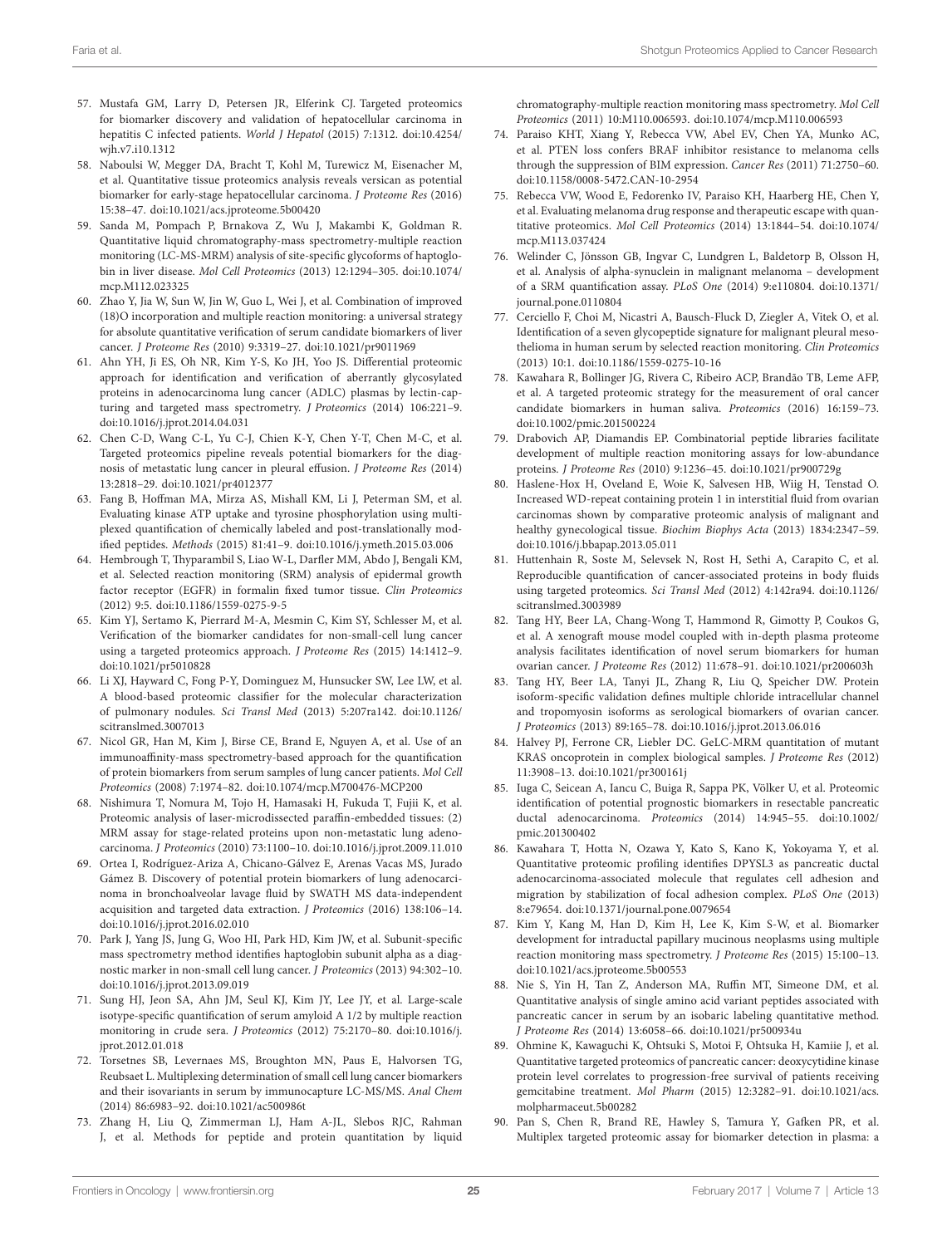57. Mustafa GM, Larry D, Petersen JR, Elferink CJ. Targeted proteomics for biomarker discovery and validation of hepatocellular carcinoma in hepatitis C infected patients. *World J Hepatol* (2015) 7:1312. doi:10.4254/wjh.v7.i10.1312
58. Naboulsi W, Megger DA, Bracht T, Kohl M, Turewicz M, Eisenacher M, et al. Quantitative tissue proteomics analysis reveals versican as potential biomarker for early-stage hepatocellular carcinoma. *J Proteome Res* (2016) 15:38–47. doi:10.1021/acs.jproteome.5b00420
59. Sanda M, Pompach P, Brnakova Z, Wu J, Makambi K, Goldman R. Quantitative liquid chromatography-mass spectrometry-multiple reaction monitoring (LC-MS-MRM) analysis of site-specific glycoforms of haptoglobin in liver disease. *Mol Cell Proteomics* (2013) 12:1294–305. doi:10.1074/mcp.M112.023325
60. Zhao Y, Jia W, Sun W, Jin W, Guo L, Wei J, et al. Combination of improved (18)O incorporation and multiple reaction monitoring: a universal strategy for absolute quantitative verification of serum candidate biomarkers of liver cancer. *J Proteome Res* (2010) 9:3319–27. doi:10.1021/pr9011969
61. Ahn YH, Ji ES, Oh NR, Kim Y-S, Ko JH, Yoo JS. Differential proteomic approach for identification and verification of aberrantly glycosylated proteins in adenocarcinoma lung cancer (ADLC) plasmas by lectin-capturing and targeted mass spectrometry. *J Proteomics* (2014) 106:221–9. doi:10.1016/j.jprot.2014.04.031
62. Chen C-D, Wang C-L, Yu C-J, Chien K-Y, Chen Y-T, Chen M-C, et al. Targeted proteomics pipeline reveals potential biomarkers for the diagnosis of metastatic lung cancer in pleural effusion. *J Proteome Res* (2014) 13:2818–29. doi:10.1021/pr4012377
63. Fang B, Hoffman MA, Mirza AS, Mishall KM, Li J, Peterman SM, et al. Evaluating kinase ATP uptake and tyrosine phosphorylation using multiplexed quantification of chemically labeled and post-translationally modified peptides. *Methods* (2015) 81:41–9. doi:10.1016/j.ymeth.2015.03.006
64. Hembrough T, Thyparambil S, Liao W-L, Darfler MM, Abdo J, Bengali KM, et al. Selected reaction monitoring (SRM) analysis of epidermal growth factor receptor (EGFR) in formalin fixed tumor tissue. *Clin Proteomics* (2012) 9:5. doi:10.1186/1559-0275-9-5
65. Kim YJ, Sertamo K, Pierrard M-A, Mesmin C, Kim SY, Schlesser M, et al. Verification of the biomarker candidates for non-small-cell lung cancer using a targeted proteomics approach. *J Proteome Res* (2015) 14:1412–9. doi:10.1021/pr5010828
66. Li XJ, Hayward C, Fong P-Y, Dominguez M, Hunsucker SW, Lee LW, et al. A blood-based proteomic classifier for the molecular characterization of pulmonary nodules. *Sci Transl Med* (2013) 5:207ra142. doi:10.1126/scitranslmed.3007013
67. Nicol GR, Han M, Kim J, Birse CE, Brand E, Nguyen A, et al. Use of an immunoaffinity-mass spectrometry-based approach for the quantification of protein biomarkers from serum samples of lung cancer patients. *Mol Cell Proteomics* (2008) 7:1974–82. doi:10.1074/mcp.M700476-MCP200
68. Nishimura T, Nomura M, Tojo H, Hamasaki H, Fukuda T, Fujii K, et al. Proteomic analysis of laser-microdissected paraffin-embedded tissues: (2) MRM assay for stage-related proteins upon non-metastatic lung adenocarcinoma. *J Proteomics* (2010) 73:1100–10. doi:10.1016/j.jprot.2009.11.010
69. Ortea I, Rodríguez-Ariza A, Chicano-Gálvez E, Arenas Vacas MS, Jurado Gámez B. Discovery of potential protein biomarkers of lung adenocarcinoma in bronchoalveolar lavage fluid by SWATH MS data-independent acquisition and targeted data extraction. *J Proteomics* (2016) 138:106–14. doi:10.1016/j.jprot.2016.02.010
70. Park J, Yang JS, Jung G, Woo HI, Park HD, Kim JW, et al. Subunit-specific mass spectrometry method identifies haptoglobin subunit alpha as a diagnostic marker in non-small cell lung cancer. *J Proteomics* (2013) 94:302–10. doi:10.1016/j.jprot.2013.09.019
71. Sung HJ, Jeon SA, Ahn JM, Seul KJ, Kim JY, Lee JY, et al. Large-scale isotype-specific quantification of serum amyloid A 1/2 by multiple reaction monitoring in crude sera. *J Proteomics* (2012) 75:2170–80. doi:10.1016/j.jprot.2012.01.018
72. Torsetnes SB, Levernaes MS, Broughton MN, Paus E, Halvorsen TG, Reubsaet L. Multiplexing determination of small cell lung cancer biomarkers and their isovariants in serum by immunocapture LC-MS/MS. *Anal Chem* (2014) 86:6983–92. doi:10.1021/ac500986t
73. Zhang H, Liu Q, Zimmerman LJ, Ham A-JL, Slebos RJC, Rahman J, et al. Methods for peptide and protein quantitation by liquid chromatography-multiple reaction monitoring mass spectrometry. *Mol Cell Proteomics* (2011) 10:M110.006593. doi:10.1074/mcp.M110.006593
74. Paraiso KHT, Xiang Y, Rebecca VW, Abel EV, Chen YA, Munko AC, et al. PTEN loss confers BRAF inhibitor resistance to melanoma cells through the suppression of BIM expression. *Cancer Res* (2011) 71:2750–60. doi:10.1158/0008-5472.CAN-10-2954
75. Rebecca VW, Wood E, Fedorenko IV, Paraiso KH, Haarberg HE, Chen Y, et al. Evaluating melanoma drug response and therapeutic escape with quantitative proteomics. *Mol Cell Proteomics* (2014) 13:1844–54. doi:10.1074/mcp.M113.037424
76. Welinder C, Jönsson GB, Ingvar C, Lundgren L, Baldetorp B, Olsson H, et al. Analysis of alpha-synuclein in malignant melanoma – development of a SRM quantification assay. *PLoS One* (2014) 9:e110804. doi:10.1371/journal.pone.0110804
77. Cerciello F, Choi M, Nicastri A, Bausch-Fluck D, Ziegler A, Vitek O, et al. Identification of a seven glycopeptide signature for malignant pleural mesothelioma in human serum by selected reaction monitoring. *Clin Proteomics* (2013) 10:1. doi:10.1186/1559-0275-10-16
78. Kawahara R, Bollinger JG, Rivera C, Ribeiro ACP, Brandão TB, Leme AFP, et al. A targeted proteomic strategy for the measurement of oral cancer candidate biomarkers in human saliva. *Proteomics* (2016) 16:159–73. doi:10.1002/pmic.201500224
79. Drabovich AP, Diamandis EP. Combinatorial peptide libraries facilitate development of multiple reaction monitoring assays for low-abundance proteins. *J Proteome Res* (2010) 9:1236–45. doi:10.1021/pr900729g
80. Haslene-Hox H, Oveland E, Woie K, Salvesen HB, Wiig H, Tenstad O. Increased WD-repeat containing protein 1 in interstitial fluid from ovarian carcinomas shown by comparative proteomic analysis of malignant and healthy gynecological tissue. *Biochim Biophys Acta* (2013) 1834:2347–59. doi:10.1016/j.bbapap.2013.05.011
81. Huttenhain R, Soste M, Selevsek N, Rost H, Sethi A, Carapito C, et al. Reproducible quantification of cancer-associated proteins in body fluids using targeted proteomics. *Sci Transl Med* (2012) 4:142ra94. doi:10.1126/scitranslmed.3003989
82. Tang HY, Beer LA, Chang-Wong T, Hammond R, Gimotty P, Coukos G, et al. A xenograft mouse model coupled with in-depth plasma proteome analysis facilitates identification of novel serum biomarkers for human ovarian cancer. *J Proteome Res* (2012) 11:678–91. doi:10.1021/pr200603h
83. Tang HY, Beer LA, Tanyi JL, Zhang R, Liu Q, Speicher DW. Protein isoform-specific validation defines multiple chloride intracellular channel and tropomyosin isoforms as serological biomarkers of ovarian cancer. *J Proteomics* (2013) 89:165–78. doi:10.1016/j.jprot.2013.06.016
84. Halvey PJ, Ferrone CR, Liebler DC. GeLC-MRM quantitation of mutant KRAS oncoprotein in complex biological samples. *J Proteome Res* (2012) 11:3908–13. doi:10.1021/pr300161j
85. Iuga C, Seicean A, Iancu C, Buiga R, Sappa PK, Völker U, et al. Proteomic identification of potential prognostic biomarkers in resectable pancreatic ductal adenocarcinoma. *Proteomics* (2014) 14:945–55. doi:10.1002/pmic.201300402
86. Kawahara T, Hotta N, Ozawa Y, Kato S, Kano K, Yokoyama Y, et al. Quantitative proteomic profiling identifies DPYSL3 as pancreatic ductal adenocarcinoma-associated molecule that regulates cell adhesion and migration by stabilization of focal adhesion complex. *PLoS One* (2013) 8:e79654. doi:10.1371/journal.pone.0079654
87. Kim Y, Kang M, Han D, Kim H, Lee K, Kim S-W, et al. Biomarker development for intraductal papillary mucinous neoplasms using multiple reaction monitoring mass spectrometry. *J Proteome Res* (2015) 15:100–13. doi:10.1021/acs.jproteome.5b00553
88. Nie S, Yin H, Tan Z, Anderson MA, Ruffin MT, Simeone DM, et al. Quantitative analysis of single amino acid variant peptides associated with pancreatic cancer in serum by an isobaric labeling quantitative method. *J Proteome Res* (2014) 13:6058–66. doi:10.1021/pr500934u
89. Ohmine K, Kawaguchi K, Ohtsuki S, Motoi F, Ohtsuka H, Kamiie J, et al. Quantitative targeted proteomics of pancreatic cancer: deoxycytidine kinase protein level correlates to progression-free survival of patients receiving gemcitabine treatment. *Mol Pharm* (2015) 12:3282–91. doi:10.1021/acs.molpharmaceut.5b00282
90. Pan S, Chen R, Brand RE, Hawley S, Tamura Y, Gafken PR, et al. Multiplex targeted proteomic assay for biomarker detection in plasma: a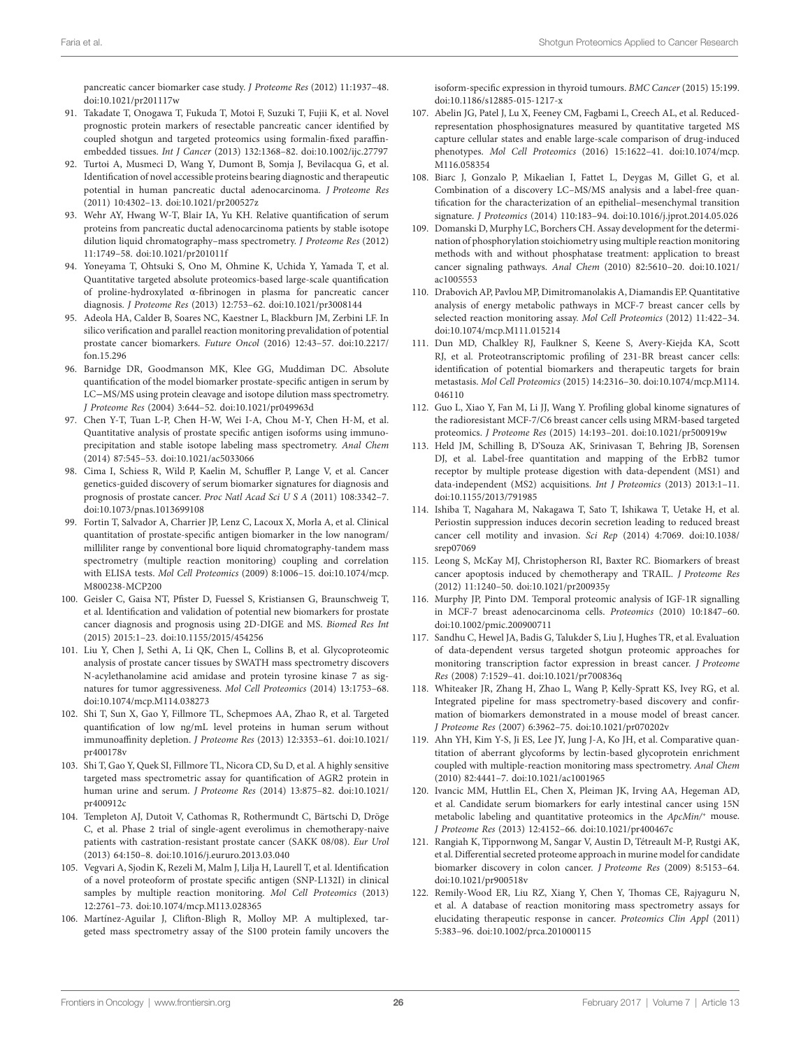pancreatic cancer biomarker case study. *J Proteome Res* (2012) 11:1937–48. doi:10.1021/pr201117w

91. Takadate T, Onogawa T, Fukuda T, Motoi F, Suzuki T, Fujii K, et al. Novel prognostic protein markers of resectable pancreatic cancer identified by coupled shotgun and targeted proteomics using formalin-fixed paraffin-embedded tissues. *Int J Cancer* (2013) 132:1368–82. doi:10.1002/ijc.27797
92. Turtoi A, Musmeci D, Wang Y, Dumont B, Somja J, Bevilacqua G, et al. Identification of novel accessible proteins bearing diagnostic and therapeutic potential in human pancreatic ductal adenocarcinoma. *J Proteome Res* (2011) 10:4302–13. doi:10.1021/pr200527z
93. Wehr AY, Hwang W-T, Blair IA, Yu KH. Relative quantification of serum proteins from pancreatic ductal adenocarcinoma patients by stable isotope dilution liquid chromatography–mass spectrometry. *J Proteome Res* (2012) 11:1749–58. doi:10.1021/pr201011f
94. Yoneyama T, Ohtsuki S, Ono M, Ohmine K, Uchida Y, Yamada T, et al. Quantitative targeted absolute proteomics-based large-scale quantification of proline-hydroxylated α-fibrinogen in plasma for pancreatic cancer diagnosis. *J Proteome Res* (2013) 12:753–62. doi:10.1021/pr3008144
95. Adeola HA, Calder B, Soares NC, Kaestner L, Blackburn JM, Zerbini LF. In silico verification and parallel reaction monitoring prevalidation of potential prostate cancer biomarkers. *Future Oncol* (2016) 12:43–57. doi:10.2217/fon.15.296
96. Barnidge DR, Goodmanson MK, Klee GG, Muddiman DC. Absolute quantification of the model biomarker prostate-specific antigen in serum by LC−MS/MS using protein cleavage and isotope dilution mass spectrometry. *J Proteome Res* (2004) 3:644–52. doi:10.1021/pr049963d
97. Chen Y-T, Tuan L-P, Chen H-W, Wei I-A, Chou M-Y, Chen H-M, et al. Quantitative analysis of prostate specific antigen isoforms using immunoprecipitation and stable isotope labeling mass spectrometry. *Anal Chem* (2014) 87:545–53. doi:10.1021/ac5033066
98. Cima I, Schiess R, Wild P, Kaelin M, Schuffler P, Lange V, et al. Cancer genetics-guided discovery of serum biomarker signatures for diagnosis and prognosis of prostate cancer. *Proc Natl Acad Sci U S A* (2011) 108:3342–7. doi:10.1073/pnas.1013699108
99. Fortin T, Salvador A, Charrier JP, Lenz C, Lacoux X, Morla A, et al. Clinical quantitation of prostate-specific antigen biomarker in the low nanogram/milliliter range by conventional bore liquid chromatography-tandem mass spectrometry (multiple reaction monitoring) coupling and correlation with ELISA tests. *Mol Cell Proteomics* (2009) 8:1006–15. doi:10.1074/mcp.M800238-MCP200
100. Geisler C, Gaisa NT, Pfister D, Fuessel S, Kristiansen G, Braunschweig T, et al. Identification and validation of potential new biomarkers for prostate cancer diagnosis and prognosis using 2D-DIGE and MS. *Biomed Res Int* (2015) 2015:1–23. doi:10.1155/2015/454256
101. Liu Y, Chen J, Sethi A, Li QK, Chen L, Collins B, et al. Glycoproteomic analysis of prostate cancer tissues by SWATH mass spectrometry discovers N-acylethanolamine acid amidase and protein tyrosine kinase 7 as signatures for tumor aggressiveness. *Mol Cell Proteomics* (2014) 13:1753–68. doi:10.1074/mcp.M114.038273
102. Shi T, Sun X, Gao Y, Fillmore TL, Schepmoes AA, Zhao R, et al. Targeted quantification of low ng/mL level proteins in human serum without immunoaffinity depletion. *J Proteome Res* (2013) 12:3353–61. doi:10.1021/pr400178v
103. Shi T, Gao Y, Quek SI, Fillmore TL, Nicora CD, Su D, et al. A highly sensitive targeted mass spectrometric assay for quantification of AGR2 protein in human urine and serum. *J Proteome Res* (2014) 13:875–82. doi:10.1021/pr400912c
104. Templeton AJ, Dutoit V, Cathomas R, Rothermundt C, Bärtschi D, Dröge C, et al. Phase 2 trial of single-agent everolimus in chemotherapy-naive patients with castration-resistant prostate cancer (SAKK 08/08). *Eur Urol* (2013) 64:150–8. doi:10.1016/j.eururo.2013.03.040
105. Vegvari A, Sjodin K, Rezeli M, Malm J, Lilja H, Laurell T, et al. Identification of a novel proteoform of prostate specific antigen (SNP-L132I) in clinical samples by multiple reaction monitoring. *Mol Cell Proteomics* (2013) 12:2761–73. doi:10.1074/mcp.M113.028365
106. Martínez-Aguilar J, Clifton-Bligh R, Molloy MP. A multiplexed, targeted mass spectrometry assay of the S100 protein family uncovers the isoform-specific expression in thyroid tumours. *BMC Cancer* (2015) 15:199. doi:10.1186/s12885-015-1217-x
107. Abelin JG, Patel J, Lu X, Feeney CM, Fagbami L, Creech AL, et al. Reduced-representation phosphosignatures measured by quantitative targeted MS capture cellular states and enable large-scale comparison of drug-induced phenotypes. *Mol Cell Proteomics* (2016) 15:1622–41. doi:10.1074/mcp.M116.058354
108. Biarc J, Gonzalo P, Mikaelian I, Fattet L, Deygas M, Gillet G, et al. Combination of a discovery LC–MS/MS analysis and a label-free quantification for the characterization of an epithelial–mesenchymal transition signature. *J Proteomics* (2014) 110:183–94. doi:10.1016/j.jprot.2014.05.026
109. Domanski D, Murphy LC, Borchers CH. Assay development for the determination of phosphorylation stoichiometry using multiple reaction monitoring methods with and without phosphatase treatment: application to breast cancer signaling pathways. *Anal Chem* (2010) 82:5610–20. doi:10.1021/ac1005553
110. Drabovich AP, Pavlou MP, Dimitromanolakis A, Diamandis EP. Quantitative analysis of energy metabolic pathways in MCF-7 breast cancer cells by selected reaction monitoring assay. *Mol Cell Proteomics* (2012) 11:422–34. doi:10.1074/mcp.M111.015214
111. Dun MD, Chalkley RJ, Faulkner S, Keene S, Avery-Kiejda KA, Scott RJ, et al. Proteotranscriptomic profiling of 231-BR breast cancer cells: identification of potential biomarkers and therapeutic targets for brain metastasis. *Mol Cell Proteomics* (2015) 14:2316–30. doi:10.1074/mcp.M114.046110
112. Guo L, Xiao Y, Fan M, Li JJ, Wang Y. Profiling global kinome signatures of the radioresistant MCF-7/C6 breast cancer cells using MRM-based targeted proteomics. *J Proteome Res* (2015) 14:193–201. doi:10.1021/pr500919w
113. Held JM, Schilling B, D'Souza AK, Srinivasan T, Behring JB, Sorensen DJ, et al. Label-free quantitation and mapping of the ErbB2 tumor receptor by multiple protease digestion with data-dependent (MS1) and data-independent (MS2) acquisitions. *Int J Proteomics* (2013) 2013:1–11. doi:10.1155/2013/791985
114. Ishiba T, Nagahara M, Nakagawa T, Sato T, Ishikawa T, Uetake H, et al. Periostin suppression induces decorin secretion leading to reduced breast cancer cell motility and invasion. *Sci Rep* (2014) 4:7069. doi:10.1038/srep07069
115. Leong S, McKay MJ, Christopherson RI, Baxter RC. Biomarkers of breast cancer apoptosis induced by chemotherapy and TRAIL. *J Proteome Res* (2012) 11:1240–50. doi:10.1021/pr200935y
116. Murphy JP, Pinto DM. Temporal proteomic analysis of IGF-1R signalling in MCF-7 breast adenocarcinoma cells. *Proteomics* (2010) 10:1847–60. doi:10.1002/pmic.200900711
117. Sandhu C, Hewel JA, Badis G, Talukder S, Liu J, Hughes TR, et al. Evaluation of data-dependent versus targeted shotgun proteomic approaches for monitoring transcription factor expression in breast cancer. *J Proteome Res* (2008) 7:1529–41. doi:10.1021/pr700836q
118. Whiteaker JR, Zhang H, Zhao L, Wang P, Kelly-Spratt KS, Ivey RG, et al. Integrated pipeline for mass spectrometry-based discovery and confirmation of biomarkers demonstrated in a mouse model of breast cancer. *J Proteome Res* (2007) 6:3962–75. doi:10.1021/pr070202v
119. Ahn YH, Kim Y-S, Ji ES, Lee JY, Jung J-A, Ko JH, et al. Comparative quantitation of aberrant glycoforms by lectin-based glycoprotein enrichment coupled with multiple-reaction monitoring mass spectrometry. *Anal Chem* (2010) 82:4441–7. doi:10.1021/ac1001965
120. Ivancic MM, Huttlin EL, Chen X, Pleiman JK, Irving AA, Hegeman AD, et al. Candidate serum biomarkers for early intestinal cancer using 15N metabolic labeling and quantitative proteomics in the *ApcMin/+* mouse. *J Proteome Res* (2013) 12:4152–66. doi:10.1021/pr400467c
121. Rangiah K, Tippornwong M, Sangar V, Austin D, Tétreault M-P, Rustgi AK, et al. Differential secreted proteome approach in murine model for candidate biomarker discovery in colon cancer. *J Proteome Res* (2009) 8:5153–64. doi:10.1021/pr900518v
122. Remily-Wood ER, Liu RZ, Xiang Y, Chen Y, Thomas CE, Rajyaguru N, et al. A database of reaction monitoring mass spectrometry assays for elucidating therapeutic response in cancer. *Proteomics Clin Appl* (2011) 5:383–96. doi:10.1002/prca.201000115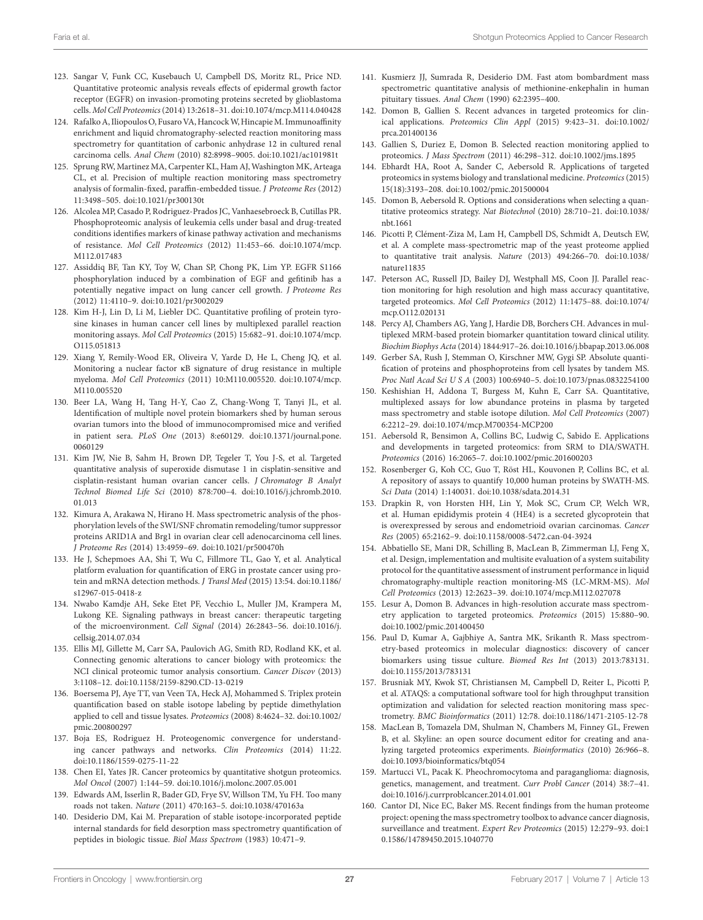123. Sangar V, Funk CC, Kusebauch U, Campbell DS, Moritz RL, Price ND. Quantitative proteomic analysis reveals effects of epidermal growth factor receptor (EGFR) on invasion-promoting proteins secreted by glioblastoma cells. *Mol Cell Proteomics* (2014) 13:2618–31. doi:10.1074/mcp.M114.040428

124. Rafalko A, Iliopoulos O, Fusaro VA, Hancock W, Hincapie M. Immunoaffinity enrichment and liquid chromatography-selected reaction monitoring mass spectrometry for quantitation of carbonic anhydrase 12 in cultured renal carcinoma cells. *Anal Chem* (2010) 82:8998–9005. doi:10.1021/ac101981t

125. Sprung RW, Martinez MA, Carpenter KL, Ham AJ, Washington MK, Arteaga CL, et al. Precision of multiple reaction monitoring mass spectrometry analysis of formalin-fixed, paraffin-embedded tissue. *J Proteome Res* (2012) 11:3498–505. doi:10.1021/pr300130t

126. Alcolea MP, Casado P, Rodriguez-Prados JC, Vanhaesebroeck B, Cutillas PR. Phosphoproteomic analysis of leukemia cells under basal and drug-treated conditions identifies markers of kinase pathway activation and mechanisms of resistance. *Mol Cell Proteomics* (2012) 11:453–66. doi:10.1074/mcp.M112.017483

127. Assiddiq BF, Tan KY, Toy W, Chan SP, Chong PK, Lim YP. EGFR S1166 phosphorylation induced by a combination of EGF and gefitinib has a potentially negative impact on lung cancer cell growth. *J Proteome Res* (2012) 11:4110–9. doi:10.1021/pr3002029

128. Kim H-J, Lin D, Li M, Liebler DC. Quantitative profiling of protein tyrosine kinases in human cancer cell lines by multiplexed parallel reaction monitoring assays. *Mol Cell Proteomics* (2015) 15:682–91. doi:10.1074/mcp.O115.051813

129. Xiang Y, Remily-Wood ER, Oliveira V, Yarde D, He L, Cheng JQ, et al. Monitoring a nuclear factor κB signature of drug resistance in multiple myeloma. *Mol Cell Proteomics* (2011) 10:M110.005520. doi:10.1074/mcp.M110.005520

130. Beer LA, Wang H, Tang H-Y, Cao Z, Chang-Wong T, Tanyi JL, et al. Identification of multiple novel protein biomarkers shed by human serous ovarian tumors into the blood of immunocompromised mice and verified in patient sera. *PLoS One* (2013) 8:e60129. doi:10.1371/journal.pone.0060129

131. Kim JW, Nie B, Sahm H, Brown DP, Tegeler T, You J-S, et al. Targeted quantitative analysis of superoxide dismutase 1 in cisplatin-sensitive and cisplatin-resistant human ovarian cancer cells. *J Chromatogr B Analyt Technol Biomed Life Sci* (2010) 878:700–4. doi:10.1016/j.jchromb.2010.01.013

132. Kimura A, Arakawa N, Hirano H. Mass spectrometric analysis of the phosphorylation levels of the SWI/SNF chromatin remodeling/tumor suppressor proteins ARID1A and Brg1 in ovarian clear cell adenocarcinoma cell lines. *J Proteome Res* (2014) 13:4959–69. doi:10.1021/pr500470h

133. He J, Schepmoes AA, Shi T, Wu C, Fillmore TL, Gao Y, et al. Analytical platform evaluation for quantification of ERG in prostate cancer using protein and mRNA detection methods. *J Transl Med* (2015) 13:54. doi:10.1186/s12967-015-0418-z

134. Nwabo Kamdje AH, Seke Etet PF, Vecchio L, Muller JM, Krampera M, Lukong KE. Signaling pathways in breast cancer: therapeutic targeting of the microenvironment. *Cell Signal* (2014) 26:2843–56. doi:10.1016/j.cellsig.2014.07.034

135. Ellis MJ, Gillette M, Carr SA, Paulovich AG, Smith RD, Rodland KK, et al. Connecting genomic alterations to cancer biology with proteomics: the NCI clinical proteomic tumor analysis consortium. *Cancer Discov* (2013) 3:1108–12. doi:10.1158/2159-8290.CD-13-0219

136. Boersema PJ, Aye TT, van Veen TA, Heck AJ, Mohammed S. Triplex protein quantification based on stable isotope labeling by peptide dimethylation applied to cell and tissue lysates. *Proteomics* (2008) 8:4624–32. doi:10.1002/pmic.200800297

137. Boja ES, Rodriguez H. Proteogenomic convergence for understanding cancer pathways and networks. *Clin Proteomics* (2014) 11:22. doi:10.1186/1559-0275-11-22

138. Chen EI, Yates JR. Cancer proteomics by quantitative shotgun proteomics. *Mol Oncol* (2007) 1:144–59. doi:10.1016/j.molonc.2007.05.001

139. Edwards AM, Isserlin R, Bader GD, Frye SV, Willson TM, Yu FH. Too many roads not taken. *Nature* (2011) 470:163–5. doi:10.1038/470163a

140. Desiderio DM, Kai M. Preparation of stable isotope-incorporated peptide internal standards for field desorption mass spectrometry quantification of peptides in biologic tissue. *Biol Mass Spectrom* (1983) 10:471–9.

141. Kusmierz JJ, Sumrada R, Desiderio DM. Fast atom bombardment mass spectrometric quantitative analysis of methionine-enkephalin in human pituitary tissues. *Anal Chem* (1990) 62:2395–400.

142. Domon B, Gallien S. Recent advances in targeted proteomics for clinical applications. *Proteomics Clin Appl* (2015) 9:423–31. doi:10.1002/prca.201400136

143. Gallien S, Duriez E, Domon B. Selected reaction monitoring applied to proteomics. *J Mass Spectrom* (2011) 46:298–312. doi:10.1002/jms.1895

144. Ebhardt HA, Root A, Sander C, Aebersold R. Applications of targeted proteomics in systems biology and translational medicine. *Proteomics* (2015) 15(18):3193–208. doi:10.1002/pmic.201500004

145. Domon B, Aebersold R. Options and considerations when selecting a quantitative proteomics strategy. *Nat Biotechnol* (2010) 28:710–21. doi:10.1038/nbt.1661

146. Picotti P, Clément-Ziza M, Lam H, Campbell DS, Schmidt A, Deutsch EW, et al. A complete mass-spectrometric map of the yeast proteome applied to quantitative trait analysis. *Nature* (2013) 494:266–70. doi:10.1038/nature11835

147. Peterson AC, Russell JD, Bailey DJ, Westphall MS, Coon JJ. Parallel reaction monitoring for high resolution and high mass accuracy quantitative, targeted proteomics. *Mol Cell Proteomics* (2012) 11:1475–88. doi:10.1074/mcp.O112.020131

148. Percy AJ, Chambers AG, Yang J, Hardie DB, Borchers CH. Advances in multiplexed MRM-based protein biomarker quantitation toward clinical utility. *Biochim Biophys Acta* (2014) 1844:917–26. doi:10.1016/j.bbapap.2013.06.008

149. Gerber SA, Rush J, Stemman O, Kirschner MW, Gygi SP. Absolute quantification of proteins and phosphoproteins from cell lysates by tandem MS. *Proc Natl Acad Sci U S A* (2003) 100:6940–5. doi:10.1073/pnas.0832254100

150. Keshishian H, Addona T, Burgess M, Kuhn E, Carr SA. Quantitative, multiplexed assays for low abundance proteins in plasma by targeted mass spectrometry and stable isotope dilution. *Mol Cell Proteomics* (2007) 6:2212–29. doi:10.1074/mcp.M700354-MCP200

151. Aebersold R, Bensimon A, Collins BC, Ludwig C, Sabido E. Applications and developments in targeted proteomics: from SRM to DIA/SWATH. *Proteomics* (2016) 16:2065–7. doi:10.1002/pmic.201600203

152. Rosenberger G, Koh CC, Guo T, Röst HL, Kouvonen P, Collins BC, et al. A repository of assays to quantify 10,000 human proteins by SWATH-MS. *Sci Data* (2014) 1:140031. doi:10.1038/sdata.2014.31

153. Drapkin R, von Horsten HH, Lin Y, Mok SC, Crum CP, Welch WR, et al. Human epididymis protein 4 (HE4) is a secreted glycoprotein that is overexpressed by serous and endometrioid ovarian carcinomas. *Cancer Res* (2005) 65:2162–9. doi:10.1158/0008-5472.can-04-3924

154. Abbatiello SE, Mani DR, Schilling B, MacLean B, Zimmerman LJ, Feng X, et al. Design, implementation and multisite evaluation of a system suitability protocol for the quantitative assessment of instrument performance in liquid chromatography-multiple reaction monitoring-MS (LC-MRM-MS). *Mol Cell Proteomics* (2013) 12:2623–39. doi:10.1074/mcp.M112.027078

155. Lesur A, Domon B. Advances in high-resolution accurate mass spectrometry application to targeted proteomics. *Proteomics* (2015) 15:880–90. doi:10.1002/pmic.201400450

156. Paul D, Kumar A, Gajbhiye A, Santra MK, Srikanth R. Mass spectrometry-based proteomics in molecular diagnostics: discovery of cancer biomarkers using tissue culture. *Biomed Res Int* (2013) 2013:783131. doi:10.1155/2013/783131

157. Brusniak MY, Kwok ST, Christiansen M, Campbell D, Reiter L, Picotti P, et al. ATAQS: a computational software tool for high throughput transition optimization and validation for selected reaction monitoring mass spectrometry. *BMC Bioinformatics* (2011) 12:78. doi:10.1186/1471-2105-12-78

158. MacLean B, Tomazela DM, Shulman N, Chambers M, Finney GL, Frewen B, et al. Skyline: an open source document editor for creating and analyzing targeted proteomics experiments. *Bioinformatics* (2010) 26:966–8. doi:10.1093/bioinformatics/btq054

159. Martucci VL, Pacak K. Pheochromocytoma and paraganglioma: diagnosis, genetics, management, and treatment. *Curr Probl Cancer* (2014) 38:7–41. doi:10.1016/j.currproblcancer.2014.01.001

160. Cantor DI, Nice EC, Baker MS. Recent findings from the human proteome project: opening the mass spectrometry toolbox to advance cancer diagnosis, surveillance and treatment. *Expert Rev Proteomics* (2015) 12:279–93. doi:10.1586/14789450.2015.1040770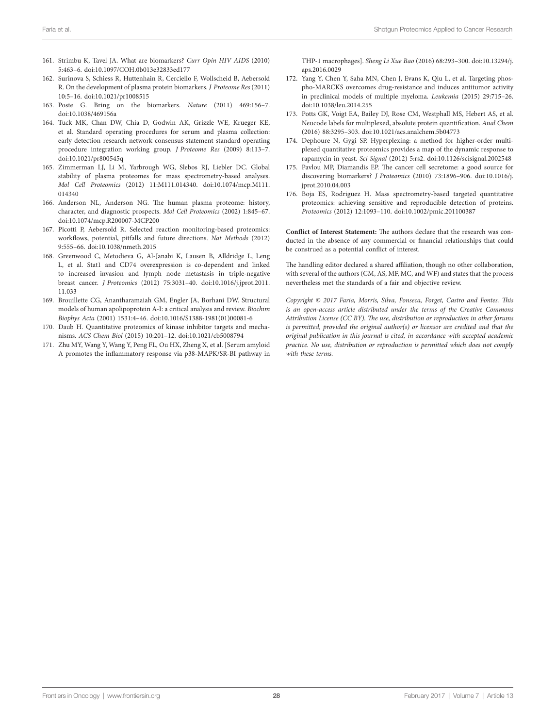161. Strimbu K, Tavel JA. What are biomarkers? *Curr Opin HIV AIDS* (2010) 5:463–6. doi:10.1097/COH.0b013e32833ed177
162. Surinova S, Schiess R, Huttenhain R, Cerciello F, Wollscheid B, Aebersold R. On the development of plasma protein biomarkers. *J Proteome Res* (2011) 10:5–16. doi:10.1021/pr1008515
163. Poste G. Bring on the biomarkers. *Nature* (2011) 469:156–7. doi:10.1038/469156a
164. Tuck MK, Chan DW, Chia D, Godwin AK, Grizzle WE, Krueger KE, et al. Standard operating procedures for serum and plasma collection: early detection research network consensus statement standard operating procedure integration working group. *J Proteome Res* (2009) 8:113–7. doi:10.1021/pr800545q
165. Zimmerman LJ, Li M, Yarbrough WG, Slebos RJ, Liebler DC. Global stability of plasma proteomes for mass spectrometry-based analyses. *Mol Cell Proteomics* (2012) 11:M111.014340. doi:10.1074/mcp.M111.014340
166. Anderson NL, Anderson NG. The human plasma proteome: history, character, and diagnostic prospects. *Mol Cell Proteomics* (2002) 1:845–67. doi:10.1074/mcp.R200007-MCP200
167. Picotti P, Aebersold R. Selected reaction monitoring-based proteomics: workflows, potential, pitfalls and future directions. *Nat Methods* (2012) 9:555–66. doi:10.1038/nmeth.2015
168. Greenwood C, Metodieva G, Al-Janabi K, Lausen B, Alldridge L, Leng L, et al. Stat1 and CD74 overexpression is co-dependent and linked to increased invasion and lymph node metastasis in triple-negative breast cancer. *J Proteomics* (2012) 75:3031–40. doi:10.1016/j.jprot.2011.11.033
169. Brouillette CG, Anantharamaiah GM, Engler JA, Borhani DW. Structural models of human apolipoprotein A-I: a critical analysis and review. *Biochim Biophys Acta* (2001) 1531:4–46. doi:10.1016/S1388-1981(01)00081-6
170. Daub H. Quantitative proteomics of kinase inhibitor targets and mechanisms. *ACS Chem Biol* (2015) 10:201–12. doi:10.1021/cb5008794
171. Zhu MY, Wang Y, Wang Y, Peng FL, Ou HX, Zheng X, et al. [Serum amyloid A promotes the inflammatory response via p38-MAPK/SR-BI pathway in THP-1 macrophages]. *Sheng Li Xue Bao* (2016) 68:293–300. doi:10.13294/j.aps.2016.0029
172. Yang Y, Chen Y, Saha MN, Chen J, Evans K, Qiu L, et al. Targeting phospho-MARCKS overcomes drug-resistance and induces antitumor activity in preclinical models of multiple myeloma. *Leukemia* (2015) 29:715–26. doi:10.1038/leu.2014.255
173. Potts GK, Voigt EA, Bailey DJ, Rose CM, Westphall MS, Hebert AS, et al. Neucode labels for multiplexed, absolute protein quantification. *Anal Chem* (2016) 88:3295–303. doi:10.1021/acs.analchem.5b04773
174. Dephoure N, Gygi SP. Hyperplexing: a method for higher-order multiplexed quantitative proteomics provides a map of the dynamic response to rapamycin in yeast. *Sci Signal* (2012) 5:rs2. doi:10.1126/scisignal.2002548
175. Pavlou MP, Diamandis EP. The cancer cell secretome: a good source for discovering biomarkers? *J Proteomics* (2010) 73:1896–906. doi:10.1016/j.jprot.2010.04.003
176. Boja ES, Rodriguez H. Mass spectrometry-based targeted quantitative proteomics: achieving sensitive and reproducible detection of proteins. *Proteomics* (2012) 12:1093–110. doi:10.1002/pmic.201100387

**Conflict of Interest Statement:** The authors declare that the research was conducted in the absence of any commercial or financial relationships that could be construed as a potential conflict of interest.

The handling editor declared a shared affiliation, though no other collaboration, with several of the authors (CM, AS, MF, MC, and WF) and states that the process nevertheless met the standards of a fair and objective review.

*Copyright © 2017 Faria, Morris, Silva, Fonseca, Forget, Castro and Fontes. This is an open-access article distributed under the terms of the Creative Commons Attribution License (CC BY). The use, distribution or reproduction in other forums is permitted, provided the original author(s) or licensor are credited and that the original publication in this journal is cited, in accordance with accepted academic practice. No use, distribution or reproduction is permitted which does not comply with these terms.*